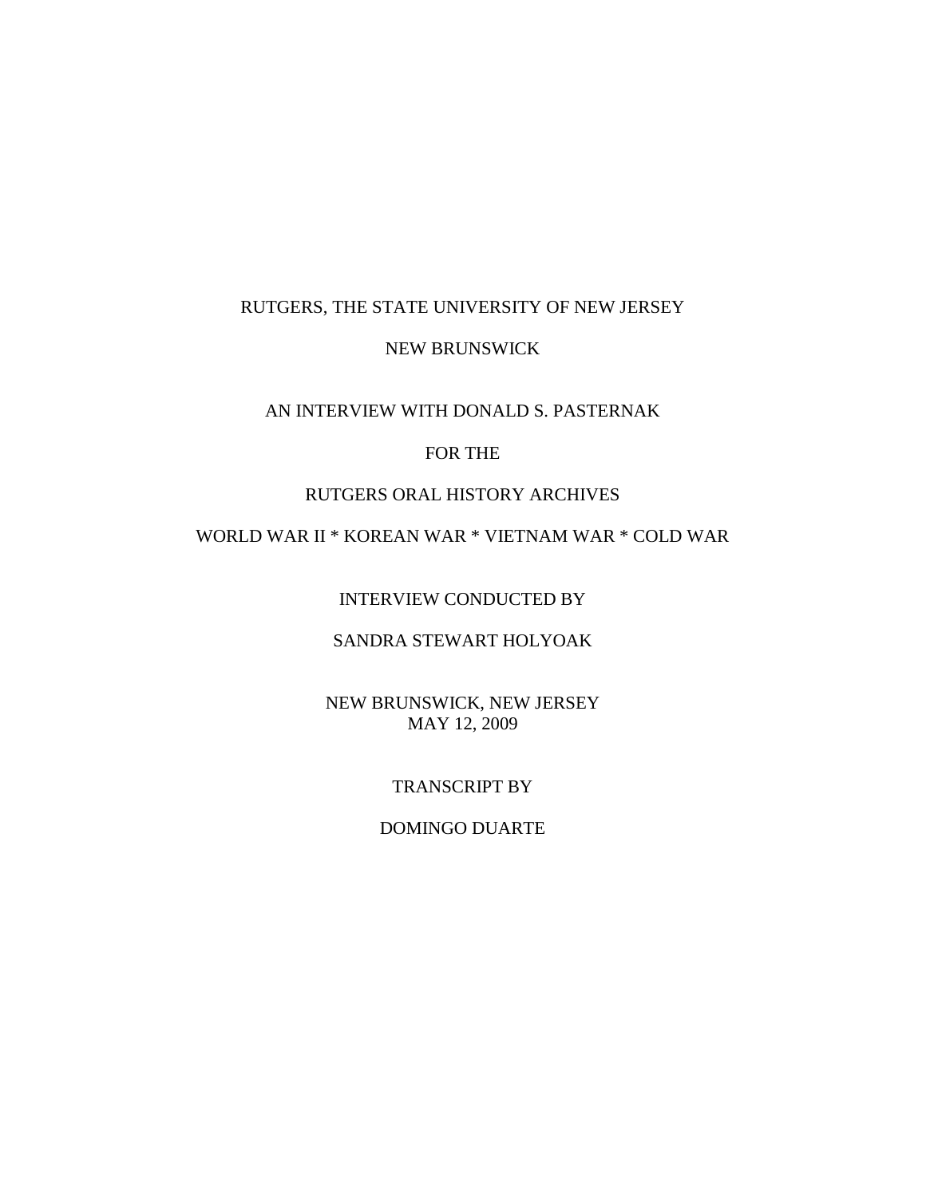RUTGERS, THE STATE UNIVERSITY OF NEW JERSEY

NEW BRUNSWICK

AN INTERVIEW WITH DONALD S. PASTERNAK

FOR THE

RUTGERS ORAL HISTORY ARCHIVES

WORLD WAR II * KOREAN WAR * VIETNAM WAR * COLD WAR

INTERVIEW CONDUCTED BY

SANDRA STEWART HOLYOAK

NEW BRUNSWICK, NEW JERSEY
MAY 12, 2009

TRANSCRIPT BY

DOMINGO DUARTE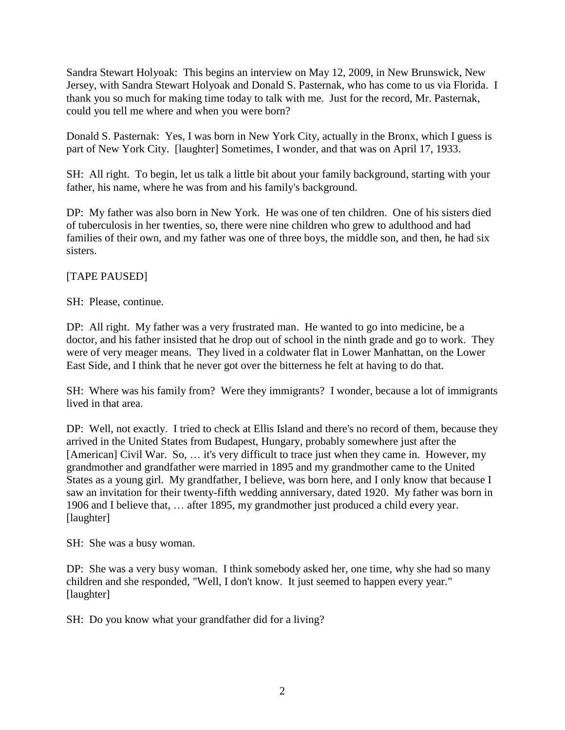Sandra Stewart Holyoak: This begins an interview on May 12, 2009, in New Brunswick, New Jersey, with Sandra Stewart Holyoak and Donald S. Pasternak, who has come to us via Florida. I thank you so much for making time today to talk with me. Just for the record, Mr. Pasternak, could you tell me where and when you were born?

Donald S. Pasternak: Yes, I was born in New York City, actually in the Bronx, which I guess is part of New York City. [laughter] Sometimes, I wonder, and that was on April 17, 1933.

SH: All right. To begin, let us talk a little bit about your family background, starting with your father, his name, where he was from and his family's background.

DP: My father was also born in New York. He was one of ten children. One of his sisters died of tuberculosis in her twenties, so, there were nine children who grew to adulthood and had families of their own, and my father was one of three boys, the middle son, and then, he had six sisters.

[TAPE PAUSED]

SH: Please, continue.

DP: All right. My father was a very frustrated man. He wanted to go into medicine, be a doctor, and his father insisted that he drop out of school in the ninth grade and go to work. They were of very meager means. They lived in a coldwater flat in Lower Manhattan, on the Lower East Side, and I think that he never got over the bitterness he felt at having to do that.

SH: Where was his family from? Were they immigrants? I wonder, because a lot of immigrants lived in that area.

DP: Well, not exactly. I tried to check at Ellis Island and there's no record of them, because they arrived in the United States from Budapest, Hungary, probably somewhere just after the [American] Civil War. So, … it's very difficult to trace just when they came in. However, my grandmother and grandfather were married in 1895 and my grandmother came to the United States as a young girl. My grandfather, I believe, was born here, and I only know that because I saw an invitation for their twenty-fifth wedding anniversary, dated 1920. My father was born in 1906 and I believe that, … after 1895, my grandmother just produced a child every year. [laughter]

SH: She was a busy woman.

DP: She was a very busy woman. I think somebody asked her, one time, why she had so many children and she responded, "Well, I don't know. It just seemed to happen every year." [laughter]

SH: Do you know what your grandfather did for a living?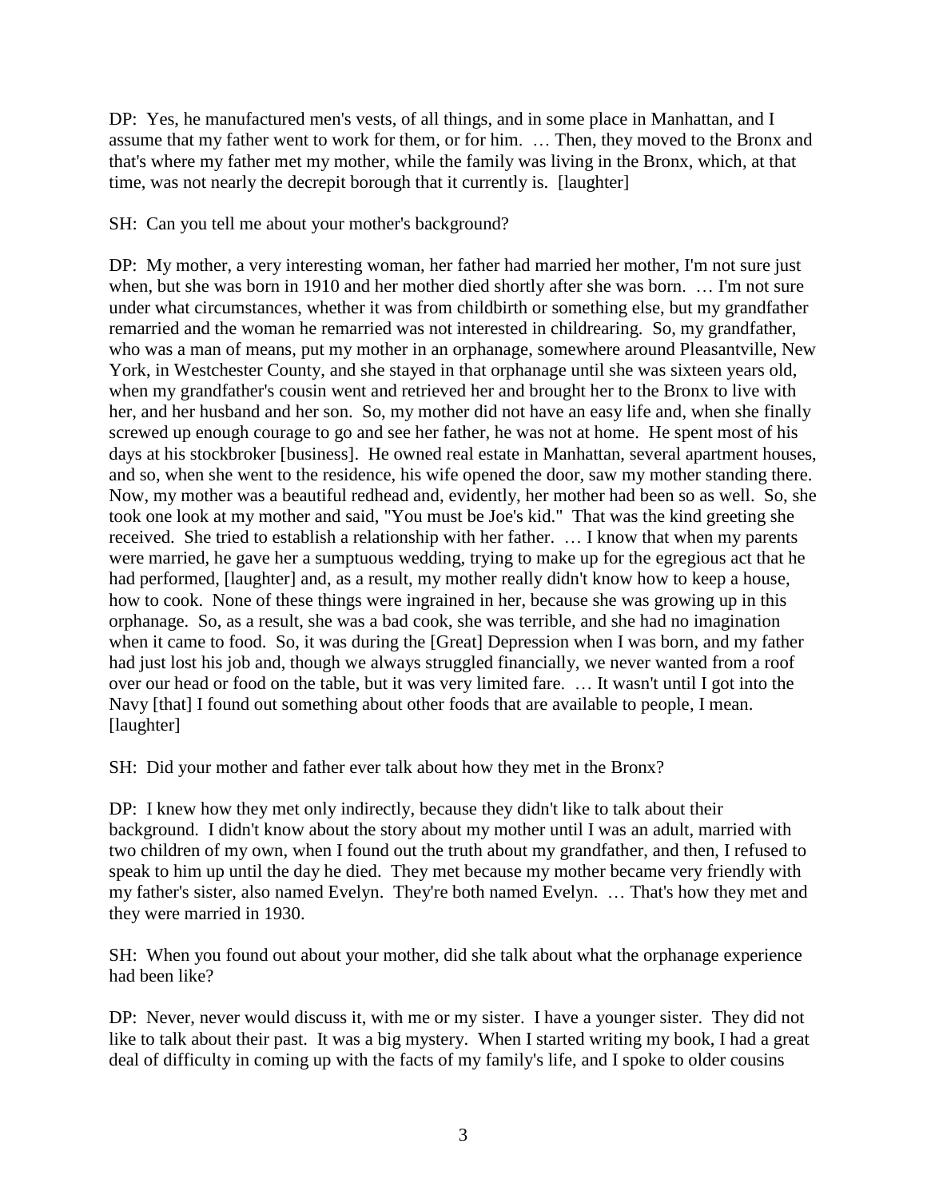DP: Yes, he manufactured men's vests, of all things, and in some place in Manhattan, and I assume that my father went to work for them, or for him. … Then, they moved to the Bronx and that's where my father met my mother, while the family was living in the Bronx, which, at that time, was not nearly the decrepit borough that it currently is. [laughter]

SH: Can you tell me about your mother's background?

DP: My mother, a very interesting woman, her father had married her mother, I'm not sure just when, but she was born in 1910 and her mother died shortly after she was born. … I'm not sure under what circumstances, whether it was from childbirth or something else, but my grandfather remarried and the woman he remarried was not interested in childrearing. So, my grandfather, who was a man of means, put my mother in an orphanage, somewhere around Pleasantville, New York, in Westchester County, and she stayed in that orphanage until she was sixteen years old, when my grandfather's cousin went and retrieved her and brought her to the Bronx to live with her, and her husband and her son. So, my mother did not have an easy life and, when she finally screwed up enough courage to go and see her father, he was not at home. He spent most of his days at his stockbroker [business]. He owned real estate in Manhattan, several apartment houses, and so, when she went to the residence, his wife opened the door, saw my mother standing there. Now, my mother was a beautiful redhead and, evidently, her mother had been so as well. So, she took one look at my mother and said, "You must be Joe's kid." That was the kind greeting she received. She tried to establish a relationship with her father. … I know that when my parents were married, he gave her a sumptuous wedding, trying to make up for the egregious act that he had performed, [laughter] and, as a result, my mother really didn't know how to keep a house, how to cook. None of these things were ingrained in her, because she was growing up in this orphanage. So, as a result, she was a bad cook, she was terrible, and she had no imagination when it came to food. So, it was during the [Great] Depression when I was born, and my father had just lost his job and, though we always struggled financially, we never wanted from a roof over our head or food on the table, but it was very limited fare. … It wasn't until I got into the Navy [that] I found out something about other foods that are available to people, I mean. [laughter]

SH: Did your mother and father ever talk about how they met in the Bronx?

DP: I knew how they met only indirectly, because they didn't like to talk about their background. I didn't know about the story about my mother until I was an adult, married with two children of my own, when I found out the truth about my grandfather, and then, I refused to speak to him up until the day he died. They met because my mother became very friendly with my father's sister, also named Evelyn. They're both named Evelyn. … That's how they met and they were married in 1930.

SH: When you found out about your mother, did she talk about what the orphanage experience had been like?

DP: Never, never would discuss it, with me or my sister. I have a younger sister. They did not like to talk about their past. It was a big mystery. When I started writing my book, I had a great deal of difficulty in coming up with the facts of my family's life, and I spoke to older cousins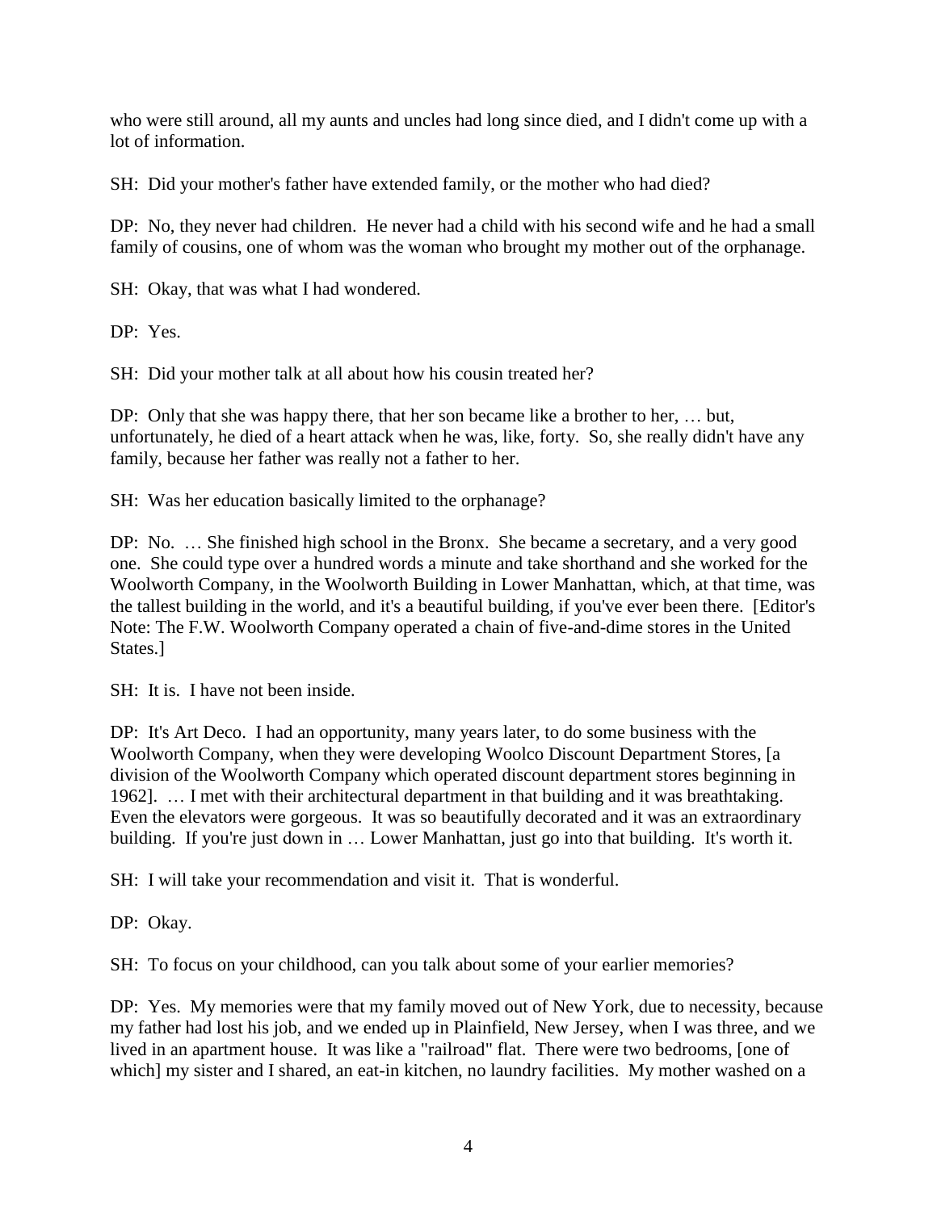who were still around, all my aunts and uncles had long since died, and I didn't come up with a lot of information.

SH: Did your mother's father have extended family, or the mother who had died?

DP: No, they never had children. He never had a child with his second wife and he had a small family of cousins, one of whom was the woman who brought my mother out of the orphanage.

SH: Okay, that was what I had wondered.

DP: Yes.

SH: Did your mother talk at all about how his cousin treated her?

DP: Only that she was happy there, that her son became like a brother to her, … but, unfortunately, he died of a heart attack when he was, like, forty. So, she really didn't have any family, because her father was really not a father to her.

SH: Was her education basically limited to the orphanage?

DP: No. … She finished high school in the Bronx. She became a secretary, and a very good one. She could type over a hundred words a minute and take shorthand and she worked for the Woolworth Company, in the Woolworth Building in Lower Manhattan, which, at that time, was the tallest building in the world, and it's a beautiful building, if you've ever been there. [Editor's Note: The F.W. Woolworth Company operated a chain of five-and-dime stores in the United States.]

SH: It is. I have not been inside.

DP: It's Art Deco. I had an opportunity, many years later, to do some business with the Woolworth Company, when they were developing Woolco Discount Department Stores, [a division of the Woolworth Company which operated discount department stores beginning in 1962]. … I met with their architectural department in that building and it was breathtaking. Even the elevators were gorgeous. It was so beautifully decorated and it was an extraordinary building. If you're just down in … Lower Manhattan, just go into that building. It's worth it.

SH: I will take your recommendation and visit it. That is wonderful.

DP: Okay.

SH: To focus on your childhood, can you talk about some of your earlier memories?

DP: Yes. My memories were that my family moved out of New York, due to necessity, because my father had lost his job, and we ended up in Plainfield, New Jersey, when I was three, and we lived in an apartment house. It was like a "railroad" flat. There were two bedrooms, [one of which] my sister and I shared, an eat-in kitchen, no laundry facilities. My mother washed on a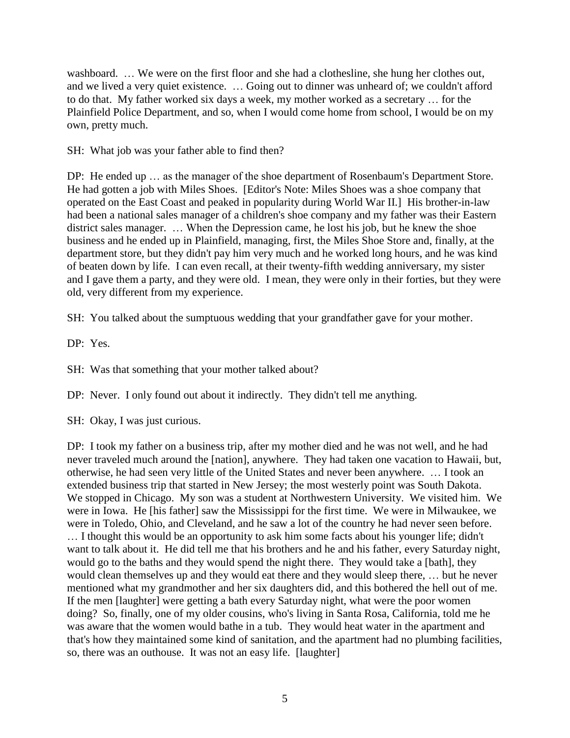washboard. … We were on the first floor and she had a clothesline, she hung her clothes out, and we lived a very quiet existence. … Going out to dinner was unheard of; we couldn't afford to do that. My father worked six days a week, my mother worked as a secretary … for the Plainfield Police Department, and so, when I would come home from school, I would be on my own, pretty much.

SH: What job was your father able to find then?

DP: He ended up … as the manager of the shoe department of Rosenbaum's Department Store. He had gotten a job with Miles Shoes. [Editor's Note: Miles Shoes was a shoe company that operated on the East Coast and peaked in popularity during World War II.] His brother-in-law had been a national sales manager of a children's shoe company and my father was their Eastern district sales manager. … When the Depression came, he lost his job, but he knew the shoe business and he ended up in Plainfield, managing, first, the Miles Shoe Store and, finally, at the department store, but they didn't pay him very much and he worked long hours, and he was kind of beaten down by life. I can even recall, at their twenty-fifth wedding anniversary, my sister and I gave them a party, and they were old. I mean, they were only in their forties, but they were old, very different from my experience.

SH: You talked about the sumptuous wedding that your grandfather gave for your mother.

DP: Yes.

SH: Was that something that your mother talked about?

DP: Never. I only found out about it indirectly. They didn't tell me anything.

SH: Okay, I was just curious.

DP: I took my father on a business trip, after my mother died and he was not well, and he had never traveled much around the [nation], anywhere. They had taken one vacation to Hawaii, but, otherwise, he had seen very little of the United States and never been anywhere. … I took an extended business trip that started in New Jersey; the most westerly point was South Dakota. We stopped in Chicago. My son was a student at Northwestern University. We visited him. We were in Iowa. He [his father] saw the Mississippi for the first time. We were in Milwaukee, we were in Toledo, Ohio, and Cleveland, and he saw a lot of the country he had never seen before. … I thought this would be an opportunity to ask him some facts about his younger life; didn't want to talk about it. He did tell me that his brothers and he and his father, every Saturday night, would go to the baths and they would spend the night there. They would take a [bath], they would clean themselves up and they would eat there and they would sleep there, … but he never mentioned what my grandmother and her six daughters did, and this bothered the hell out of me. If the men [laughter] were getting a bath every Saturday night, what were the poor women doing? So, finally, one of my older cousins, who's living in Santa Rosa, California, told me he was aware that the women would bathe in a tub. They would heat water in the apartment and that's how they maintained some kind of sanitation, and the apartment had no plumbing facilities, so, there was an outhouse. It was not an easy life. [laughter]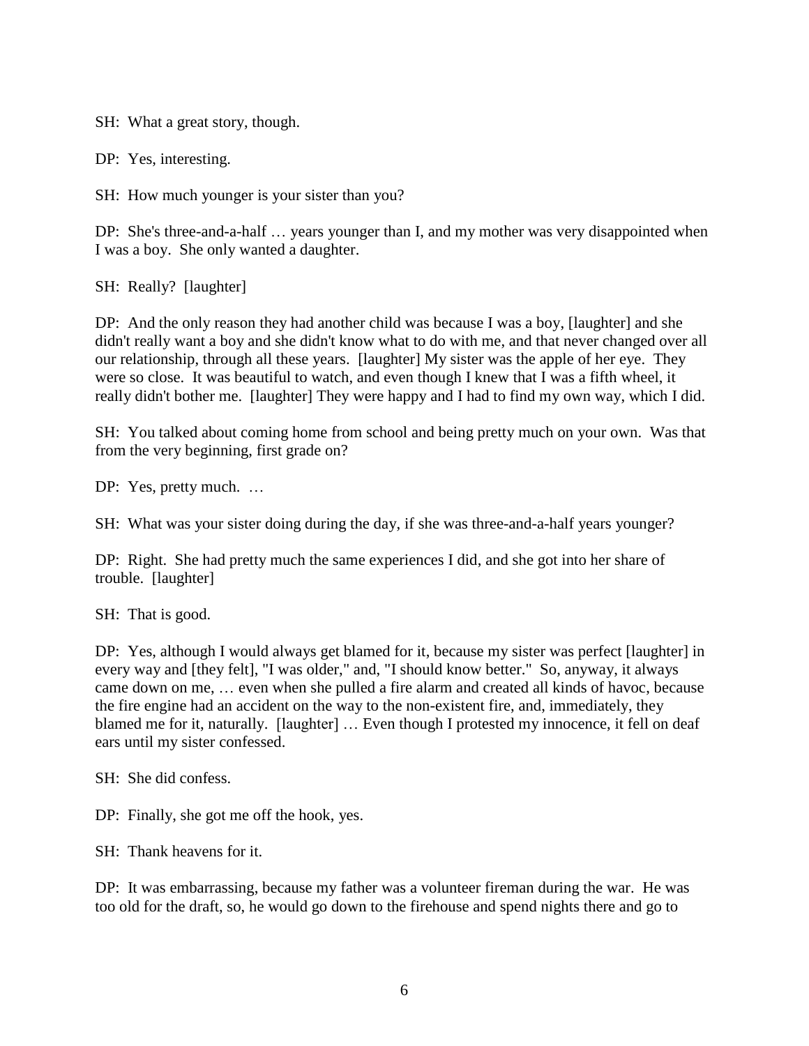SH: What a great story, though.

DP: Yes, interesting.

SH: How much younger is your sister than you?

DP: She's three-and-a-half … years younger than I, and my mother was very disappointed when I was a boy. She only wanted a daughter.

SH: Really? [laughter]

DP: And the only reason they had another child was because I was a boy, [laughter] and she didn't really want a boy and she didn't know what to do with me, and that never changed over all our relationship, through all these years. [laughter] My sister was the apple of her eye. They were so close. It was beautiful to watch, and even though I knew that I was a fifth wheel, it really didn't bother me. [laughter] They were happy and I had to find my own way, which I did.

SH: You talked about coming home from school and being pretty much on your own. Was that from the very beginning, first grade on?

DP: Yes, pretty much. …

SH: What was your sister doing during the day, if she was three-and-a-half years younger?

DP: Right. She had pretty much the same experiences I did, and she got into her share of trouble. [laughter]

SH: That is good.

DP: Yes, although I would always get blamed for it, because my sister was perfect [laughter] in every way and [they felt], "I was older," and, "I should know better." So, anyway, it always came down on me, … even when she pulled a fire alarm and created all kinds of havoc, because the fire engine had an accident on the way to the non-existent fire, and, immediately, they blamed me for it, naturally. [laughter] … Even though I protested my innocence, it fell on deaf ears until my sister confessed.

SH: She did confess.

DP: Finally, she got me off the hook, yes.

SH: Thank heavens for it.

DP: It was embarrassing, because my father was a volunteer fireman during the war. He was too old for the draft, so, he would go down to the firehouse and spend nights there and go to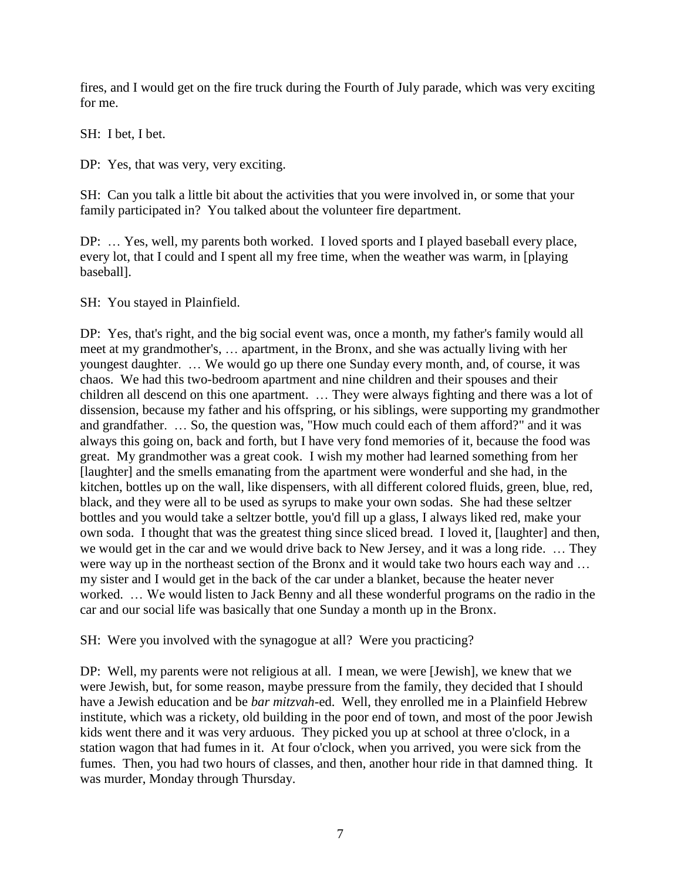fires, and I would get on the fire truck during the Fourth of July parade, which was very exciting for me.

SH: I bet, I bet.

DP: Yes, that was very, very exciting.

SH: Can you talk a little bit about the activities that you were involved in, or some that your family participated in? You talked about the volunteer fire department.

DP: … Yes, well, my parents both worked. I loved sports and I played baseball every place, every lot, that I could and I spent all my free time, when the weather was warm, in [playing baseball].

SH: You stayed in Plainfield.

DP: Yes, that's right, and the big social event was, once a month, my father's family would all meet at my grandmother's, … apartment, in the Bronx, and she was actually living with her youngest daughter. … We would go up there one Sunday every month, and, of course, it was chaos. We had this two-bedroom apartment and nine children and their spouses and their children all descend on this one apartment. … They were always fighting and there was a lot of dissension, because my father and his offspring, or his siblings, were supporting my grandmother and grandfather. … So, the question was, "How much could each of them afford?" and it was always this going on, back and forth, but I have very fond memories of it, because the food was great. My grandmother was a great cook. I wish my mother had learned something from her [laughter] and the smells emanating from the apartment were wonderful and she had, in the kitchen, bottles up on the wall, like dispensers, with all different colored fluids, green, blue, red, black, and they were all to be used as syrups to make your own sodas. She had these seltzer bottles and you would take a seltzer bottle, you'd fill up a glass, I always liked red, make your own soda. I thought that was the greatest thing since sliced bread. I loved it, [laughter] and then, we would get in the car and we would drive back to New Jersey, and it was a long ride. … They were way up in the northeast section of the Bronx and it would take two hours each way and … my sister and I would get in the back of the car under a blanket, because the heater never worked. … We would listen to Jack Benny and all these wonderful programs on the radio in the car and our social life was basically that one Sunday a month up in the Bronx.

SH: Were you involved with the synagogue at all? Were you practicing?

DP: Well, my parents were not religious at all. I mean, we were [Jewish], we knew that we were Jewish, but, for some reason, maybe pressure from the family, they decided that I should have a Jewish education and be *bar mitzvah*-ed. Well, they enrolled me in a Plainfield Hebrew institute, which was a rickety, old building in the poor end of town, and most of the poor Jewish kids went there and it was very arduous. They picked you up at school at three o'clock, in a station wagon that had fumes in it. At four o'clock, when you arrived, you were sick from the fumes. Then, you had two hours of classes, and then, another hour ride in that damned thing. It was murder, Monday through Thursday.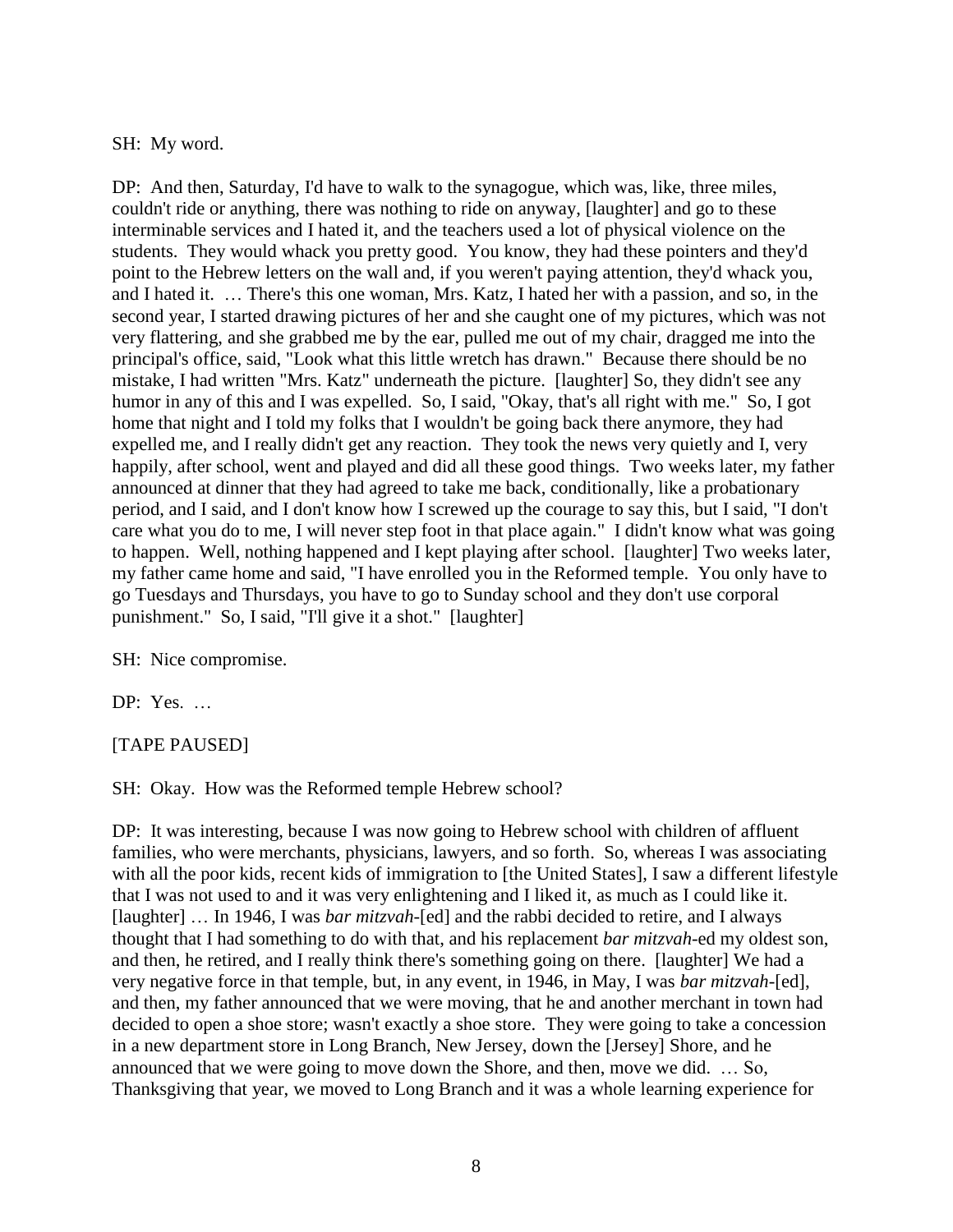SH: My word.

DP: And then, Saturday, I'd have to walk to the synagogue, which was, like, three miles, couldn't ride or anything, there was nothing to ride on anyway, [laughter] and go to these interminable services and I hated it, and the teachers used a lot of physical violence on the students. They would whack you pretty good. You know, they had these pointers and they'd point to the Hebrew letters on the wall and, if you weren't paying attention, they'd whack you, and I hated it. … There's this one woman, Mrs. Katz, I hated her with a passion, and so, in the second year, I started drawing pictures of her and she caught one of my pictures, which was not very flattering, and she grabbed me by the ear, pulled me out of my chair, dragged me into the principal's office, said, "Look what this little wretch has drawn." Because there should be no mistake, I had written "Mrs. Katz" underneath the picture. [laughter] So, they didn't see any humor in any of this and I was expelled. So, I said, "Okay, that's all right with me." So, I got home that night and I told my folks that I wouldn't be going back there anymore, they had expelled me, and I really didn't get any reaction. They took the news very quietly and I, very happily, after school, went and played and did all these good things. Two weeks later, my father announced at dinner that they had agreed to take me back, conditionally, like a probationary period, and I said, and I don't know how I screwed up the courage to say this, but I said, "I don't care what you do to me, I will never step foot in that place again." I didn't know what was going to happen. Well, nothing happened and I kept playing after school. [laughter] Two weeks later, my father came home and said, "I have enrolled you in the Reformed temple. You only have to go Tuesdays and Thursdays, you have to go to Sunday school and they don't use corporal punishment." So, I said, "I'll give it a shot." [laughter]

SH: Nice compromise.

DP: Yes. …

[TAPE PAUSED]

SH: Okay. How was the Reformed temple Hebrew school?

DP: It was interesting, because I was now going to Hebrew school with children of affluent families, who were merchants, physicians, lawyers, and so forth. So, whereas I was associating with all the poor kids, recent kids of immigration to [the United States], I saw a different lifestyle that I was not used to and it was very enlightening and I liked it, as much as I could like it. [laughter] … In 1946, I was *bar mitzvah*-[ed] and the rabbi decided to retire, and I always thought that I had something to do with that, and his replacement *bar mitzvah*-ed my oldest son, and then, he retired, and I really think there's something going on there. [laughter] We had a very negative force in that temple, but, in any event, in 1946, in May, I was *bar mitzvah*-[ed], and then, my father announced that we were moving, that he and another merchant in town had decided to open a shoe store; wasn't exactly a shoe store. They were going to take a concession in a new department store in Long Branch, New Jersey, down the [Jersey] Shore, and he announced that we were going to move down the Shore, and then, move we did. … So, Thanksgiving that year, we moved to Long Branch and it was a whole learning experience for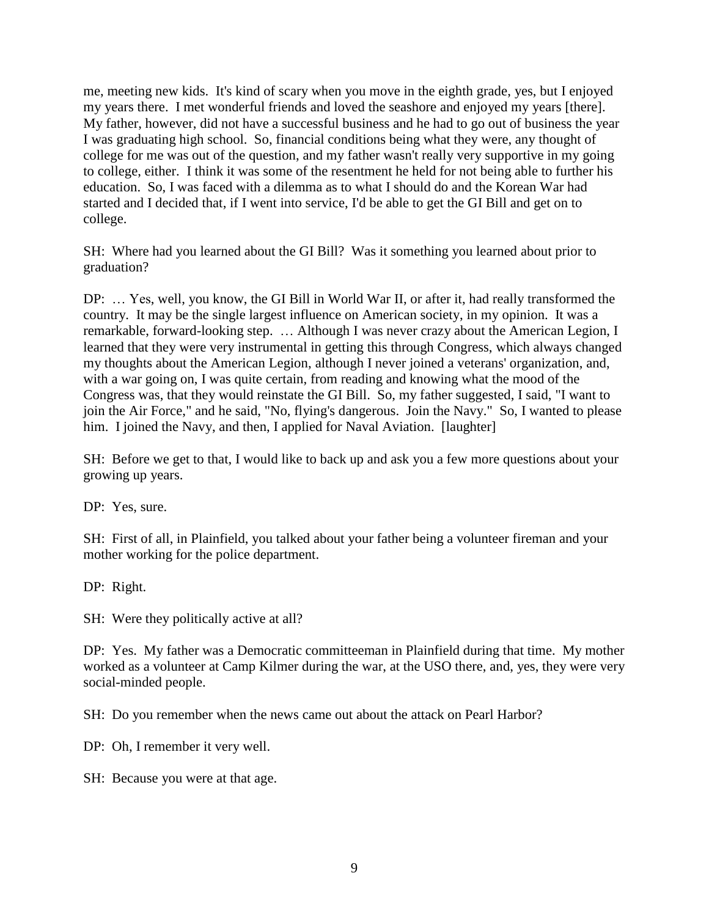me, meeting new kids. It's kind of scary when you move in the eighth grade, yes, but I enjoyed my years there. I met wonderful friends and loved the seashore and enjoyed my years [there]. My father, however, did not have a successful business and he had to go out of business the year I was graduating high school. So, financial conditions being what they were, any thought of college for me was out of the question, and my father wasn't really very supportive in my going to college, either. I think it was some of the resentment he held for not being able to further his education. So, I was faced with a dilemma as to what I should do and the Korean War had started and I decided that, if I went into service, I'd be able to get the GI Bill and get on to college.

SH: Where had you learned about the GI Bill? Was it something you learned about prior to graduation?

DP: … Yes, well, you know, the GI Bill in World War II, or after it, had really transformed the country. It may be the single largest influence on American society, in my opinion. It was a remarkable, forward-looking step. … Although I was never crazy about the American Legion, I learned that they were very instrumental in getting this through Congress, which always changed my thoughts about the American Legion, although I never joined a veterans' organization, and, with a war going on, I was quite certain, from reading and knowing what the mood of the Congress was, that they would reinstate the GI Bill. So, my father suggested, I said, "I want to join the Air Force," and he said, "No, flying's dangerous. Join the Navy." So, I wanted to please him. I joined the Navy, and then, I applied for Naval Aviation. [laughter]

SH: Before we get to that, I would like to back up and ask you a few more questions about your growing up years.

DP: Yes, sure.

SH: First of all, in Plainfield, you talked about your father being a volunteer fireman and your mother working for the police department.

DP: Right.

SH: Were they politically active at all?

DP: Yes. My father was a Democratic committeeman in Plainfield during that time. My mother worked as a volunteer at Camp Kilmer during the war, at the USO there, and, yes, they were very social-minded people.

SH: Do you remember when the news came out about the attack on Pearl Harbor?

DP: Oh, I remember it very well.

SH: Because you were at that age.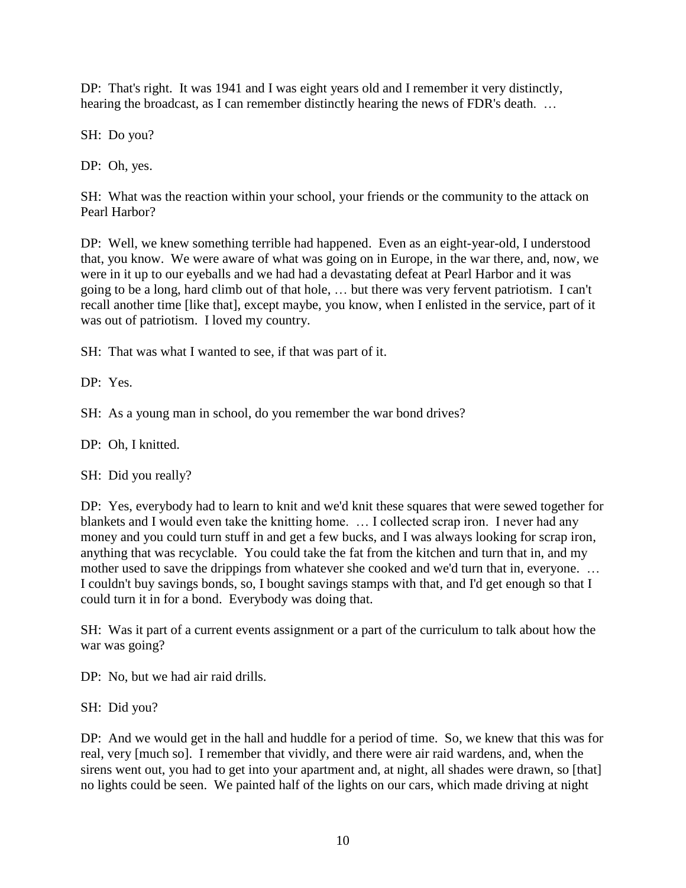DP: That's right. It was 1941 and I was eight years old and I remember it very distinctly, hearing the broadcast, as I can remember distinctly hearing the news of FDR's death. …

SH: Do you?

DP: Oh, yes.

SH: What was the reaction within your school, your friends or the community to the attack on Pearl Harbor?

DP: Well, we knew something terrible had happened. Even as an eight-year-old, I understood that, you know. We were aware of what was going on in Europe, in the war there, and, now, we were in it up to our eyeballs and we had had a devastating defeat at Pearl Harbor and it was going to be a long, hard climb out of that hole, … but there was very fervent patriotism. I can't recall another time [like that], except maybe, you know, when I enlisted in the service, part of it was out of patriotism. I loved my country.

SH: That was what I wanted to see, if that was part of it.

DP: Yes.

SH: As a young man in school, do you remember the war bond drives?

DP: Oh, I knitted.

SH: Did you really?

DP: Yes, everybody had to learn to knit and we'd knit these squares that were sewed together for blankets and I would even take the knitting home. … I collected scrap iron. I never had any money and you could turn stuff in and get a few bucks, and I was always looking for scrap iron, anything that was recyclable. You could take the fat from the kitchen and turn that in, and my mother used to save the drippings from whatever she cooked and we'd turn that in, everyone. … I couldn't buy savings bonds, so, I bought savings stamps with that, and I'd get enough so that I could turn it in for a bond. Everybody was doing that.

SH: Was it part of a current events assignment or a part of the curriculum to talk about how the war was going?

DP: No, but we had air raid drills.

SH: Did you?

DP: And we would get in the hall and huddle for a period of time. So, we knew that this was for real, very [much so]. I remember that vividly, and there were air raid wardens, and, when the sirens went out, you had to get into your apartment and, at night, all shades were drawn, so [that] no lights could be seen. We painted half of the lights on our cars, which made driving at night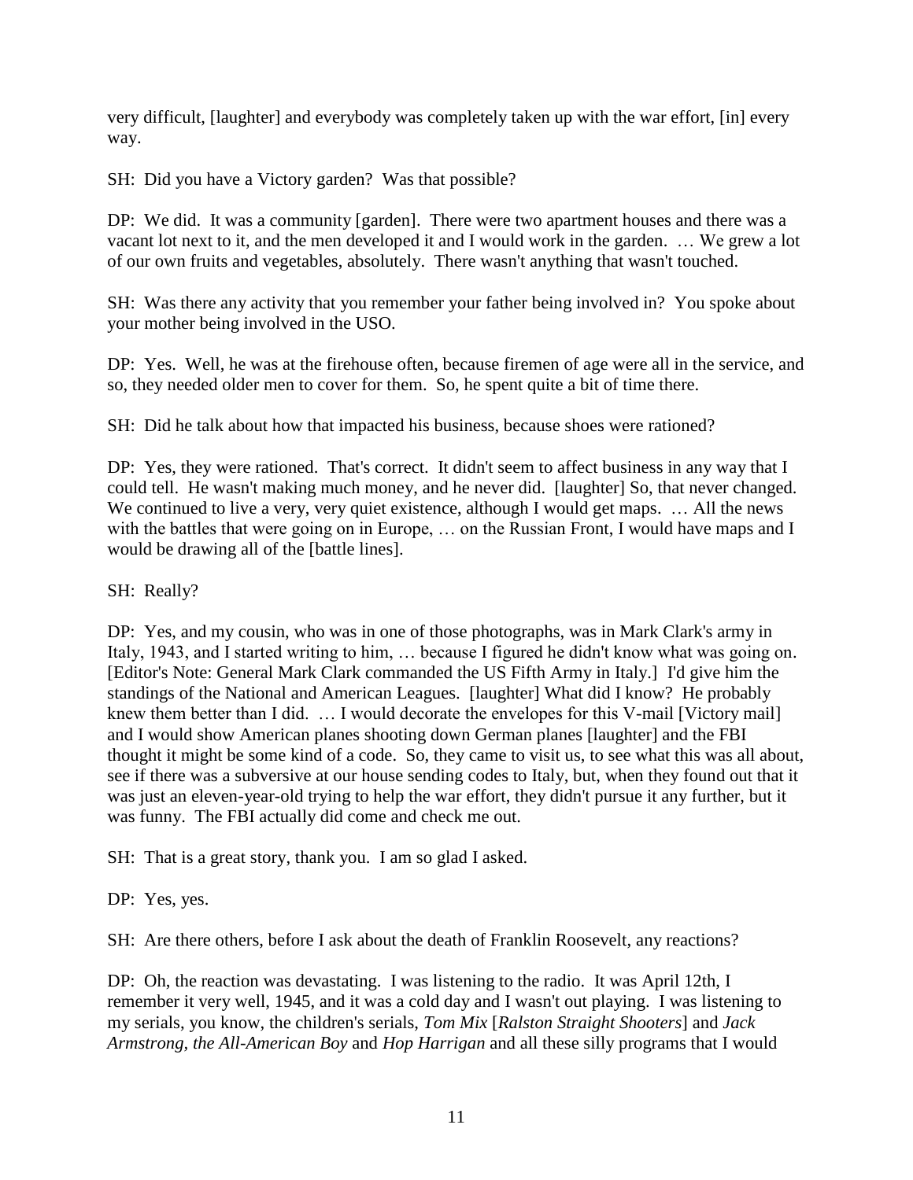very difficult, [laughter] and everybody was completely taken up with the war effort, [in] every way.

SH: Did you have a Victory garden? Was that possible?

DP: We did. It was a community [garden]. There were two apartment houses and there was a vacant lot next to it, and the men developed it and I would work in the garden. … We grew a lot of our own fruits and vegetables, absolutely. There wasn't anything that wasn't touched.

SH: Was there any activity that you remember your father being involved in? You spoke about your mother being involved in the USO.

DP: Yes. Well, he was at the firehouse often, because firemen of age were all in the service, and so, they needed older men to cover for them. So, he spent quite a bit of time there.

SH: Did he talk about how that impacted his business, because shoes were rationed?

DP: Yes, they were rationed. That's correct. It didn't seem to affect business in any way that I could tell. He wasn't making much money, and he never did. [laughter] So, that never changed. We continued to live a very, very quiet existence, although I would get maps. … All the news with the battles that were going on in Europe, … on the Russian Front, I would have maps and I would be drawing all of the [battle lines].

SH: Really?

DP: Yes, and my cousin, who was in one of those photographs, was in Mark Clark's army in Italy, 1943, and I started writing to him, … because I figured he didn't know what was going on. [Editor's Note: General Mark Clark commanded the US Fifth Army in Italy.] I'd give him the standings of the National and American Leagues. [laughter] What did I know? He probably knew them better than I did. … I would decorate the envelopes for this V-mail [Victory mail] and I would show American planes shooting down German planes [laughter] and the FBI thought it might be some kind of a code. So, they came to visit us, to see what this was all about, see if there was a subversive at our house sending codes to Italy, but, when they found out that it was just an eleven-year-old trying to help the war effort, they didn't pursue it any further, but it was funny. The FBI actually did come and check me out.

SH: That is a great story, thank you. I am so glad I asked.

DP: Yes, yes.

SH: Are there others, before I ask about the death of Franklin Roosevelt, any reactions?

DP: Oh, the reaction was devastating. I was listening to the radio. It was April 12th, I remember it very well, 1945, and it was a cold day and I wasn't out playing. I was listening to my serials, you know, the children's serials, *Tom Mix* [*Ralston Straight Shooters*] and *Jack Armstrong, the All-American Boy* and *Hop Harrigan* and all these silly programs that I would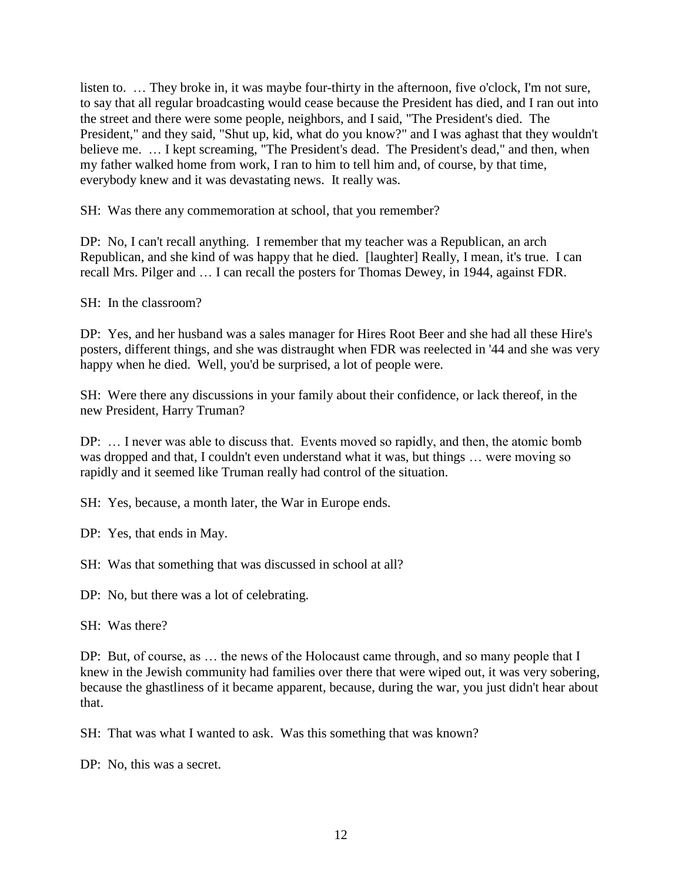listen to. … They broke in, it was maybe four-thirty in the afternoon, five o'clock, I'm not sure, to say that all regular broadcasting would cease because the President has died, and I ran out into the street and there were some people, neighbors, and I said, "The President's died. The President," and they said, "Shut up, kid, what do you know?" and I was aghast that they wouldn't believe me. … I kept screaming, "The President's dead. The President's dead," and then, when my father walked home from work, I ran to him to tell him and, of course, by that time, everybody knew and it was devastating news. It really was.

SH: Was there any commemoration at school, that you remember?

DP: No, I can't recall anything. I remember that my teacher was a Republican, an arch Republican, and she kind of was happy that he died. [laughter] Really, I mean, it's true. I can recall Mrs. Pilger and … I can recall the posters for Thomas Dewey, in 1944, against FDR.

SH: In the classroom?

DP: Yes, and her husband was a sales manager for Hires Root Beer and she had all these Hire's posters, different things, and she was distraught when FDR was reelected in '44 and she was very happy when he died. Well, you'd be surprised, a lot of people were.

SH: Were there any discussions in your family about their confidence, or lack thereof, in the new President, Harry Truman?

DP: … I never was able to discuss that. Events moved so rapidly, and then, the atomic bomb was dropped and that, I couldn't even understand what it was, but things … were moving so rapidly and it seemed like Truman really had control of the situation.

SH: Yes, because, a month later, the War in Europe ends.

DP: Yes, that ends in May.

SH: Was that something that was discussed in school at all?

DP: No, but there was a lot of celebrating.

SH: Was there?

DP: But, of course, as … the news of the Holocaust came through, and so many people that I knew in the Jewish community had families over there that were wiped out, it was very sobering, because the ghastliness of it became apparent, because, during the war, you just didn't hear about that.

SH: That was what I wanted to ask. Was this something that was known?

DP: No, this was a secret.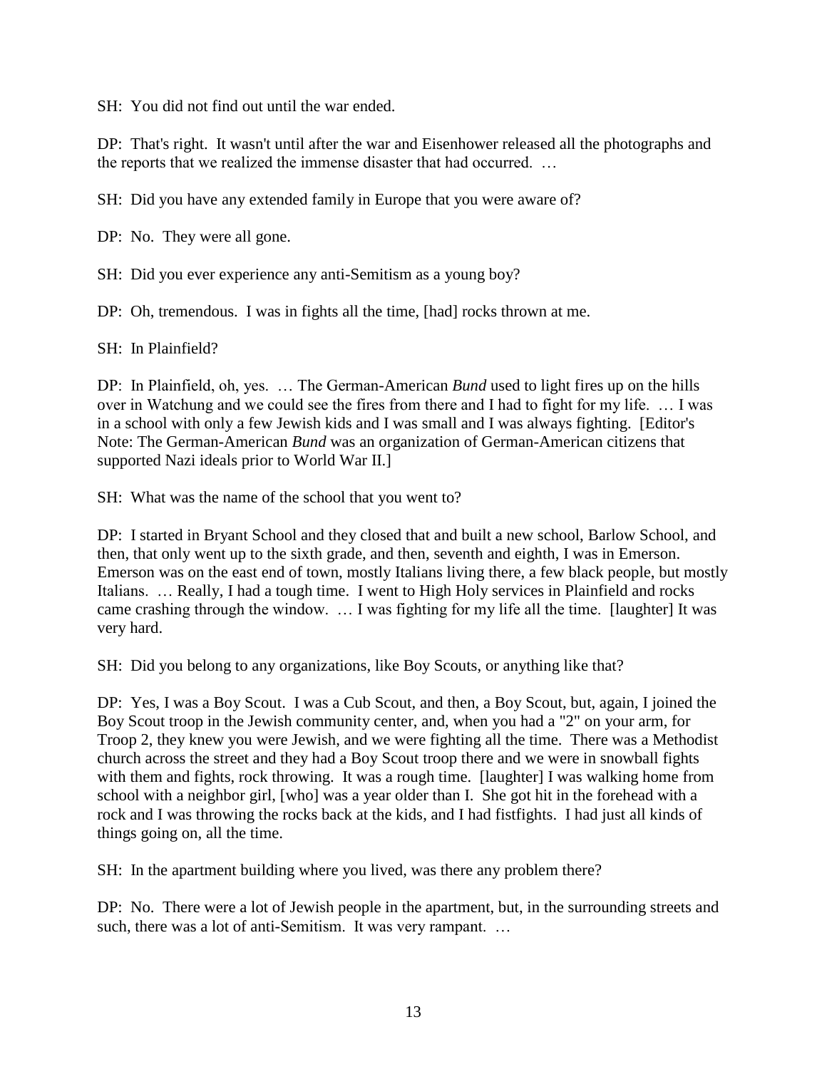SH: You did not find out until the war ended.

DP: That's right. It wasn't until after the war and Eisenhower released all the photographs and the reports that we realized the immense disaster that had occurred. …

SH: Did you have any extended family in Europe that you were aware of?

DP: No. They were all gone.

SH: Did you ever experience any anti-Semitism as a young boy?

DP: Oh, tremendous. I was in fights all the time, [had] rocks thrown at me.

SH: In Plainfield?

DP: In Plainfield, oh, yes. … The German-American *Bund* used to light fires up on the hills over in Watchung and we could see the fires from there and I had to fight for my life. … I was in a school with only a few Jewish kids and I was small and I was always fighting. [Editor's Note: The German-American *Bund* was an organization of German-American citizens that supported Nazi ideals prior to World War II.]

SH: What was the name of the school that you went to?

DP: I started in Bryant School and they closed that and built a new school, Barlow School, and then, that only went up to the sixth grade, and then, seventh and eighth, I was in Emerson. Emerson was on the east end of town, mostly Italians living there, a few black people, but mostly Italians. … Really, I had a tough time. I went to High Holy services in Plainfield and rocks came crashing through the window. … I was fighting for my life all the time. [laughter] It was very hard.

SH: Did you belong to any organizations, like Boy Scouts, or anything like that?

DP: Yes, I was a Boy Scout. I was a Cub Scout, and then, a Boy Scout, but, again, I joined the Boy Scout troop in the Jewish community center, and, when you had a "2" on your arm, for Troop 2, they knew you were Jewish, and we were fighting all the time. There was a Methodist church across the street and they had a Boy Scout troop there and we were in snowball fights with them and fights, rock throwing. It was a rough time. [laughter] I was walking home from school with a neighbor girl, [who] was a year older than I. She got hit in the forehead with a rock and I was throwing the rocks back at the kids, and I had fistfights. I had just all kinds of things going on, all the time.

SH: In the apartment building where you lived, was there any problem there?

DP: No. There were a lot of Jewish people in the apartment, but, in the surrounding streets and such, there was a lot of anti-Semitism. It was very rampant. …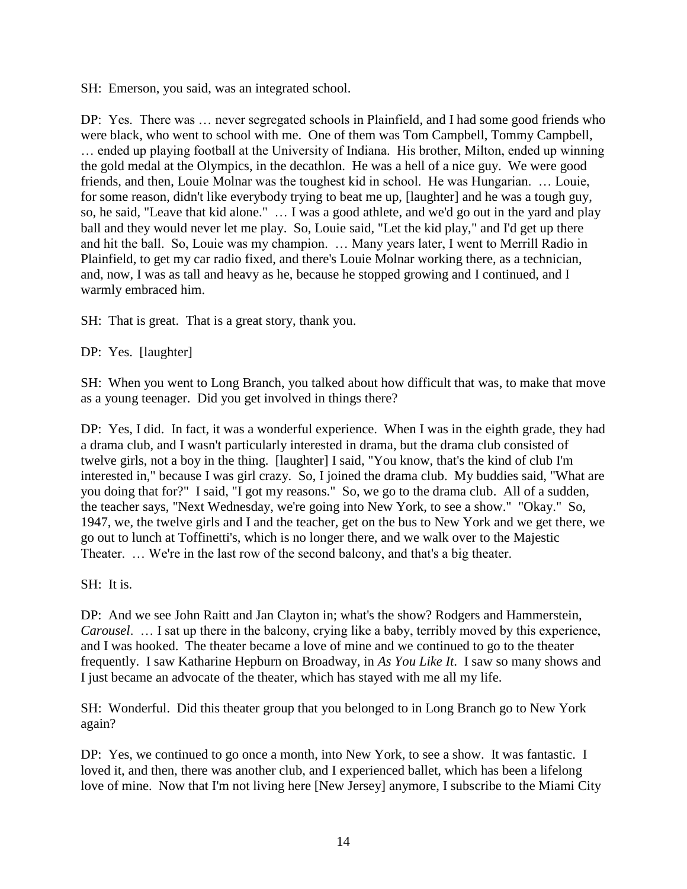SH: Emerson, you said, was an integrated school.

DP: Yes. There was … never segregated schools in Plainfield, and I had some good friends who were black, who went to school with me. One of them was Tom Campbell, Tommy Campbell, … ended up playing football at the University of Indiana. His brother, Milton, ended up winning the gold medal at the Olympics, in the decathlon. He was a hell of a nice guy. We were good friends, and then, Louie Molnar was the toughest kid in school. He was Hungarian. … Louie, for some reason, didn't like everybody trying to beat me up, [laughter] and he was a tough guy, so, he said, "Leave that kid alone." … I was a good athlete, and we'd go out in the yard and play ball and they would never let me play. So, Louie said, "Let the kid play," and I'd get up there and hit the ball. So, Louie was my champion. … Many years later, I went to Merrill Radio in Plainfield, to get my car radio fixed, and there's Louie Molnar working there, as a technician, and, now, I was as tall and heavy as he, because he stopped growing and I continued, and I warmly embraced him.

SH: That is great. That is a great story, thank you.

DP: Yes. [laughter]

SH: When you went to Long Branch, you talked about how difficult that was, to make that move as a young teenager. Did you get involved in things there?

DP: Yes, I did. In fact, it was a wonderful experience. When I was in the eighth grade, they had a drama club, and I wasn't particularly interested in drama, but the drama club consisted of twelve girls, not a boy in the thing. [laughter] I said, "You know, that's the kind of club I'm interested in," because I was girl crazy. So, I joined the drama club. My buddies said, "What are you doing that for?" I said, "I got my reasons." So, we go to the drama club. All of a sudden, the teacher says, "Next Wednesday, we're going into New York, to see a show." "Okay." So, 1947, we, the twelve girls and I and the teacher, get on the bus to New York and we get there, we go out to lunch at Toffinetti's, which is no longer there, and we walk over to the Majestic Theater. … We're in the last row of the second balcony, and that's a big theater.

SH: It is.

DP: And we see John Raitt and Jan Clayton in; what's the show? Rodgers and Hammerstein, *Carousel*. … I sat up there in the balcony, crying like a baby, terribly moved by this experience, and I was hooked. The theater became a love of mine and we continued to go to the theater frequently. I saw Katharine Hepburn on Broadway, in *As You Like It*. I saw so many shows and I just became an advocate of the theater, which has stayed with me all my life.

SH: Wonderful. Did this theater group that you belonged to in Long Branch go to New York again?

DP: Yes, we continued to go once a month, into New York, to see a show. It was fantastic. I loved it, and then, there was another club, and I experienced ballet, which has been a lifelong love of mine. Now that I'm not living here [New Jersey] anymore, I subscribe to the Miami City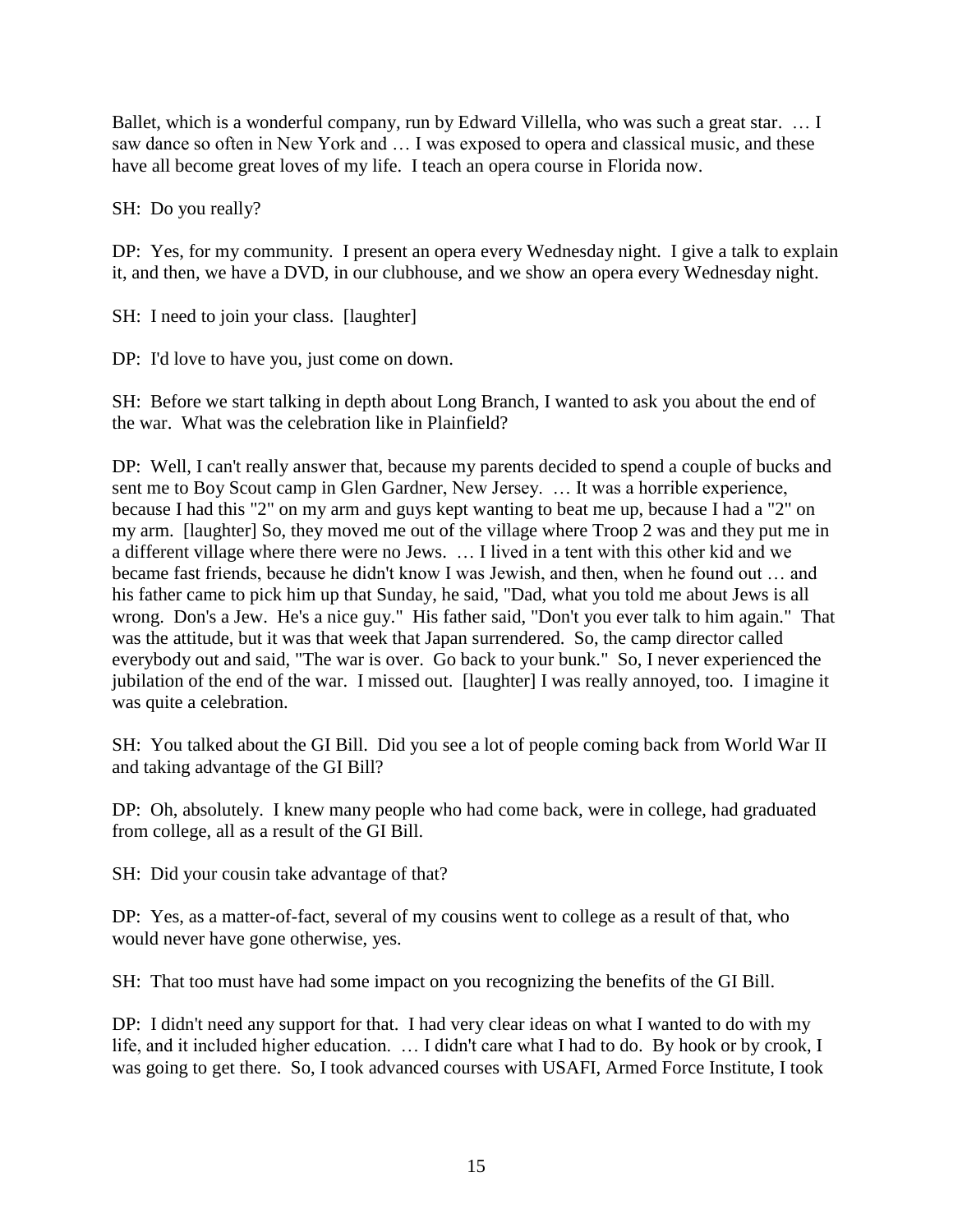Ballet, which is a wonderful company, run by Edward Villella, who was such a great star. … I saw dance so often in New York and … I was exposed to opera and classical music, and these have all become great loves of my life. I teach an opera course in Florida now.

SH: Do you really?

DP: Yes, for my community. I present an opera every Wednesday night. I give a talk to explain it, and then, we have a DVD, in our clubhouse, and we show an opera every Wednesday night.

SH: I need to join your class. [laughter]

DP: I'd love to have you, just come on down.

SH: Before we start talking in depth about Long Branch, I wanted to ask you about the end of the war. What was the celebration like in Plainfield?

DP: Well, I can't really answer that, because my parents decided to spend a couple of bucks and sent me to Boy Scout camp in Glen Gardner, New Jersey. … It was a horrible experience, because I had this "2" on my arm and guys kept wanting to beat me up, because I had a "2" on my arm. [laughter] So, they moved me out of the village where Troop 2 was and they put me in a different village where there were no Jews. … I lived in a tent with this other kid and we became fast friends, because he didn't know I was Jewish, and then, when he found out … and his father came to pick him up that Sunday, he said, "Dad, what you told me about Jews is all wrong. Don's a Jew. He's a nice guy." His father said, "Don't you ever talk to him again." That was the attitude, but it was that week that Japan surrendered. So, the camp director called everybody out and said, "The war is over. Go back to your bunk." So, I never experienced the jubilation of the end of the war. I missed out. [laughter] I was really annoyed, too. I imagine it was quite a celebration.

SH: You talked about the GI Bill. Did you see a lot of people coming back from World War II and taking advantage of the GI Bill?

DP: Oh, absolutely. I knew many people who had come back, were in college, had graduated from college, all as a result of the GI Bill.

SH: Did your cousin take advantage of that?

DP: Yes, as a matter-of-fact, several of my cousins went to college as a result of that, who would never have gone otherwise, yes.

SH: That too must have had some impact on you recognizing the benefits of the GI Bill.

DP: I didn't need any support for that. I had very clear ideas on what I wanted to do with my life, and it included higher education. … I didn't care what I had to do. By hook or by crook, I was going to get there. So, I took advanced courses with USAFI, Armed Force Institute, I took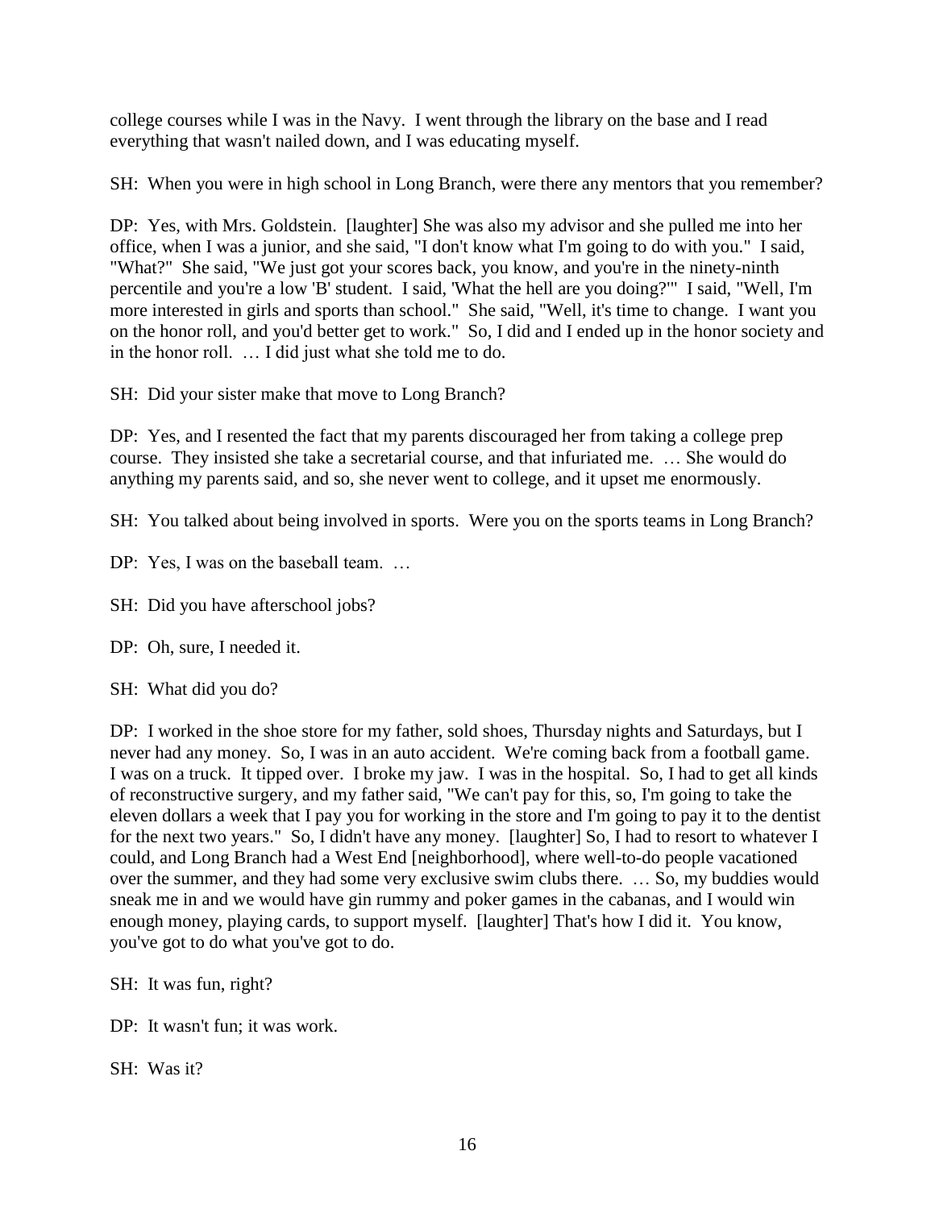college courses while I was in the Navy. I went through the library on the base and I read everything that wasn't nailed down, and I was educating myself.

SH: When you were in high school in Long Branch, were there any mentors that you remember?

DP: Yes, with Mrs. Goldstein. [laughter] She was also my advisor and she pulled me into her office, when I was a junior, and she said, "I don't know what I'm going to do with you." I said, "What?" She said, "We just got your scores back, you know, and you're in the ninety-ninth percentile and you're a low 'B' student. I said, 'What the hell are you doing?'" I said, "Well, I'm more interested in girls and sports than school." She said, "Well, it's time to change. I want you on the honor roll, and you'd better get to work." So, I did and I ended up in the honor society and in the honor roll. … I did just what she told me to do.

SH: Did your sister make that move to Long Branch?

DP: Yes, and I resented the fact that my parents discouraged her from taking a college prep course. They insisted she take a secretarial course, and that infuriated me. … She would do anything my parents said, and so, she never went to college, and it upset me enormously.

SH: You talked about being involved in sports. Were you on the sports teams in Long Branch?

DP: Yes, I was on the baseball team. …

SH: Did you have afterschool jobs?

DP: Oh, sure, I needed it.

SH: What did you do?

DP: I worked in the shoe store for my father, sold shoes, Thursday nights and Saturdays, but I never had any money. So, I was in an auto accident. We're coming back from a football game. I was on a truck. It tipped over. I broke my jaw. I was in the hospital. So, I had to get all kinds of reconstructive surgery, and my father said, "We can't pay for this, so, I'm going to take the eleven dollars a week that I pay you for working in the store and I'm going to pay it to the dentist for the next two years." So, I didn't have any money. [laughter] So, I had to resort to whatever I could, and Long Branch had a West End [neighborhood], where well-to-do people vacationed over the summer, and they had some very exclusive swim clubs there. … So, my buddies would sneak me in and we would have gin rummy and poker games in the cabanas, and I would win enough money, playing cards, to support myself. [laughter] That's how I did it. You know, you've got to do what you've got to do.

SH: It was fun, right?

DP: It wasn't fun; it was work.

SH: Was it?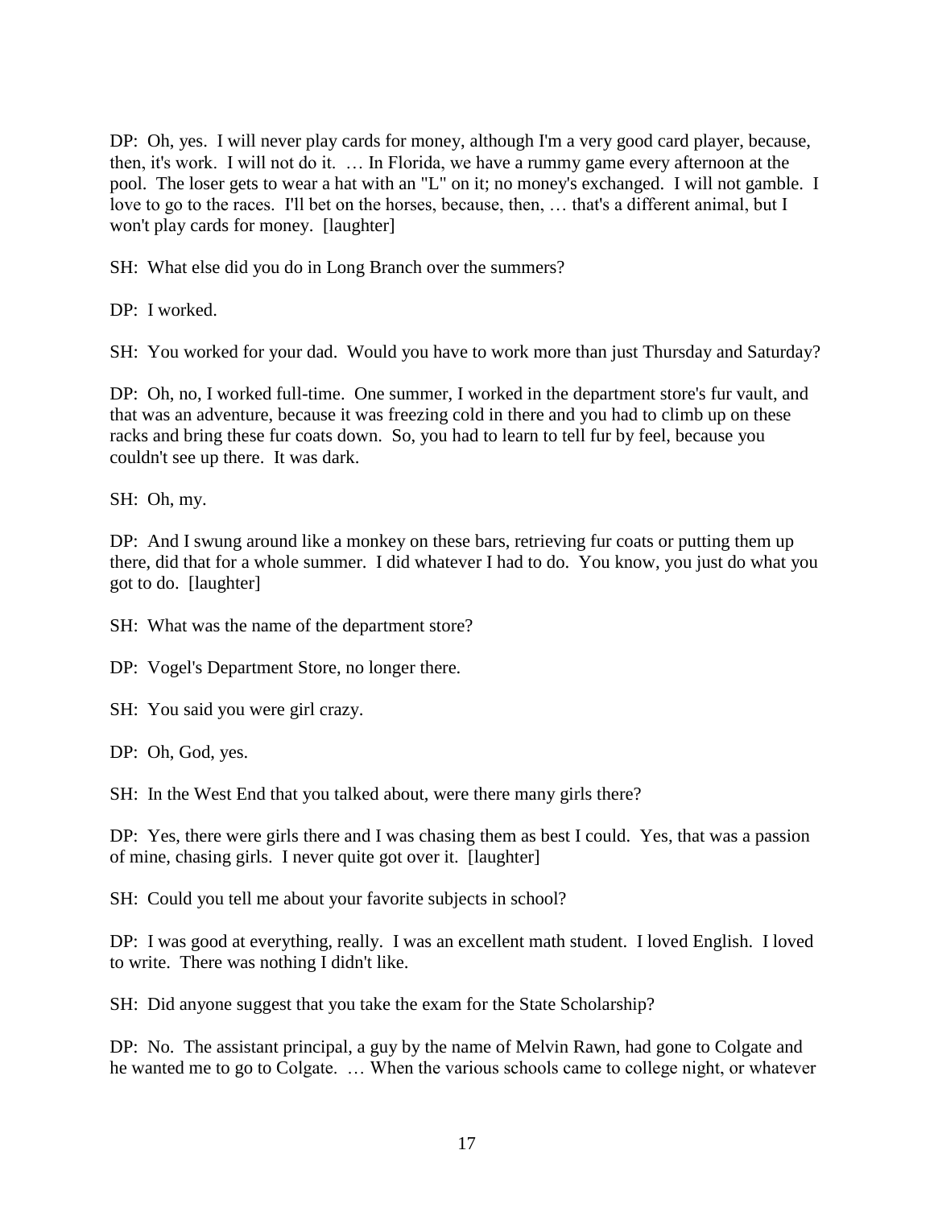DP: Oh, yes. I will never play cards for money, although I'm a very good card player, because, then, it's work. I will not do it. … In Florida, we have a rummy game every afternoon at the pool. The loser gets to wear a hat with an "L" on it; no money's exchanged. I will not gamble. I love to go to the races. I'll bet on the horses, because, then, … that's a different animal, but I won't play cards for money. [laughter]

SH: What else did you do in Long Branch over the summers?

DP: I worked.

SH: You worked for your dad. Would you have to work more than just Thursday and Saturday?

DP: Oh, no, I worked full-time. One summer, I worked in the department store's fur vault, and that was an adventure, because it was freezing cold in there and you had to climb up on these racks and bring these fur coats down. So, you had to learn to tell fur by feel, because you couldn't see up there. It was dark.

SH: Oh, my.

DP: And I swung around like a monkey on these bars, retrieving fur coats or putting them up there, did that for a whole summer. I did whatever I had to do. You know, you just do what you got to do. [laughter]

SH: What was the name of the department store?

DP: Vogel's Department Store, no longer there.

SH: You said you were girl crazy.

DP: Oh, God, yes.

SH: In the West End that you talked about, were there many girls there?

DP: Yes, there were girls there and I was chasing them as best I could. Yes, that was a passion of mine, chasing girls. I never quite got over it. [laughter]

SH: Could you tell me about your favorite subjects in school?

DP: I was good at everything, really. I was an excellent math student. I loved English. I loved to write. There was nothing I didn't like.

SH: Did anyone suggest that you take the exam for the State Scholarship?

DP: No. The assistant principal, a guy by the name of Melvin Rawn, had gone to Colgate and he wanted me to go to Colgate. … When the various schools came to college night, or whatever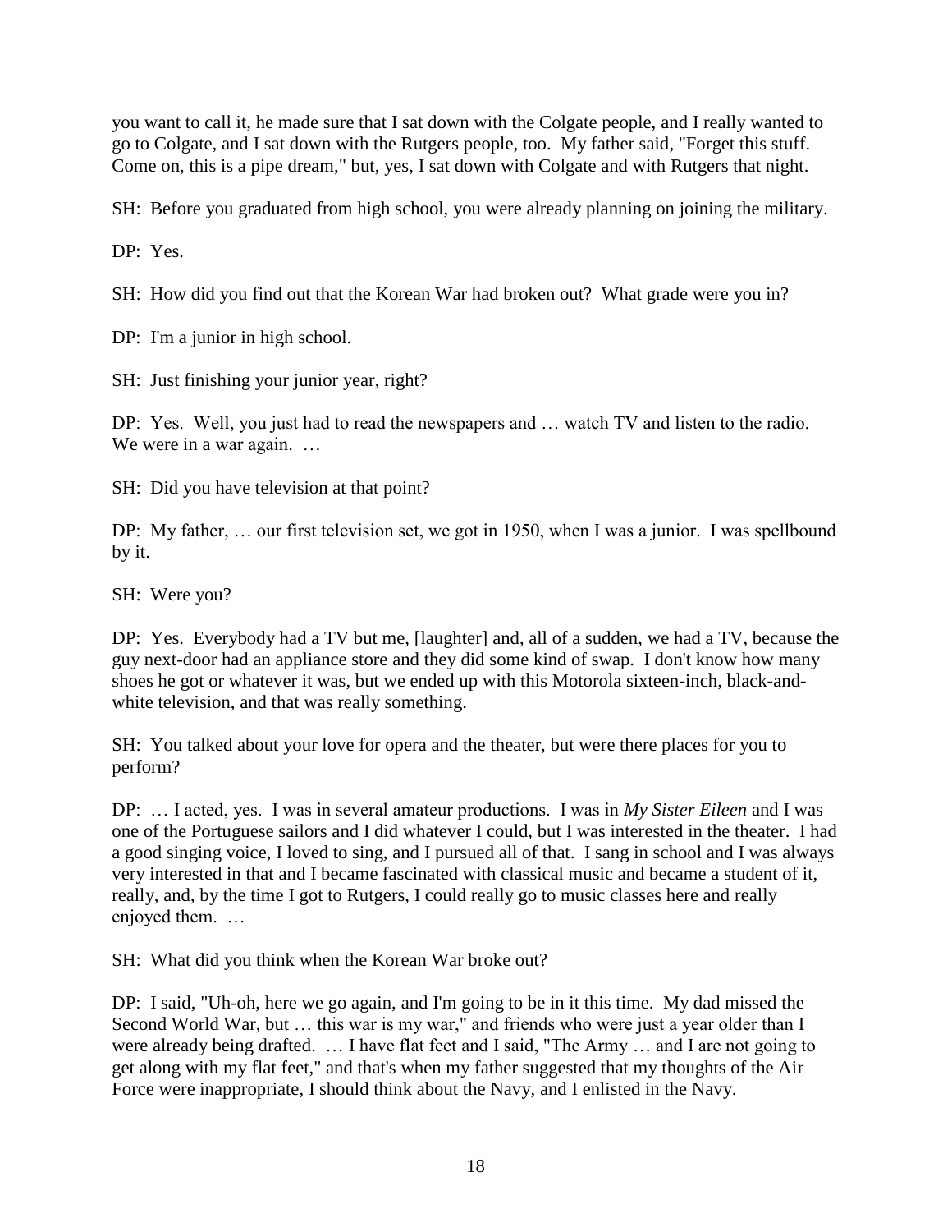you want to call it, he made sure that I sat down with the Colgate people, and I really wanted to go to Colgate, and I sat down with the Rutgers people, too. My father said, "Forget this stuff. Come on, this is a pipe dream," but, yes, I sat down with Colgate and with Rutgers that night.

SH: Before you graduated from high school, you were already planning on joining the military.

DP: Yes.

SH: How did you find out that the Korean War had broken out? What grade were you in?

DP: I'm a junior in high school.

SH: Just finishing your junior year, right?

DP: Yes. Well, you just had to read the newspapers and … watch TV and listen to the radio. We were in a war again. …

SH: Did you have television at that point?

DP: My father, … our first television set, we got in 1950, when I was a junior. I was spellbound by it.

SH: Were you?

DP: Yes. Everybody had a TV but me, [laughter] and, all of a sudden, we had a TV, because the guy next-door had an appliance store and they did some kind of swap. I don't know how many shoes he got or whatever it was, but we ended up with this Motorola sixteen-inch, black-and-white television, and that was really something.

SH: You talked about your love for opera and the theater, but were there places for you to perform?

DP: … I acted, yes. I was in several amateur productions. I was in *My Sister Eileen* and I was one of the Portuguese sailors and I did whatever I could, but I was interested in the theater. I had a good singing voice, I loved to sing, and I pursued all of that. I sang in school and I was always very interested in that and I became fascinated with classical music and became a student of it, really, and, by the time I got to Rutgers, I could really go to music classes here and really enjoyed them. …

SH: What did you think when the Korean War broke out?

DP: I said, "Uh-oh, here we go again, and I'm going to be in it this time. My dad missed the Second World War, but … this war is my war," and friends who were just a year older than I were already being drafted. … I have flat feet and I said, "The Army … and I are not going to get along with my flat feet," and that's when my father suggested that my thoughts of the Air Force were inappropriate, I should think about the Navy, and I enlisted in the Navy.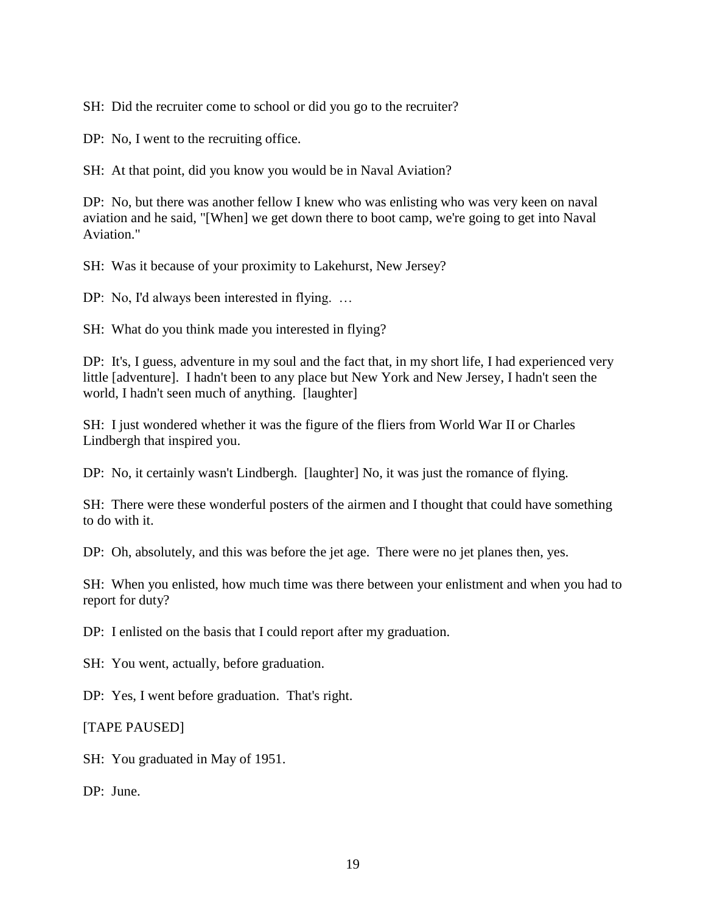SH: Did the recruiter come to school or did you go to the recruiter?

DP: No, I went to the recruiting office.

SH: At that point, did you know you would be in Naval Aviation?

DP: No, but there was another fellow I knew who was enlisting who was very keen on naval aviation and he said, "[When] we get down there to boot camp, we're going to get into Naval Aviation."

SH: Was it because of your proximity to Lakehurst, New Jersey?

DP: No, I'd always been interested in flying. …

SH: What do you think made you interested in flying?

DP: It's, I guess, adventure in my soul and the fact that, in my short life, I had experienced very little [adventure]. I hadn't been to any place but New York and New Jersey, I hadn't seen the world, I hadn't seen much of anything. [laughter]

SH: I just wondered whether it was the figure of the fliers from World War II or Charles Lindbergh that inspired you.

DP: No, it certainly wasn't Lindbergh. [laughter] No, it was just the romance of flying.

SH: There were these wonderful posters of the airmen and I thought that could have something to do with it.

DP: Oh, absolutely, and this was before the jet age. There were no jet planes then, yes.

SH: When you enlisted, how much time was there between your enlistment and when you had to report for duty?

DP: I enlisted on the basis that I could report after my graduation.

SH: You went, actually, before graduation.

DP: Yes, I went before graduation. That's right.

[TAPE PAUSED]

SH: You graduated in May of 1951.

DP: June.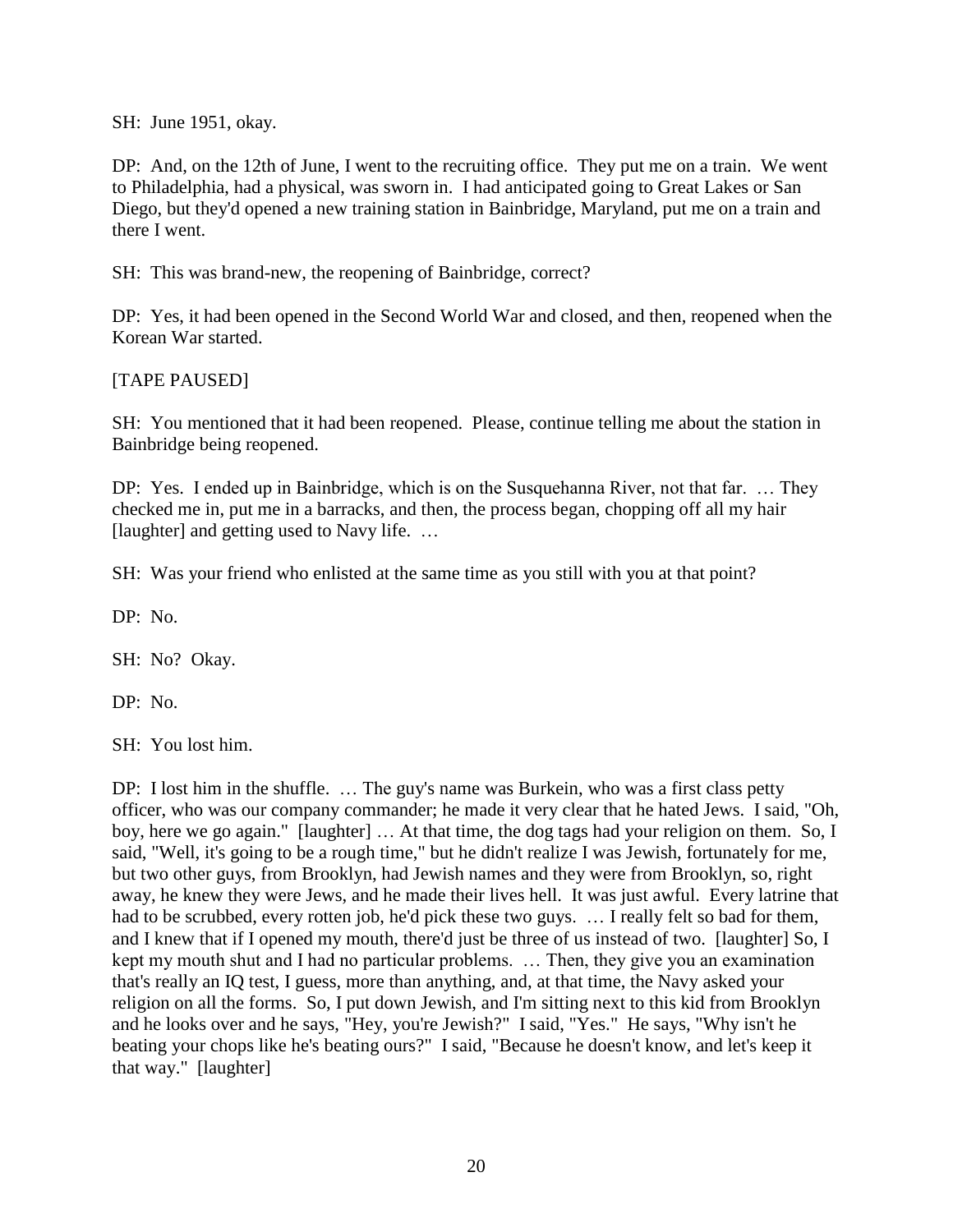SH: June 1951, okay.

DP: And, on the 12th of June, I went to the recruiting office. They put me on a train. We went to Philadelphia, had a physical, was sworn in. I had anticipated going to Great Lakes or San Diego, but they'd opened a new training station in Bainbridge, Maryland, put me on a train and there I went.

SH: This was brand-new, the reopening of Bainbridge, correct?

DP: Yes, it had been opened in the Second World War and closed, and then, reopened when the Korean War started.

[TAPE PAUSED]

SH: You mentioned that it had been reopened. Please, continue telling me about the station in Bainbridge being reopened.

DP: Yes. I ended up in Bainbridge, which is on the Susquehanna River, not that far. … They checked me in, put me in a barracks, and then, the process began, chopping off all my hair [laughter] and getting used to Navy life. …

SH: Was your friend who enlisted at the same time as you still with you at that point?

DP: No.

SH: No? Okay.

DP: No.

SH: You lost him.

DP: I lost him in the shuffle. … The guy's name was Burkein, who was a first class petty officer, who was our company commander; he made it very clear that he hated Jews. I said, "Oh, boy, here we go again." [laughter] … At that time, the dog tags had your religion on them. So, I said, "Well, it's going to be a rough time," but he didn't realize I was Jewish, fortunately for me, but two other guys, from Brooklyn, had Jewish names and they were from Brooklyn, so, right away, he knew they were Jews, and he made their lives hell. It was just awful. Every latrine that had to be scrubbed, every rotten job, he'd pick these two guys. … I really felt so bad for them, and I knew that if I opened my mouth, there'd just be three of us instead of two. [laughter] So, I kept my mouth shut and I had no particular problems. … Then, they give you an examination that's really an IQ test, I guess, more than anything, and, at that time, the Navy asked your religion on all the forms. So, I put down Jewish, and I'm sitting next to this kid from Brooklyn and he looks over and he says, "Hey, you're Jewish?" I said, "Yes." He says, "Why isn't he beating your chops like he's beating ours?" I said, "Because he doesn't know, and let's keep it that way." [laughter]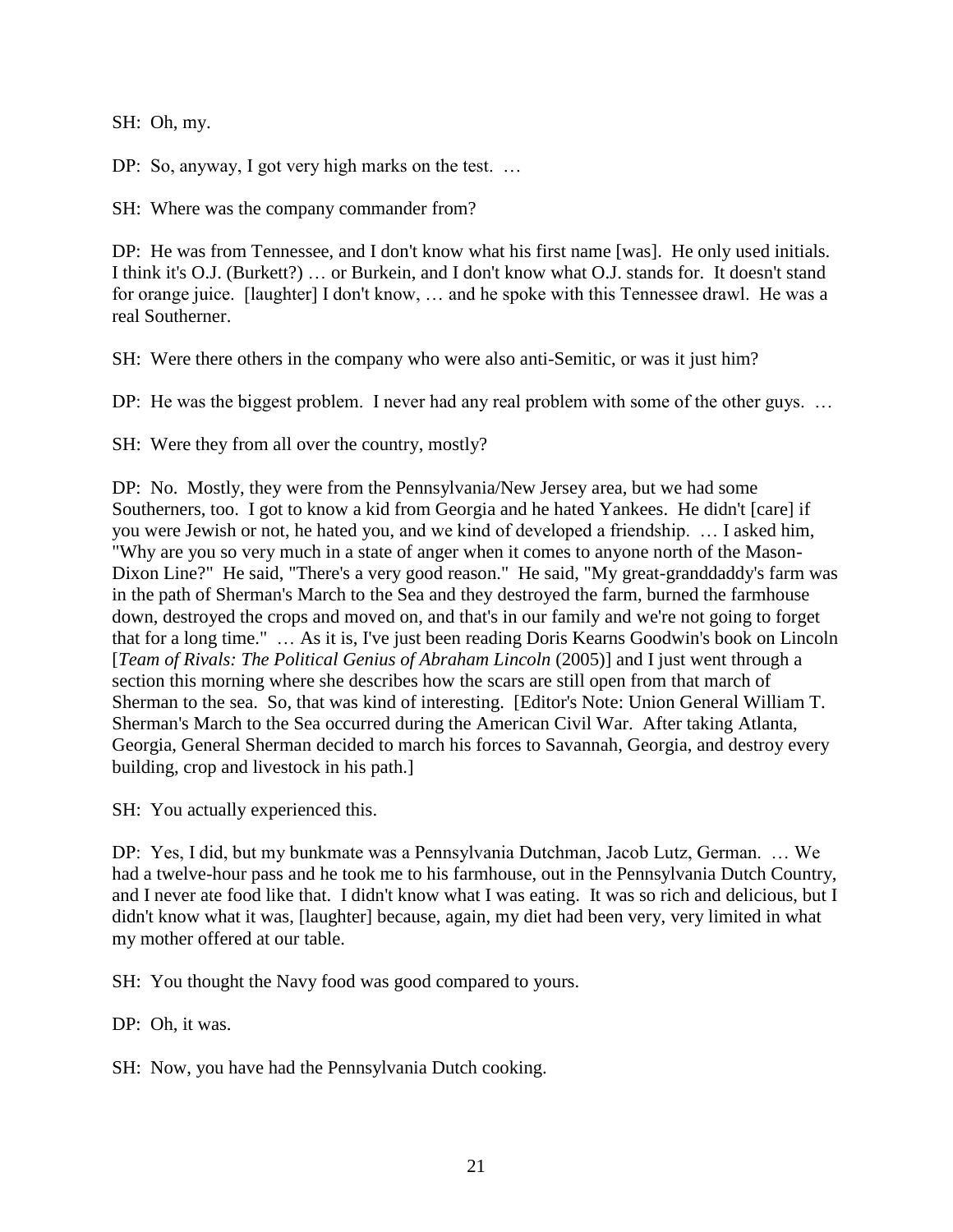SH: Oh, my.

DP: So, anyway, I got very high marks on the test. …

SH: Where was the company commander from?

DP: He was from Tennessee, and I don't know what his first name [was]. He only used initials. I think it's O.J. (Burkett?) … or Burkein, and I don't know what O.J. stands for. It doesn't stand for orange juice. [laughter] I don't know, … and he spoke with this Tennessee drawl. He was a real Southerner.

SH: Were there others in the company who were also anti-Semitic, or was it just him?

DP: He was the biggest problem. I never had any real problem with some of the other guys. …

SH: Were they from all over the country, mostly?

DP: No. Mostly, they were from the Pennsylvania/New Jersey area, but we had some Southerners, too. I got to know a kid from Georgia and he hated Yankees. He didn't [care] if you were Jewish or not, he hated you, and we kind of developed a friendship. … I asked him, "Why are you so very much in a state of anger when it comes to anyone north of the Mason-Dixon Line?" He said, "There's a very good reason." He said, "My great-granddaddy's farm was in the path of Sherman's March to the Sea and they destroyed the farm, burned the farmhouse down, destroyed the crops and moved on, and that's in our family and we're not going to forget that for a long time." … As it is, I've just been reading Doris Kearns Goodwin's book on Lincoln [*Team of Rivals: The Political Genius of Abraham Lincoln* (2005)] and I just went through a section this morning where she describes how the scars are still open from that march of Sherman to the sea. So, that was kind of interesting. [Editor's Note: Union General William T. Sherman's March to the Sea occurred during the American Civil War. After taking Atlanta, Georgia, General Sherman decided to march his forces to Savannah, Georgia, and destroy every building, crop and livestock in his path.]

SH: You actually experienced this.

DP: Yes, I did, but my bunkmate was a Pennsylvania Dutchman, Jacob Lutz, German. … We had a twelve-hour pass and he took me to his farmhouse, out in the Pennsylvania Dutch Country, and I never ate food like that. I didn't know what I was eating. It was so rich and delicious, but I didn't know what it was, [laughter] because, again, my diet had been very, very limited in what my mother offered at our table.

SH: You thought the Navy food was good compared to yours.

DP: Oh, it was.

SH: Now, you have had the Pennsylvania Dutch cooking.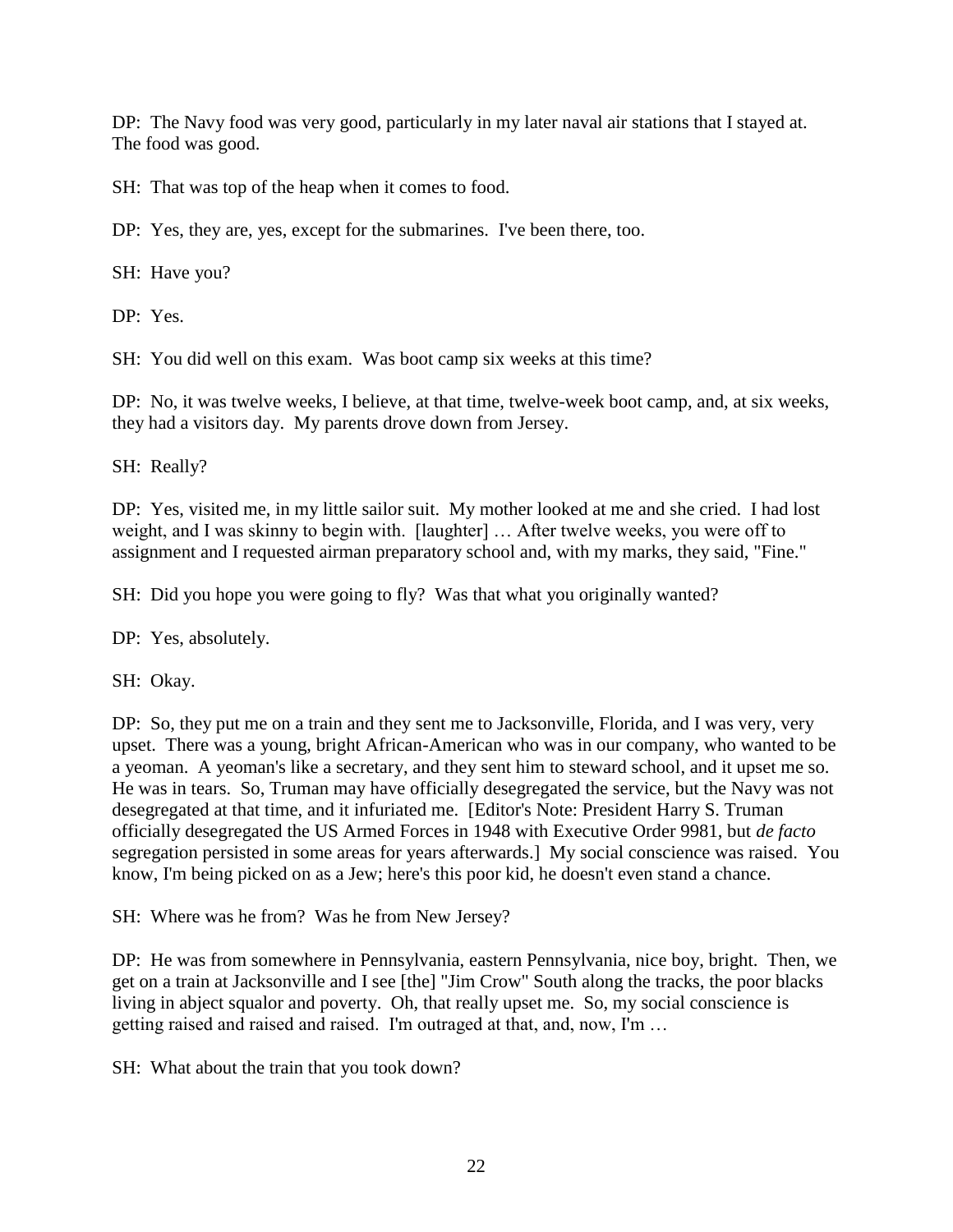DP: The Navy food was very good, particularly in my later naval air stations that I stayed at. The food was good.

SH: That was top of the heap when it comes to food.

DP: Yes, they are, yes, except for the submarines. I've been there, too.

SH: Have you?

DP: Yes.

SH: You did well on this exam. Was boot camp six weeks at this time?

DP: No, it was twelve weeks, I believe, at that time, twelve-week boot camp, and, at six weeks, they had a visitors day. My parents drove down from Jersey.

SH: Really?

DP: Yes, visited me, in my little sailor suit. My mother looked at me and she cried. I had lost weight, and I was skinny to begin with. [laughter] … After twelve weeks, you were off to assignment and I requested airman preparatory school and, with my marks, they said, "Fine."

SH: Did you hope you were going to fly? Was that what you originally wanted?

DP: Yes, absolutely.

SH: Okay.

DP: So, they put me on a train and they sent me to Jacksonville, Florida, and I was very, very upset. There was a young, bright African-American who was in our company, who wanted to be a yeoman. A yeoman's like a secretary, and they sent him to steward school, and it upset me so. He was in tears. So, Truman may have officially desegregated the service, but the Navy was not desegregated at that time, and it infuriated me. [Editor's Note: President Harry S. Truman officially desegregated the US Armed Forces in 1948 with Executive Order 9981, but *de facto* segregation persisted in some areas for years afterwards.] My social conscience was raised. You know, I'm being picked on as a Jew; here's this poor kid, he doesn't even stand a chance.

SH: Where was he from? Was he from New Jersey?

DP: He was from somewhere in Pennsylvania, eastern Pennsylvania, nice boy, bright. Then, we get on a train at Jacksonville and I see [the] "Jim Crow" South along the tracks, the poor blacks living in abject squalor and poverty. Oh, that really upset me. So, my social conscience is getting raised and raised and raised. I'm outraged at that, and, now, I'm …

SH: What about the train that you took down?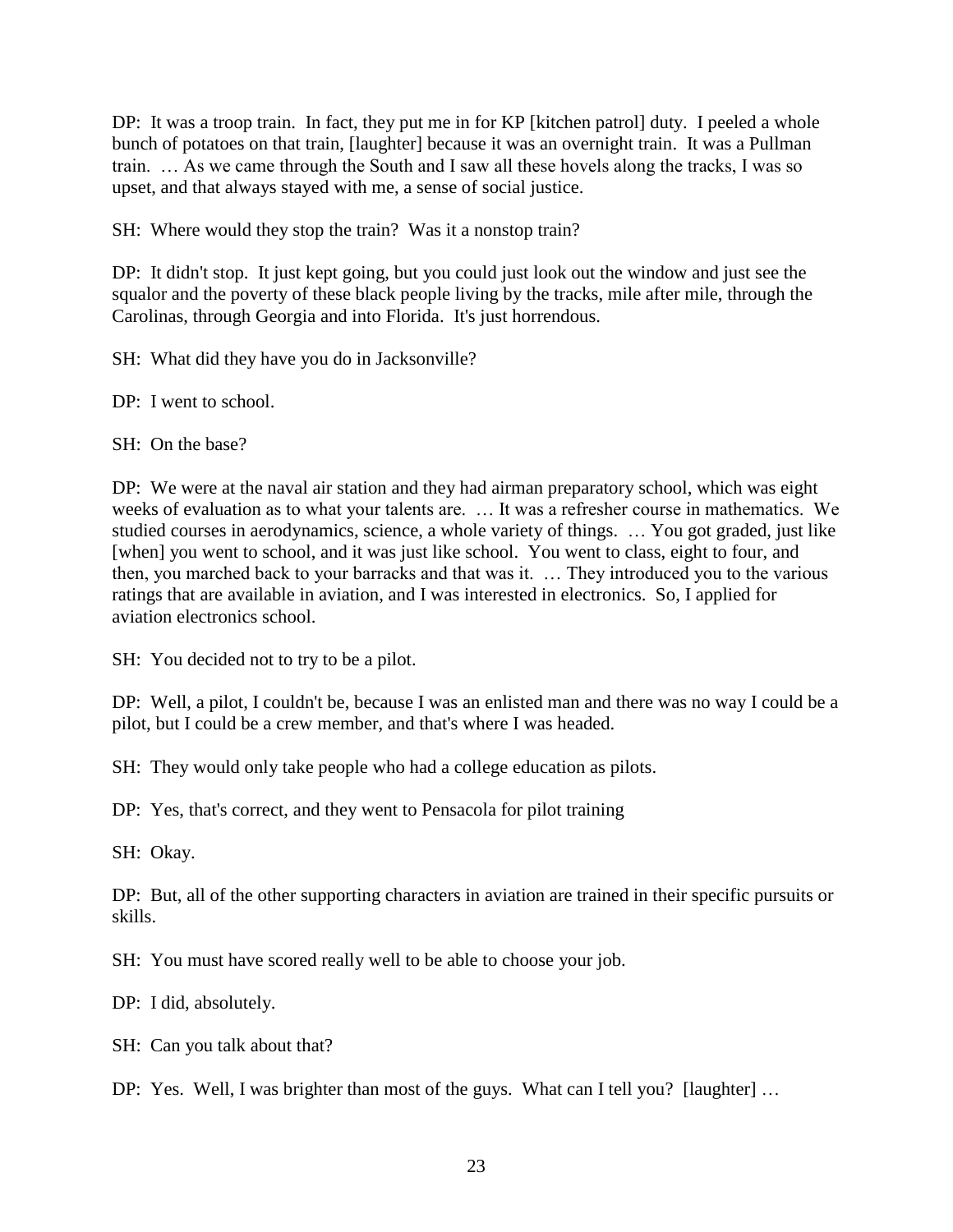DP: It was a troop train. In fact, they put me in for KP [kitchen patrol] duty. I peeled a whole bunch of potatoes on that train, [laughter] because it was an overnight train. It was a Pullman train. … As we came through the South and I saw all these hovels along the tracks, I was so upset, and that always stayed with me, a sense of social justice.

SH: Where would they stop the train? Was it a nonstop train?

DP: It didn't stop. It just kept going, but you could just look out the window and just see the squalor and the poverty of these black people living by the tracks, mile after mile, through the Carolinas, through Georgia and into Florida. It's just horrendous.

SH: What did they have you do in Jacksonville?

DP: I went to school.

SH: On the base?

DP: We were at the naval air station and they had airman preparatory school, which was eight weeks of evaluation as to what your talents are. … It was a refresher course in mathematics. We studied courses in aerodynamics, science, a whole variety of things. … You got graded, just like [when] you went to school, and it was just like school. You went to class, eight to four, and then, you marched back to your barracks and that was it. … They introduced you to the various ratings that are available in aviation, and I was interested in electronics. So, I applied for aviation electronics school.

SH: You decided not to try to be a pilot.

DP: Well, a pilot, I couldn't be, because I was an enlisted man and there was no way I could be a pilot, but I could be a crew member, and that's where I was headed.

SH: They would only take people who had a college education as pilots.

DP: Yes, that's correct, and they went to Pensacola for pilot training

SH: Okay.

DP: But, all of the other supporting characters in aviation are trained in their specific pursuits or skills.

SH: You must have scored really well to be able to choose your job.

DP: I did, absolutely.

SH: Can you talk about that?

DP: Yes. Well, I was brighter than most of the guys. What can I tell you? [laughter] …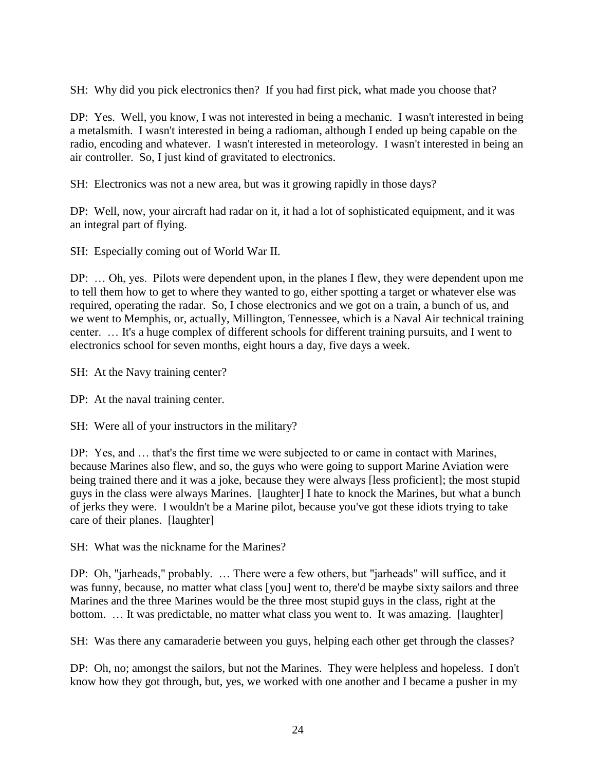SH: Why did you pick electronics then? If you had first pick, what made you choose that?

DP: Yes. Well, you know, I was not interested in being a mechanic. I wasn't interested in being a metalsmith. I wasn't interested in being a radioman, although I ended up being capable on the radio, encoding and whatever. I wasn't interested in meteorology. I wasn't interested in being an air controller. So, I just kind of gravitated to electronics.

SH: Electronics was not a new area, but was it growing rapidly in those days?

DP: Well, now, your aircraft had radar on it, it had a lot of sophisticated equipment, and it was an integral part of flying.

SH: Especially coming out of World War II.

DP: … Oh, yes. Pilots were dependent upon, in the planes I flew, they were dependent upon me to tell them how to get to where they wanted to go, either spotting a target or whatever else was required, operating the radar. So, I chose electronics and we got on a train, a bunch of us, and we went to Memphis, or, actually, Millington, Tennessee, which is a Naval Air technical training center. … It's a huge complex of different schools for different training pursuits, and I went to electronics school for seven months, eight hours a day, five days a week.

SH: At the Navy training center?

DP: At the naval training center.

SH: Were all of your instructors in the military?

DP: Yes, and … that's the first time we were subjected to or came in contact with Marines, because Marines also flew, and so, the guys who were going to support Marine Aviation were being trained there and it was a joke, because they were always [less proficient]; the most stupid guys in the class were always Marines. [laughter] I hate to knock the Marines, but what a bunch of jerks they were. I wouldn't be a Marine pilot, because you've got these idiots trying to take care of their planes. [laughter]

SH: What was the nickname for the Marines?

DP: Oh, "jarheads," probably. … There were a few others, but "jarheads" will suffice, and it was funny, because, no matter what class [you] went to, there'd be maybe sixty sailors and three Marines and the three Marines would be the three most stupid guys in the class, right at the bottom. … It was predictable, no matter what class you went to. It was amazing. [laughter]

SH: Was there any camaraderie between you guys, helping each other get through the classes?

DP: Oh, no; amongst the sailors, but not the Marines. They were helpless and hopeless. I don't know how they got through, but, yes, we worked with one another and I became a pusher in my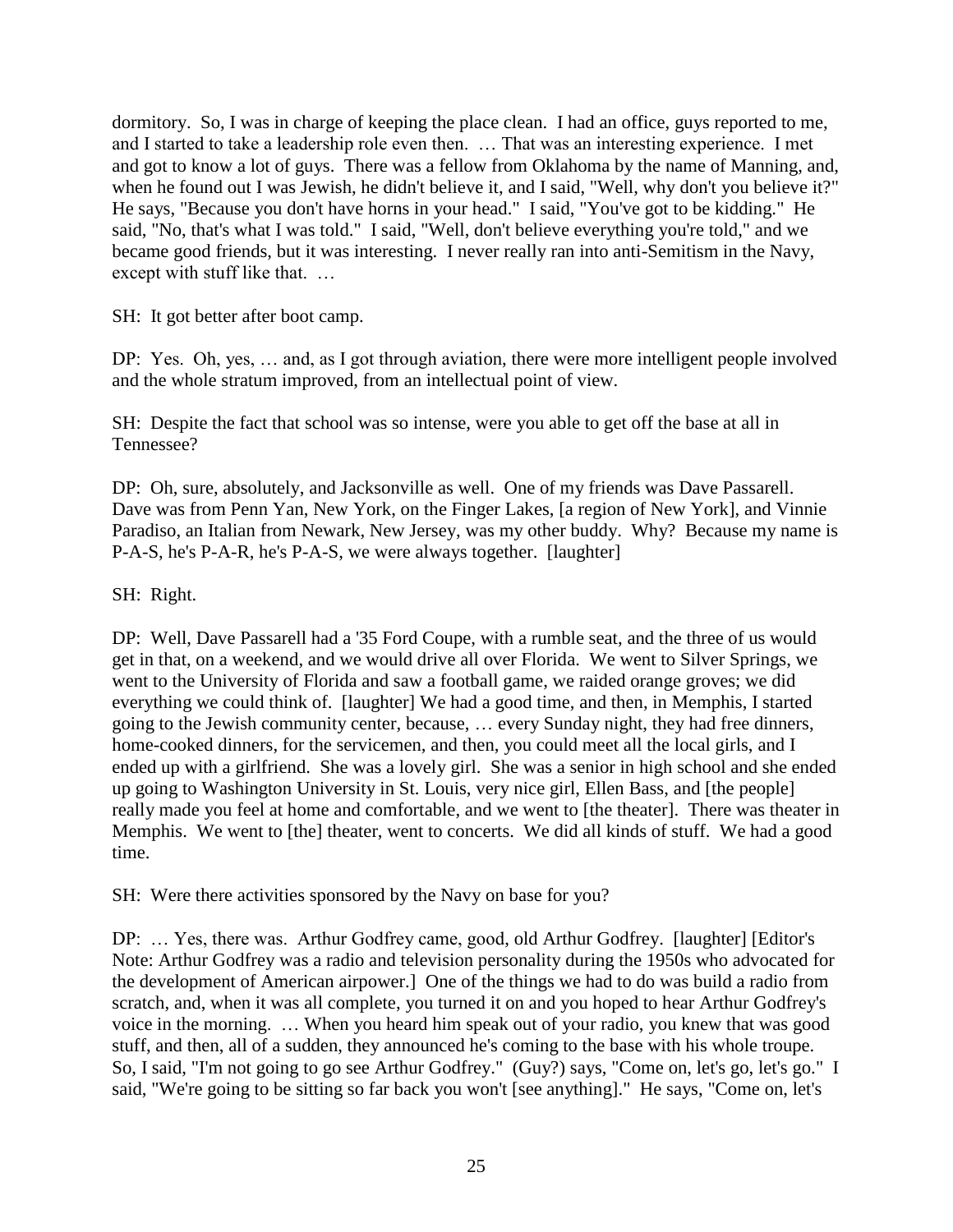dormitory. So, I was in charge of keeping the place clean. I had an office, guys reported to me, and I started to take a leadership role even then. … That was an interesting experience. I met and got to know a lot of guys. There was a fellow from Oklahoma by the name of Manning, and, when he found out I was Jewish, he didn't believe it, and I said, "Well, why don't you believe it?" He says, "Because you don't have horns in your head." I said, "You've got to be kidding." He said, "No, that's what I was told." I said, "Well, don't believe everything you're told," and we became good friends, but it was interesting. I never really ran into anti-Semitism in the Navy, except with stuff like that. …

SH: It got better after boot camp.

DP: Yes. Oh, yes, … and, as I got through aviation, there were more intelligent people involved and the whole stratum improved, from an intellectual point of view.

SH: Despite the fact that school was so intense, were you able to get off the base at all in Tennessee?

DP: Oh, sure, absolutely, and Jacksonville as well. One of my friends was Dave Passarell. Dave was from Penn Yan, New York, on the Finger Lakes, [a region of New York], and Vinnie Paradiso, an Italian from Newark, New Jersey, was my other buddy. Why? Because my name is P-A-S, he's P-A-R, he's P-A-S, we were always together. [laughter]

SH: Right.

DP: Well, Dave Passarell had a '35 Ford Coupe, with a rumble seat, and the three of us would get in that, on a weekend, and we would drive all over Florida. We went to Silver Springs, we went to the University of Florida and saw a football game, we raided orange groves; we did everything we could think of. [laughter] We had a good time, and then, in Memphis, I started going to the Jewish community center, because, … every Sunday night, they had free dinners, home-cooked dinners, for the servicemen, and then, you could meet all the local girls, and I ended up with a girlfriend. She was a lovely girl. She was a senior in high school and she ended up going to Washington University in St. Louis, very nice girl, Ellen Bass, and [the people] really made you feel at home and comfortable, and we went to [the theater]. There was theater in Memphis. We went to [the] theater, went to concerts. We did all kinds of stuff. We had a good time.

SH: Were there activities sponsored by the Navy on base for you?

DP: … Yes, there was. Arthur Godfrey came, good, old Arthur Godfrey. [laughter] [Editor's Note: Arthur Godfrey was a radio and television personality during the 1950s who advocated for the development of American airpower.] One of the things we had to do was build a radio from scratch, and, when it was all complete, you turned it on and you hoped to hear Arthur Godfrey's voice in the morning. … When you heard him speak out of your radio, you knew that was good stuff, and then, all of a sudden, they announced he's coming to the base with his whole troupe. So, I said, "I'm not going to go see Arthur Godfrey." (Guy?) says, "Come on, let's go, let's go." I said, "We're going to be sitting so far back you won't [see anything]." He says, "Come on, let's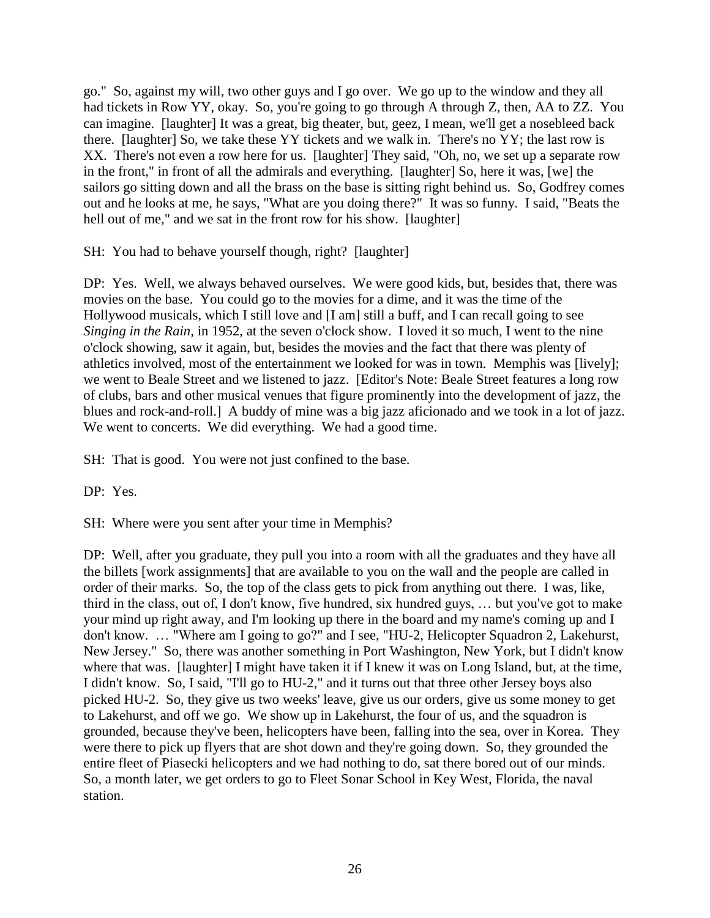go." So, against my will, two other guys and I go over. We go up to the window and they all had tickets in Row YY, okay. So, you're going to go through A through Z, then, AA to ZZ. You can imagine. [laughter] It was a great, big theater, but, geez, I mean, we'll get a nosebleed back there. [laughter] So, we take these YY tickets and we walk in. There's no YY; the last row is XX. There's not even a row here for us. [laughter] They said, "Oh, no, we set up a separate row in the front," in front of all the admirals and everything. [laughter] So, here it was, [we] the sailors go sitting down and all the brass on the base is sitting right behind us. So, Godfrey comes out and he looks at me, he says, "What are you doing there?" It was so funny. I said, "Beats the hell out of me," and we sat in the front row for his show. [laughter]

SH: You had to behave yourself though, right? [laughter]

DP: Yes. Well, we always behaved ourselves. We were good kids, but, besides that, there was movies on the base. You could go to the movies for a dime, and it was the time of the Hollywood musicals, which I still love and [I am] still a buff, and I can recall going to see *Singing in the Rain*, in 1952, at the seven o'clock show. I loved it so much, I went to the nine o'clock showing, saw it again, but, besides the movies and the fact that there was plenty of athletics involved, most of the entertainment we looked for was in town. Memphis was [lively]; we went to Beale Street and we listened to jazz. [Editor's Note: Beale Street features a long row of clubs, bars and other musical venues that figure prominently into the development of jazz, the blues and rock-and-roll.] A buddy of mine was a big jazz aficionado and we took in a lot of jazz. We went to concerts. We did everything. We had a good time.

SH: That is good. You were not just confined to the base.

DP: Yes.

SH: Where were you sent after your time in Memphis?

DP: Well, after you graduate, they pull you into a room with all the graduates and they have all the billets [work assignments] that are available to you on the wall and the people are called in order of their marks. So, the top of the class gets to pick from anything out there. I was, like, third in the class, out of, I don't know, five hundred, six hundred guys, … but you've got to make your mind up right away, and I'm looking up there in the board and my name's coming up and I don't know. … "Where am I going to go?" and I see, "HU-2, Helicopter Squadron 2, Lakehurst, New Jersey." So, there was another something in Port Washington, New York, but I didn't know where that was. [laughter] I might have taken it if I knew it was on Long Island, but, at the time, I didn't know. So, I said, "I'll go to HU-2," and it turns out that three other Jersey boys also picked HU-2. So, they give us two weeks' leave, give us our orders, give us some money to get to Lakehurst, and off we go. We show up in Lakehurst, the four of us, and the squadron is grounded, because they've been, helicopters have been, falling into the sea, over in Korea. They were there to pick up flyers that are shot down and they're going down. So, they grounded the entire fleet of Piasecki helicopters and we had nothing to do, sat there bored out of our minds. So, a month later, we get orders to go to Fleet Sonar School in Key West, Florida, the naval station.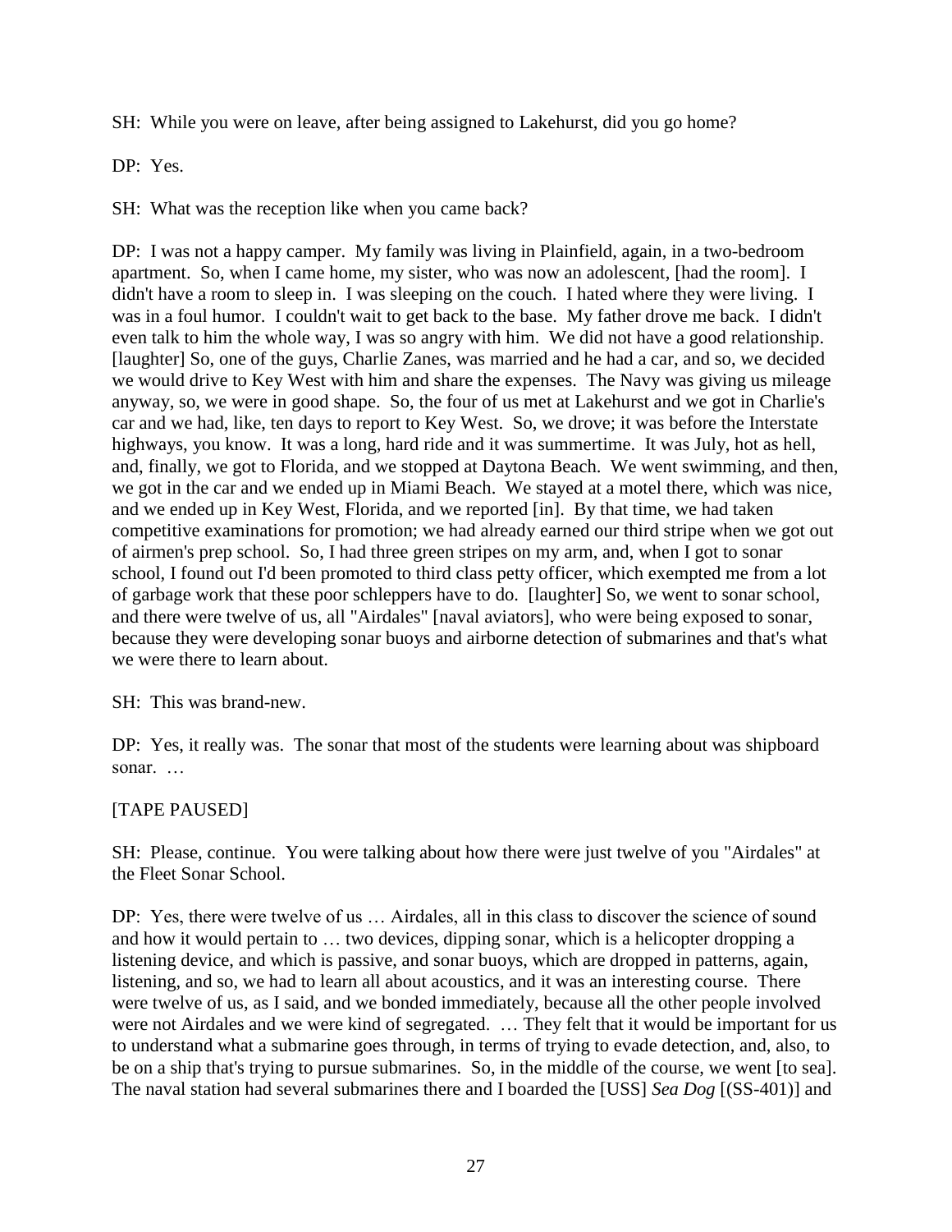SH: While you were on leave, after being assigned to Lakehurst, did you go home?

DP: Yes.

SH: What was the reception like when you came back?

DP: I was not a happy camper. My family was living in Plainfield, again, in a two-bedroom apartment. So, when I came home, my sister, who was now an adolescent, [had the room]. I didn't have a room to sleep in. I was sleeping on the couch. I hated where they were living. I was in a foul humor. I couldn't wait to get back to the base. My father drove me back. I didn't even talk to him the whole way, I was so angry with him. We did not have a good relationship. [laughter] So, one of the guys, Charlie Zanes, was married and he had a car, and so, we decided we would drive to Key West with him and share the expenses. The Navy was giving us mileage anyway, so, we were in good shape. So, the four of us met at Lakehurst and we got in Charlie's car and we had, like, ten days to report to Key West. So, we drove; it was before the Interstate highways, you know. It was a long, hard ride and it was summertime. It was July, hot as hell, and, finally, we got to Florida, and we stopped at Daytona Beach. We went swimming, and then, we got in the car and we ended up in Miami Beach. We stayed at a motel there, which was nice, and we ended up in Key West, Florida, and we reported [in]. By that time, we had taken competitive examinations for promotion; we had already earned our third stripe when we got out of airmen's prep school. So, I had three green stripes on my arm, and, when I got to sonar school, I found out I'd been promoted to third class petty officer, which exempted me from a lot of garbage work that these poor schleppers have to do. [laughter] So, we went to sonar school, and there were twelve of us, all "Airdales" [naval aviators], who were being exposed to sonar, because they were developing sonar buoys and airborne detection of submarines and that's what we were there to learn about.

SH: This was brand-new.

DP: Yes, it really was. The sonar that most of the students were learning about was shipboard sonar. …

[TAPE PAUSED]

SH: Please, continue. You were talking about how there were just twelve of you "Airdales" at the Fleet Sonar School.

DP: Yes, there were twelve of us … Airdales, all in this class to discover the science of sound and how it would pertain to … two devices, dipping sonar, which is a helicopter dropping a listening device, and which is passive, and sonar buoys, which are dropped in patterns, again, listening, and so, we had to learn all about acoustics, and it was an interesting course. There were twelve of us, as I said, and we bonded immediately, because all the other people involved were not Airdales and we were kind of segregated. … They felt that it would be important for us to understand what a submarine goes through, in terms of trying to evade detection, and, also, to be on a ship that's trying to pursue submarines. So, in the middle of the course, we went [to sea]. The naval station had several submarines there and I boarded the [USS] *Sea Dog* [(SS-401)] and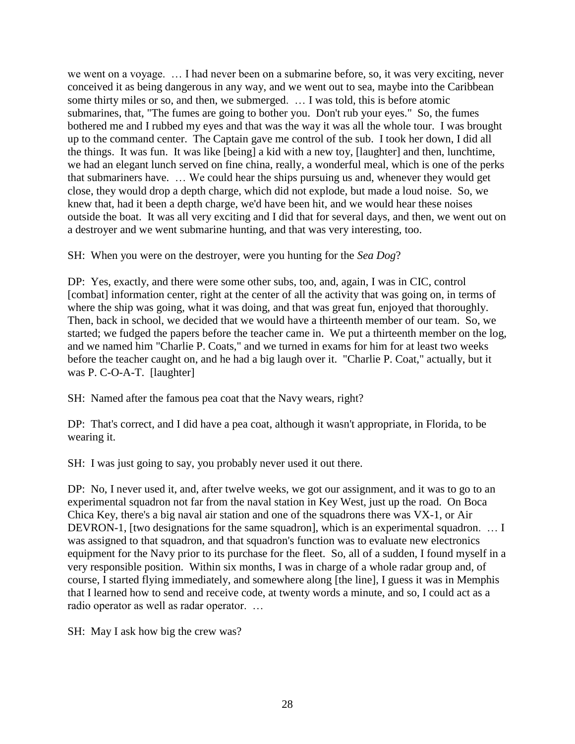we went on a voyage. … I had never been on a submarine before, so, it was very exciting, never conceived it as being dangerous in any way, and we went out to sea, maybe into the Caribbean some thirty miles or so, and then, we submerged. … I was told, this is before atomic submarines, that, "The fumes are going to bother you. Don't rub your eyes." So, the fumes bothered me and I rubbed my eyes and that was the way it was all the whole tour. I was brought up to the command center. The Captain gave me control of the sub. I took her down, I did all the things. It was fun. It was like [being] a kid with a new toy, [laughter] and then, lunchtime, we had an elegant lunch served on fine china, really, a wonderful meal, which is one of the perks that submariners have. … We could hear the ships pursuing us and, whenever they would get close, they would drop a depth charge, which did not explode, but made a loud noise. So, we knew that, had it been a depth charge, we'd have been hit, and we would hear these noises outside the boat. It was all very exciting and I did that for several days, and then, we went out on a destroyer and we went submarine hunting, and that was very interesting, too.

SH: When you were on the destroyer, were you hunting for the *Sea Dog*?

DP: Yes, exactly, and there were some other subs, too, and, again, I was in CIC, control [combat] information center, right at the center of all the activity that was going on, in terms of where the ship was going, what it was doing, and that was great fun, enjoyed that thoroughly. Then, back in school, we decided that we would have a thirteenth member of our team. So, we started; we fudged the papers before the teacher came in. We put a thirteenth member on the log, and we named him "Charlie P. Coats," and we turned in exams for him for at least two weeks before the teacher caught on, and he had a big laugh over it. "Charlie P. Coat," actually, but it was P. C-O-A-T. [laughter]

SH: Named after the famous pea coat that the Navy wears, right?

DP: That's correct, and I did have a pea coat, although it wasn't appropriate, in Florida, to be wearing it.

SH: I was just going to say, you probably never used it out there.

DP: No, I never used it, and, after twelve weeks, we got our assignment, and it was to go to an experimental squadron not far from the naval station in Key West, just up the road. On Boca Chica Key, there's a big naval air station and one of the squadrons there was VX-1, or Air DEVRON-1, [two designations for the same squadron], which is an experimental squadron. … I was assigned to that squadron, and that squadron's function was to evaluate new electronics equipment for the Navy prior to its purchase for the fleet. So, all of a sudden, I found myself in a very responsible position. Within six months, I was in charge of a whole radar group and, of course, I started flying immediately, and somewhere along [the line], I guess it was in Memphis that I learned how to send and receive code, at twenty words a minute, and so, I could act as a radio operator as well as radar operator. …

SH: May I ask how big the crew was?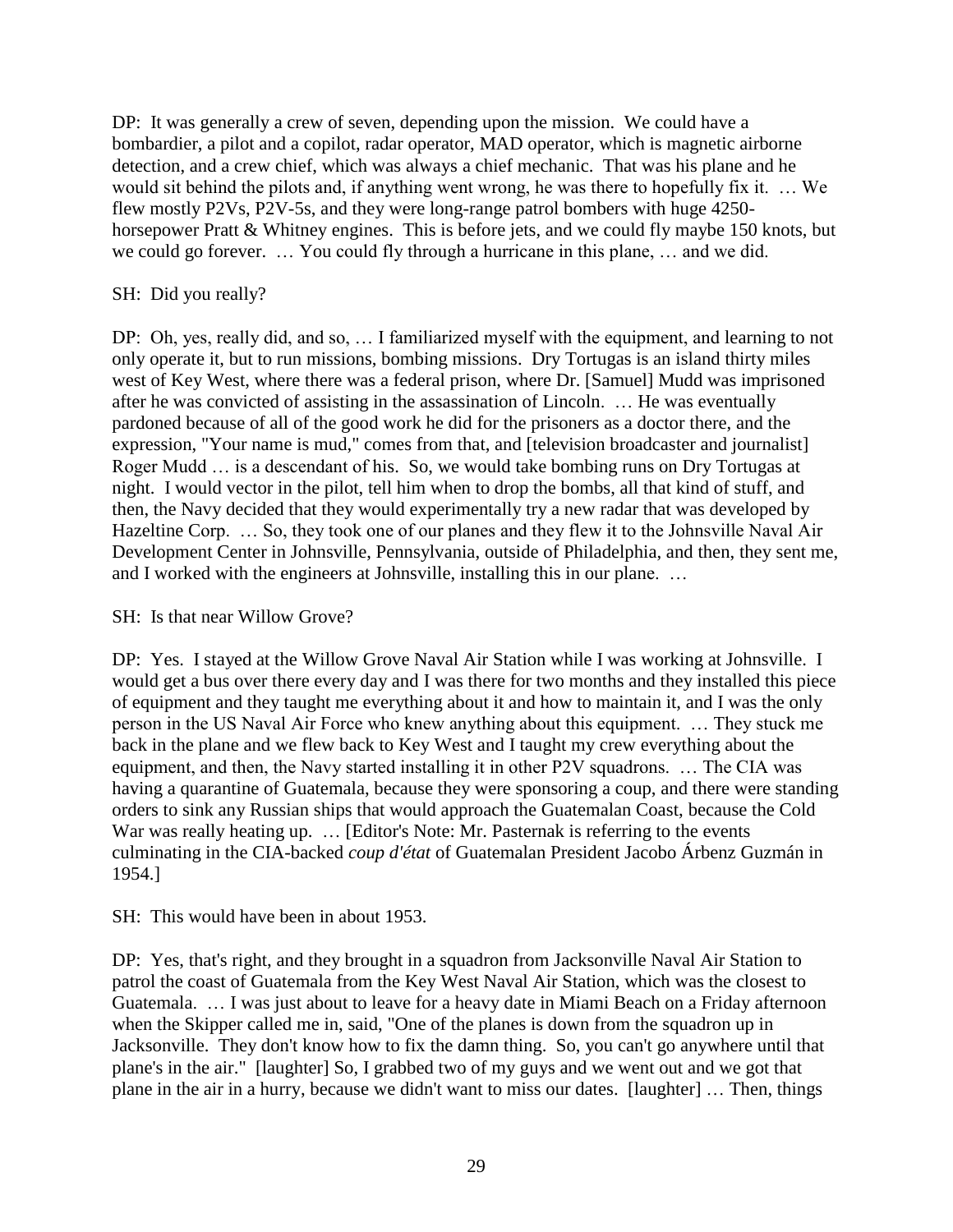DP: It was generally a crew of seven, depending upon the mission. We could have a bombardier, a pilot and a copilot, radar operator, MAD operator, which is magnetic airborne detection, and a crew chief, which was always a chief mechanic. That was his plane and he would sit behind the pilots and, if anything went wrong, he was there to hopefully fix it. … We flew mostly P2Vs, P2V-5s, and they were long-range patrol bombers with huge 4250-horsepower Pratt & Whitney engines. This is before jets, and we could fly maybe 150 knots, but we could go forever. … You could fly through a hurricane in this plane, … and we did.

SH: Did you really?

DP: Oh, yes, really did, and so, … I familiarized myself with the equipment, and learning to not only operate it, but to run missions, bombing missions. Dry Tortugas is an island thirty miles west of Key West, where there was a federal prison, where Dr. [Samuel] Mudd was imprisoned after he was convicted of assisting in the assassination of Lincoln. … He was eventually pardoned because of all of the good work he did for the prisoners as a doctor there, and the expression, "Your name is mud," comes from that, and [television broadcaster and journalist] Roger Mudd … is a descendant of his. So, we would take bombing runs on Dry Tortugas at night. I would vector in the pilot, tell him when to drop the bombs, all that kind of stuff, and then, the Navy decided that they would experimentally try a new radar that was developed by Hazeltine Corp. … So, they took one of our planes and they flew it to the Johnsville Naval Air Development Center in Johnsville, Pennsylvania, outside of Philadelphia, and then, they sent me, and I worked with the engineers at Johnsville, installing this in our plane. …

SH: Is that near Willow Grove?

DP: Yes. I stayed at the Willow Grove Naval Air Station while I was working at Johnsville. I would get a bus over there every day and I was there for two months and they installed this piece of equipment and they taught me everything about it and how to maintain it, and I was the only person in the US Naval Air Force who knew anything about this equipment. … They stuck me back in the plane and we flew back to Key West and I taught my crew everything about the equipment, and then, the Navy started installing it in other P2V squadrons. … The CIA was having a quarantine of Guatemala, because they were sponsoring a coup, and there were standing orders to sink any Russian ships that would approach the Guatemalan Coast, because the Cold War was really heating up. … [Editor's Note: Mr. Pasternak is referring to the events culminating in the CIA-backed *coup d'état* of Guatemalan President Jacobo Árbenz Guzmán in 1954.]

SH: This would have been in about 1953.

DP: Yes, that's right, and they brought in a squadron from Jacksonville Naval Air Station to patrol the coast of Guatemala from the Key West Naval Air Station, which was the closest to Guatemala. … I was just about to leave for a heavy date in Miami Beach on a Friday afternoon when the Skipper called me in, said, "One of the planes is down from the squadron up in Jacksonville. They don't know how to fix the damn thing. So, you can't go anywhere until that plane's in the air." [laughter] So, I grabbed two of my guys and we went out and we got that plane in the air in a hurry, because we didn't want to miss our dates. [laughter] … Then, things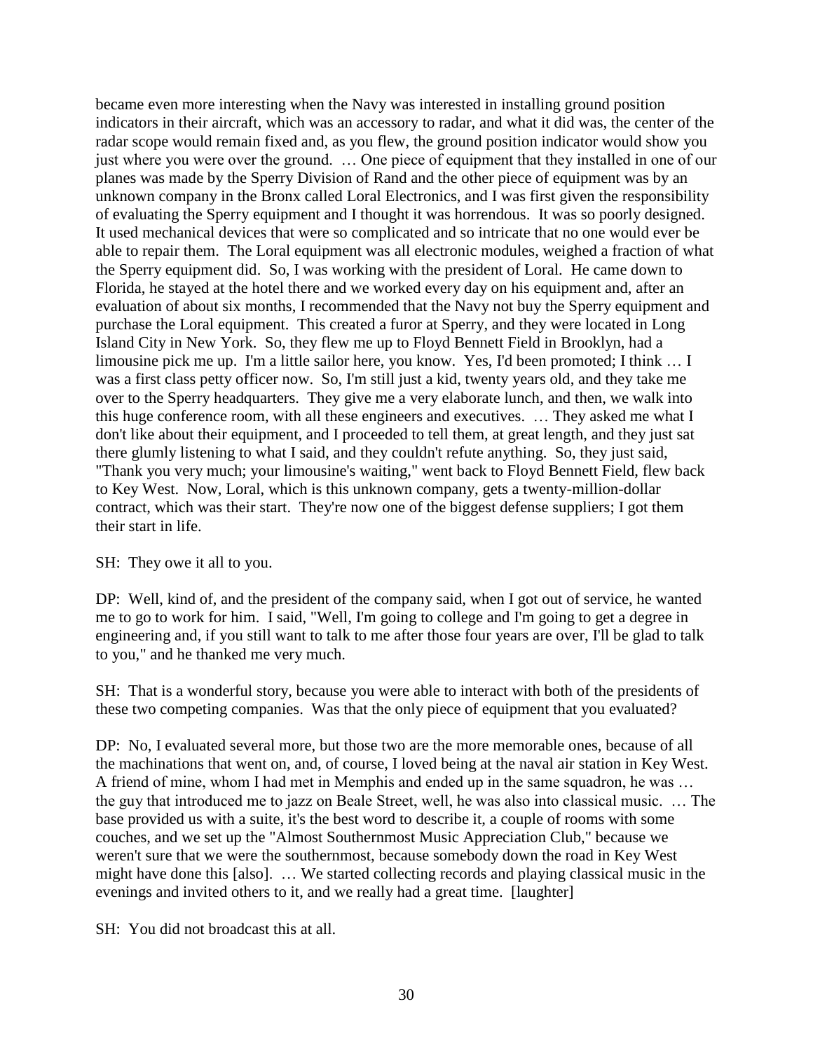became even more interesting when the Navy was interested in installing ground position indicators in their aircraft, which was an accessory to radar, and what it did was, the center of the radar scope would remain fixed and, as you flew, the ground position indicator would show you just where you were over the ground. … One piece of equipment that they installed in one of our planes was made by the Sperry Division of Rand and the other piece of equipment was by an unknown company in the Bronx called Loral Electronics, and I was first given the responsibility of evaluating the Sperry equipment and I thought it was horrendous. It was so poorly designed. It used mechanical devices that were so complicated and so intricate that no one would ever be able to repair them. The Loral equipment was all electronic modules, weighed a fraction of what the Sperry equipment did. So, I was working with the president of Loral. He came down to Florida, he stayed at the hotel there and we worked every day on his equipment and, after an evaluation of about six months, I recommended that the Navy not buy the Sperry equipment and purchase the Loral equipment. This created a furor at Sperry, and they were located in Long Island City in New York. So, they flew me up to Floyd Bennett Field in Brooklyn, had a limousine pick me up. I'm a little sailor here, you know. Yes, I'd been promoted; I think … I was a first class petty officer now. So, I'm still just a kid, twenty years old, and they take me over to the Sperry headquarters. They give me a very elaborate lunch, and then, we walk into this huge conference room, with all these engineers and executives. … They asked me what I don't like about their equipment, and I proceeded to tell them, at great length, and they just sat there glumly listening to what I said, and they couldn't refute anything. So, they just said, "Thank you very much; your limousine's waiting," went back to Floyd Bennett Field, flew back to Key West. Now, Loral, which is this unknown company, gets a twenty-million-dollar contract, which was their start. They're now one of the biggest defense suppliers; I got them their start in life.

SH: They owe it all to you.

DP: Well, kind of, and the president of the company said, when I got out of service, he wanted me to go to work for him. I said, "Well, I'm going to college and I'm going to get a degree in engineering and, if you still want to talk to me after those four years are over, I'll be glad to talk to you," and he thanked me very much.

SH: That is a wonderful story, because you were able to interact with both of the presidents of these two competing companies. Was that the only piece of equipment that you evaluated?

DP: No, I evaluated several more, but those two are the more memorable ones, because of all the machinations that went on, and, of course, I loved being at the naval air station in Key West. A friend of mine, whom I had met in Memphis and ended up in the same squadron, he was … the guy that introduced me to jazz on Beale Street, well, he was also into classical music. … The base provided us with a suite, it's the best word to describe it, a couple of rooms with some couches, and we set up the "Almost Southernmost Music Appreciation Club," because we weren't sure that we were the southernmost, because somebody down the road in Key West might have done this [also]. … We started collecting records and playing classical music in the evenings and invited others to it, and we really had a great time. [laughter]

SH: You did not broadcast this at all.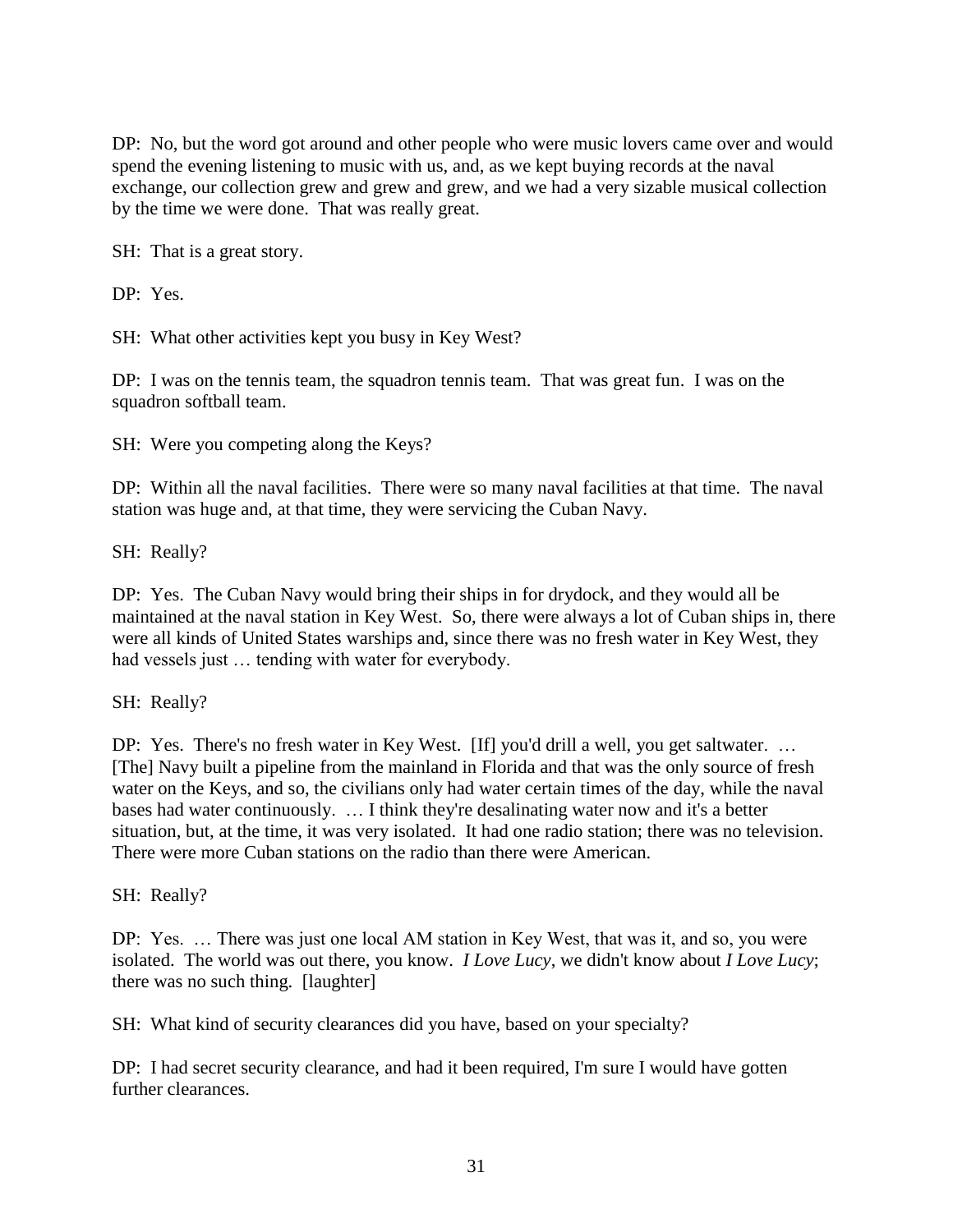DP: No, but the word got around and other people who were music lovers came over and would spend the evening listening to music with us, and, as we kept buying records at the naval exchange, our collection grew and grew and grew, and we had a very sizable musical collection by the time we were done. That was really great.

SH: That is a great story.

DP: Yes.

SH: What other activities kept you busy in Key West?

DP: I was on the tennis team, the squadron tennis team. That was great fun. I was on the squadron softball team.

SH: Were you competing along the Keys?

DP: Within all the naval facilities. There were so many naval facilities at that time. The naval station was huge and, at that time, they were servicing the Cuban Navy.

SH: Really?

DP: Yes. The Cuban Navy would bring their ships in for drydock, and they would all be maintained at the naval station in Key West. So, there were always a lot of Cuban ships in, there were all kinds of United States warships and, since there was no fresh water in Key West, they had vessels just … tending with water for everybody.

SH: Really?

DP: Yes. There's no fresh water in Key West. [If] you'd drill a well, you get saltwater. … [The] Navy built a pipeline from the mainland in Florida and that was the only source of fresh water on the Keys, and so, the civilians only had water certain times of the day, while the naval bases had water continuously. … I think they're desalinating water now and it's a better situation, but, at the time, it was very isolated. It had one radio station; there was no television. There were more Cuban stations on the radio than there were American.

SH: Really?

DP: Yes. … There was just one local AM station in Key West, that was it, and so, you were isolated. The world was out there, you know. *I Love Lucy*, we didn't know about *I Love Lucy*; there was no such thing. [laughter]

SH: What kind of security clearances did you have, based on your specialty?

DP: I had secret security clearance, and had it been required, I'm sure I would have gotten further clearances.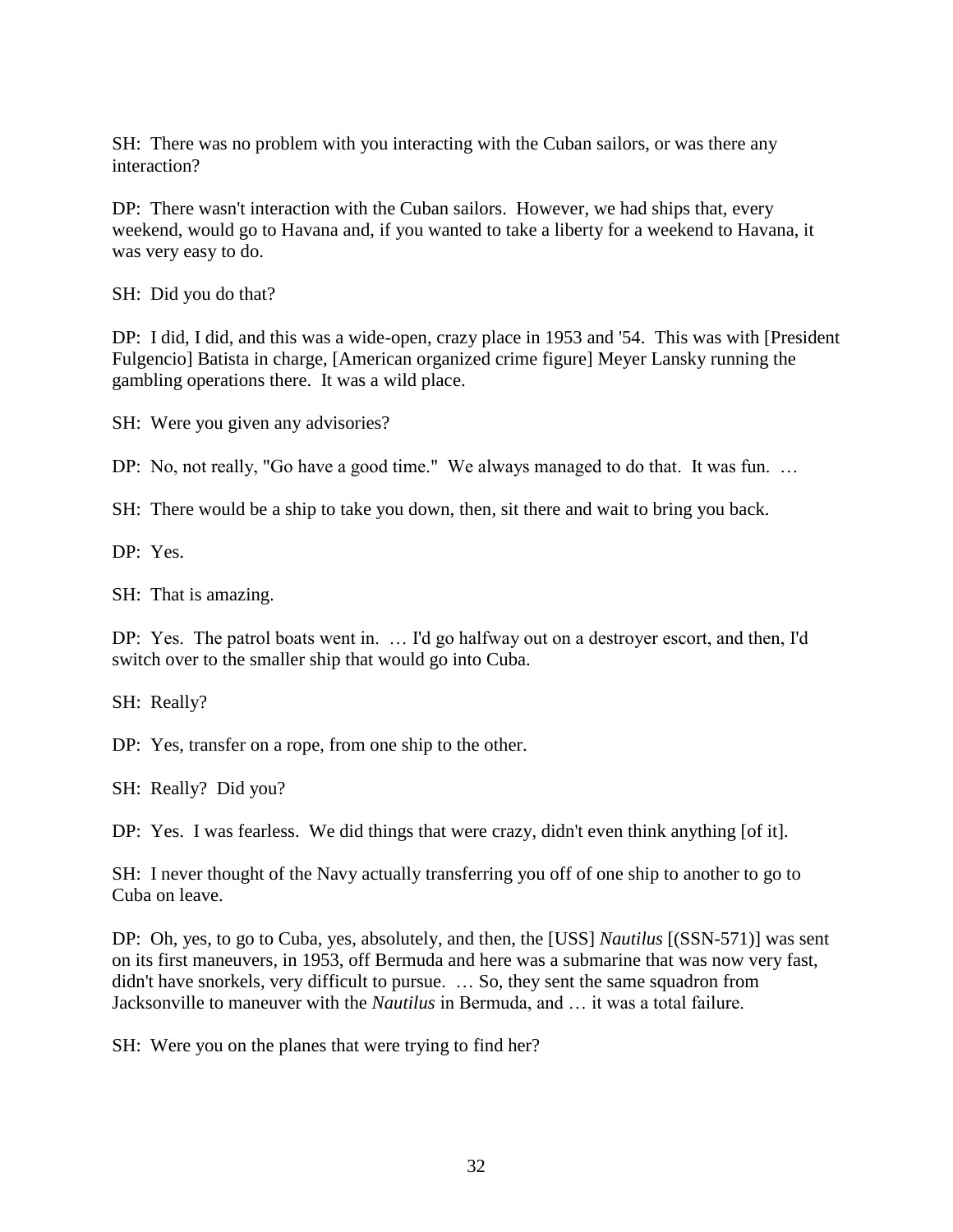SH: There was no problem with you interacting with the Cuban sailors, or was there any interaction?

DP: There wasn't interaction with the Cuban sailors. However, we had ships that, every weekend, would go to Havana and, if you wanted to take a liberty for a weekend to Havana, it was very easy to do.

SH: Did you do that?

DP: I did, I did, and this was a wide-open, crazy place in 1953 and '54. This was with [President Fulgencio] Batista in charge, [American organized crime figure] Meyer Lansky running the gambling operations there. It was a wild place.

SH: Were you given any advisories?

DP: No, not really, "Go have a good time." We always managed to do that. It was fun. …

SH: There would be a ship to take you down, then, sit there and wait to bring you back.

DP: Yes.

SH: That is amazing.

DP: Yes. The patrol boats went in. … I'd go halfway out on a destroyer escort, and then, I'd switch over to the smaller ship that would go into Cuba.

SH: Really?

DP: Yes, transfer on a rope, from one ship to the other.

SH: Really? Did you?

DP: Yes. I was fearless. We did things that were crazy, didn't even think anything [of it].

SH: I never thought of the Navy actually transferring you off of one ship to another to go to Cuba on leave.

DP: Oh, yes, to go to Cuba, yes, absolutely, and then, the [USS] *Nautilus* [(SSN-571)] was sent on its first maneuvers, in 1953, off Bermuda and here was a submarine that was now very fast, didn't have snorkels, very difficult to pursue. … So, they sent the same squadron from Jacksonville to maneuver with the *Nautilus* in Bermuda, and … it was a total failure.

SH: Were you on the planes that were trying to find her?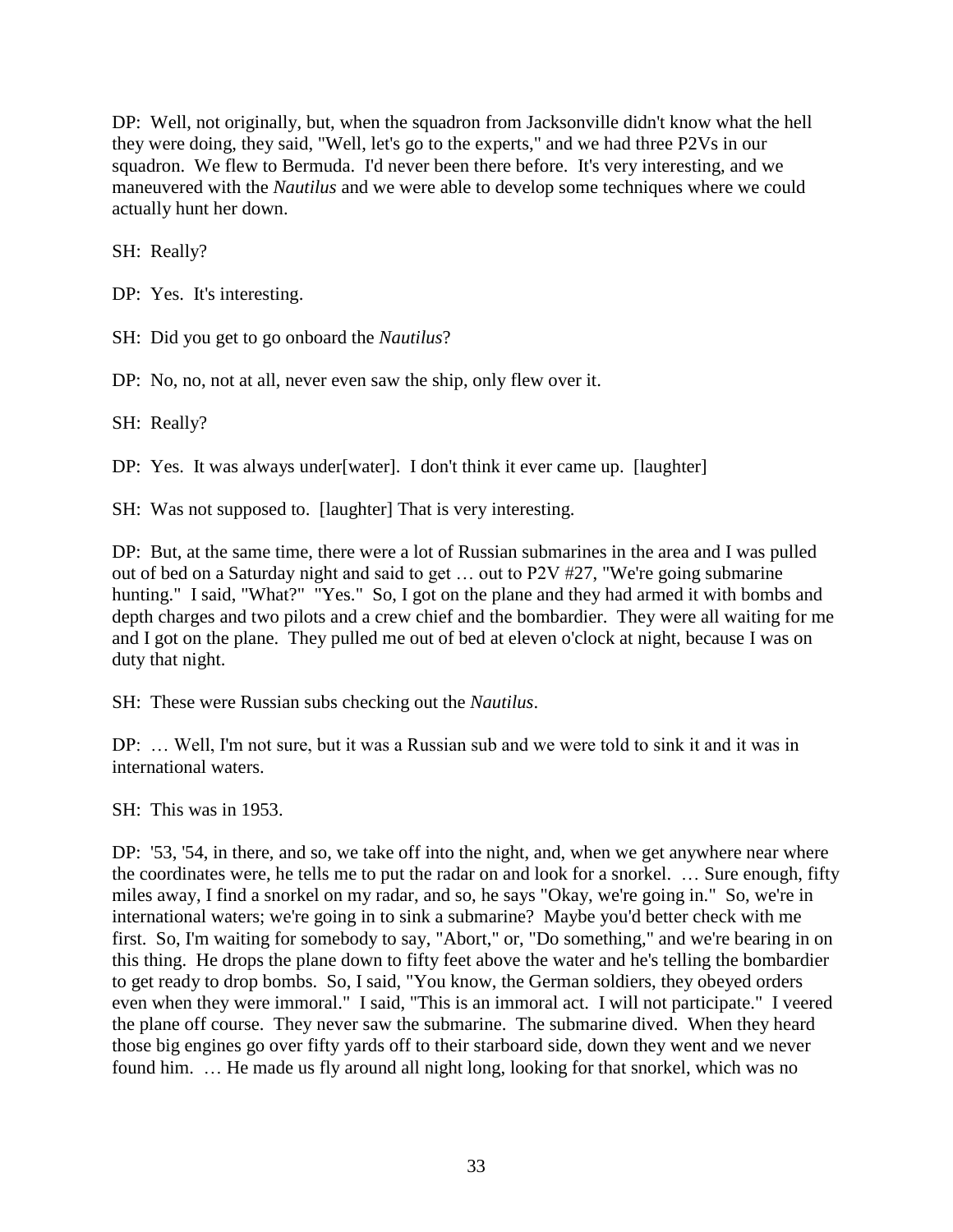DP: Well, not originally, but, when the squadron from Jacksonville didn't know what the hell they were doing, they said, "Well, let's go to the experts," and we had three P2Vs in our squadron. We flew to Bermuda. I'd never been there before. It's very interesting, and we maneuvered with the *Nautilus* and we were able to develop some techniques where we could actually hunt her down.

SH: Really?

DP: Yes. It's interesting.

SH: Did you get to go onboard the *Nautilus*?

DP: No, no, not at all, never even saw the ship, only flew over it.

SH: Really?

DP: Yes. It was always under[water]. I don't think it ever came up. [laughter]

SH: Was not supposed to. [laughter] That is very interesting.

DP: But, at the same time, there were a lot of Russian submarines in the area and I was pulled out of bed on a Saturday night and said to get … out to P2V #27, "We're going submarine hunting." I said, "What?" "Yes." So, I got on the plane and they had armed it with bombs and depth charges and two pilots and a crew chief and the bombardier. They were all waiting for me and I got on the plane. They pulled me out of bed at eleven o'clock at night, because I was on duty that night.

SH: These were Russian subs checking out the *Nautilus*.

DP: … Well, I'm not sure, but it was a Russian sub and we were told to sink it and it was in international waters.

SH: This was in 1953.

DP: '53, '54, in there, and so, we take off into the night, and, when we get anywhere near where the coordinates were, he tells me to put the radar on and look for a snorkel. … Sure enough, fifty miles away, I find a snorkel on my radar, and so, he says "Okay, we're going in." So, we're in international waters; we're going in to sink a submarine? Maybe you'd better check with me first. So, I'm waiting for somebody to say, "Abort," or, "Do something," and we're bearing in on this thing. He drops the plane down to fifty feet above the water and he's telling the bombardier to get ready to drop bombs. So, I said, "You know, the German soldiers, they obeyed orders even when they were immoral." I said, "This is an immoral act. I will not participate." I veered the plane off course. They never saw the submarine. The submarine dived. When they heard those big engines go over fifty yards off to their starboard side, down they went and we never found him. … He made us fly around all night long, looking for that snorkel, which was no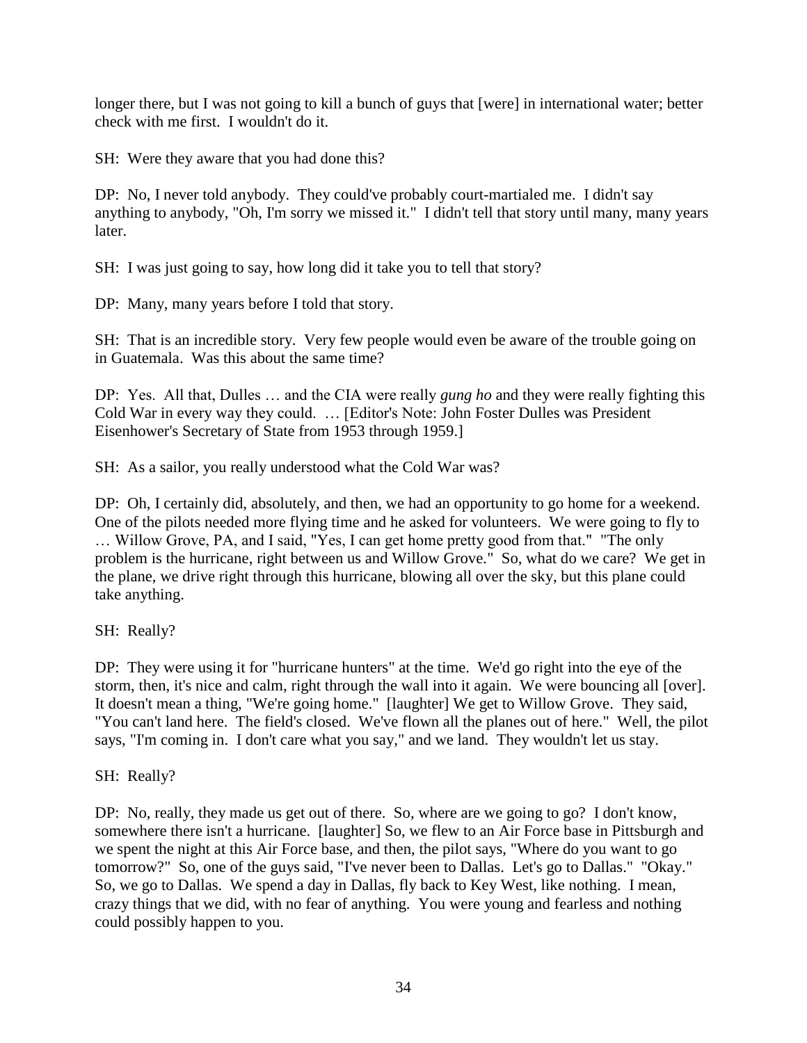longer there, but I was not going to kill a bunch of guys that [were] in international water; better check with me first. I wouldn't do it.

SH: Were they aware that you had done this?

DP: No, I never told anybody. They could've probably court-martialed me. I didn't say anything to anybody, "Oh, I'm sorry we missed it." I didn't tell that story until many, many years later.

SH: I was just going to say, how long did it take you to tell that story?

DP: Many, many years before I told that story.

SH: That is an incredible story. Very few people would even be aware of the trouble going on in Guatemala. Was this about the same time?

DP: Yes. All that, Dulles … and the CIA were really *gung ho* and they were really fighting this Cold War in every way they could. … [Editor's Note: John Foster Dulles was President Eisenhower's Secretary of State from 1953 through 1959.]

SH: As a sailor, you really understood what the Cold War was?

DP: Oh, I certainly did, absolutely, and then, we had an opportunity to go home for a weekend. One of the pilots needed more flying time and he asked for volunteers. We were going to fly to … Willow Grove, PA, and I said, "Yes, I can get home pretty good from that." "The only problem is the hurricane, right between us and Willow Grove." So, what do we care? We get in the plane, we drive right through this hurricane, blowing all over the sky, but this plane could take anything.

SH: Really?

DP: They were using it for "hurricane hunters" at the time. We'd go right into the eye of the storm, then, it's nice and calm, right through the wall into it again. We were bouncing all [over]. It doesn't mean a thing, "We're going home." [laughter] We get to Willow Grove. They said, "You can't land here. The field's closed. We've flown all the planes out of here." Well, the pilot says, "I'm coming in. I don't care what you say," and we land. They wouldn't let us stay.

SH: Really?

DP: No, really, they made us get out of there. So, where are we going to go? I don't know, somewhere there isn't a hurricane. [laughter] So, we flew to an Air Force base in Pittsburgh and we spent the night at this Air Force base, and then, the pilot says, "Where do you want to go tomorrow?" So, one of the guys said, "I've never been to Dallas. Let's go to Dallas." "Okay." So, we go to Dallas. We spend a day in Dallas, fly back to Key West, like nothing. I mean, crazy things that we did, with no fear of anything. You were young and fearless and nothing could possibly happen to you.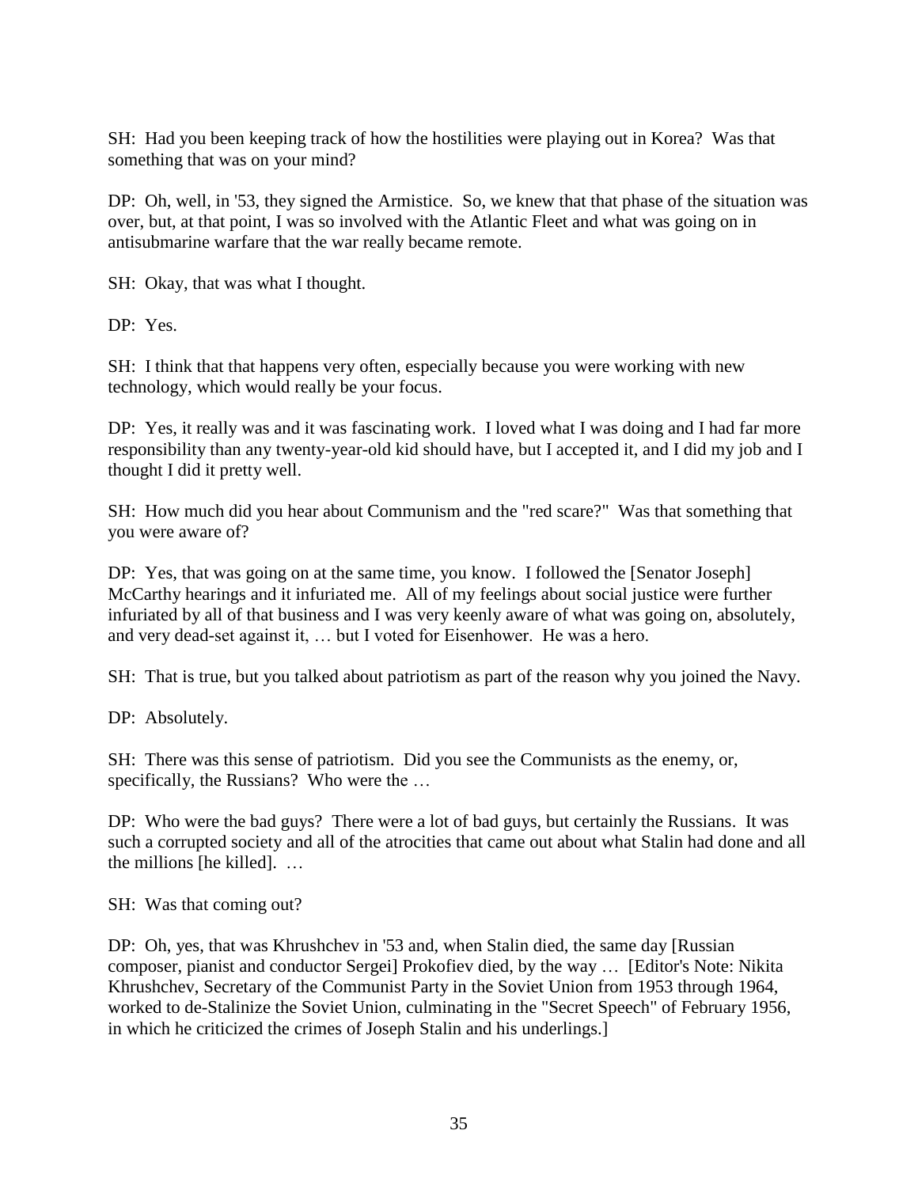SH: Had you been keeping track of how the hostilities were playing out in Korea? Was that something that was on your mind?

DP: Oh, well, in '53, they signed the Armistice. So, we knew that that phase of the situation was over, but, at that point, I was so involved with the Atlantic Fleet and what was going on in antisubmarine warfare that the war really became remote.

SH: Okay, that was what I thought.

DP: Yes.

SH: I think that that happens very often, especially because you were working with new technology, which would really be your focus.

DP: Yes, it really was and it was fascinating work. I loved what I was doing and I had far more responsibility than any twenty-year-old kid should have, but I accepted it, and I did my job and I thought I did it pretty well.

SH: How much did you hear about Communism and the "red scare?" Was that something that you were aware of?

DP: Yes, that was going on at the same time, you know. I followed the [Senator Joseph] McCarthy hearings and it infuriated me. All of my feelings about social justice were further infuriated by all of that business and I was very keenly aware of what was going on, absolutely, and very dead-set against it, … but I voted for Eisenhower. He was a hero.

SH: That is true, but you talked about patriotism as part of the reason why you joined the Navy.

DP: Absolutely.

SH: There was this sense of patriotism. Did you see the Communists as the enemy, or, specifically, the Russians? Who were the …

DP: Who were the bad guys? There were a lot of bad guys, but certainly the Russians. It was such a corrupted society and all of the atrocities that came out about what Stalin had done and all the millions [he killed]. …

SH: Was that coming out?

DP: Oh, yes, that was Khrushchev in '53 and, when Stalin died, the same day [Russian composer, pianist and conductor Sergei] Prokofiev died, by the way … [Editor's Note: Nikita Khrushchev, Secretary of the Communist Party in the Soviet Union from 1953 through 1964, worked to de-Stalinize the Soviet Union, culminating in the "Secret Speech" of February 1956, in which he criticized the crimes of Joseph Stalin and his underlings.]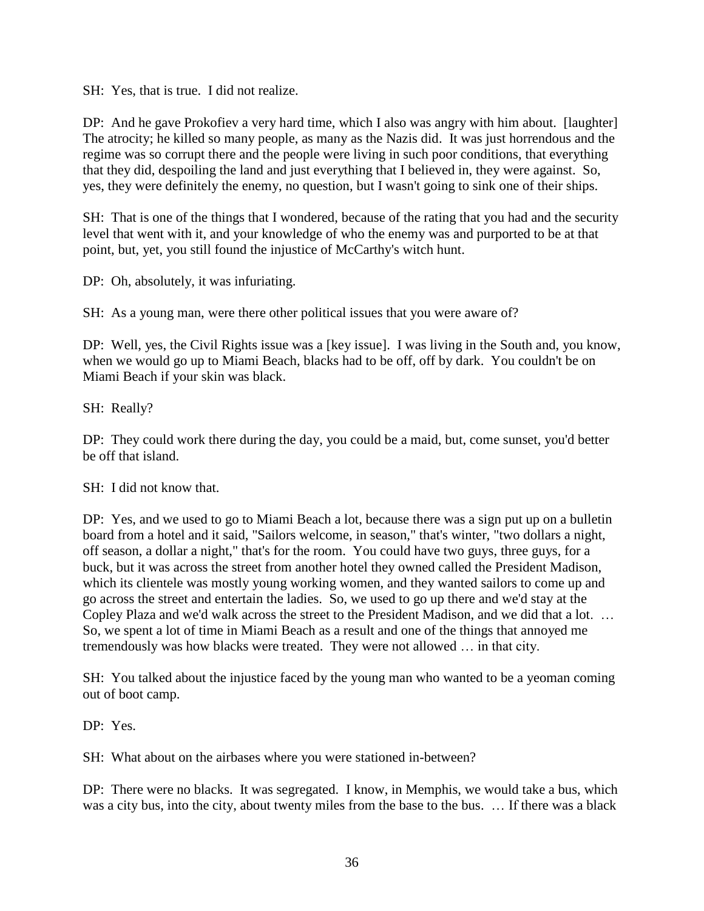SH: Yes, that is true. I did not realize.

DP: And he gave Prokofiev a very hard time, which I also was angry with him about. [laughter] The atrocity; he killed so many people, as many as the Nazis did. It was just horrendous and the regime was so corrupt there and the people were living in such poor conditions, that everything that they did, despoiling the land and just everything that I believed in, they were against. So, yes, they were definitely the enemy, no question, but I wasn't going to sink one of their ships.

SH: That is one of the things that I wondered, because of the rating that you had and the security level that went with it, and your knowledge of who the enemy was and purported to be at that point, but, yet, you still found the injustice of McCarthy's witch hunt.

DP: Oh, absolutely, it was infuriating.

SH: As a young man, were there other political issues that you were aware of?

DP: Well, yes, the Civil Rights issue was a [key issue]. I was living in the South and, you know, when we would go up to Miami Beach, blacks had to be off, off by dark. You couldn't be on Miami Beach if your skin was black.

SH: Really?

DP: They could work there during the day, you could be a maid, but, come sunset, you'd better be off that island.

SH: I did not know that.

DP: Yes, and we used to go to Miami Beach a lot, because there was a sign put up on a bulletin board from a hotel and it said, "Sailors welcome, in season," that's winter, "two dollars a night, off season, a dollar a night," that's for the room. You could have two guys, three guys, for a buck, but it was across the street from another hotel they owned called the President Madison, which its clientele was mostly young working women, and they wanted sailors to come up and go across the street and entertain the ladies. So, we used to go up there and we'd stay at the Copley Plaza and we'd walk across the street to the President Madison, and we did that a lot. … So, we spent a lot of time in Miami Beach as a result and one of the things that annoyed me tremendously was how blacks were treated. They were not allowed … in that city.

SH: You talked about the injustice faced by the young man who wanted to be a yeoman coming out of boot camp.

DP: Yes.

SH: What about on the airbases where you were stationed in-between?

DP: There were no blacks. It was segregated. I know, in Memphis, we would take a bus, which was a city bus, into the city, about twenty miles from the base to the bus. … If there was a black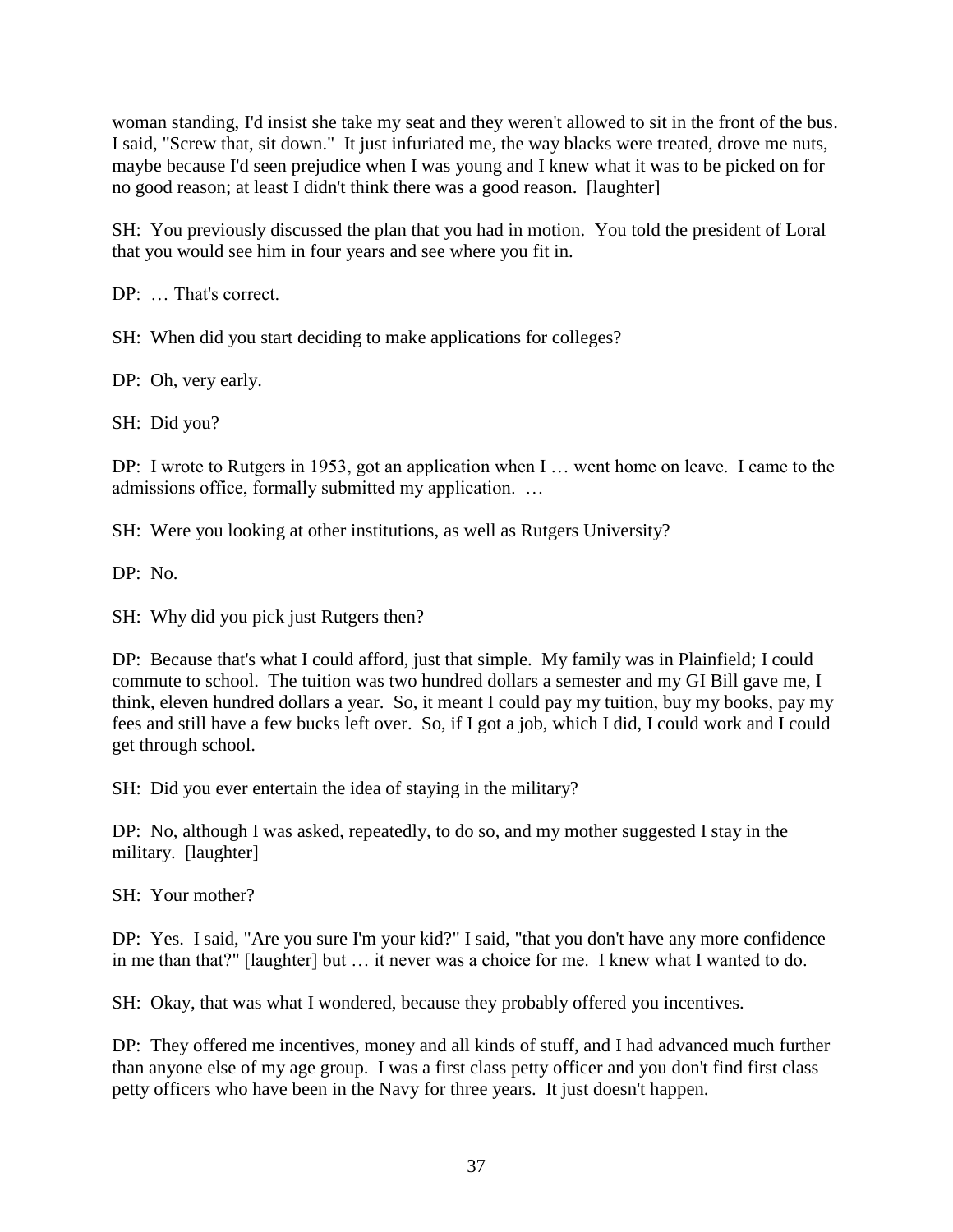woman standing, I'd insist she take my seat and they weren't allowed to sit in the front of the bus. I said, "Screw that, sit down." It just infuriated me, the way blacks were treated, drove me nuts, maybe because I'd seen prejudice when I was young and I knew what it was to be picked on for no good reason; at least I didn't think there was a good reason. [laughter]

SH: You previously discussed the plan that you had in motion. You told the president of Loral that you would see him in four years and see where you fit in.

DP: … That's correct.

SH: When did you start deciding to make applications for colleges?

DP: Oh, very early.

SH: Did you?

DP: I wrote to Rutgers in 1953, got an application when I … went home on leave. I came to the admissions office, formally submitted my application. …

SH: Were you looking at other institutions, as well as Rutgers University?

DP: No.

SH: Why did you pick just Rutgers then?

DP: Because that's what I could afford, just that simple. My family was in Plainfield; I could commute to school. The tuition was two hundred dollars a semester and my GI Bill gave me, I think, eleven hundred dollars a year. So, it meant I could pay my tuition, buy my books, pay my fees and still have a few bucks left over. So, if I got a job, which I did, I could work and I could get through school.

SH: Did you ever entertain the idea of staying in the military?

DP: No, although I was asked, repeatedly, to do so, and my mother suggested I stay in the military. [laughter]

SH: Your mother?

DP: Yes. I said, "Are you sure I'm your kid?" I said, "that you don't have any more confidence in me than that?" [laughter] but … it never was a choice for me. I knew what I wanted to do.

SH: Okay, that was what I wondered, because they probably offered you incentives.

DP: They offered me incentives, money and all kinds of stuff, and I had advanced much further than anyone else of my age group. I was a first class petty officer and you don't find first class petty officers who have been in the Navy for three years. It just doesn't happen.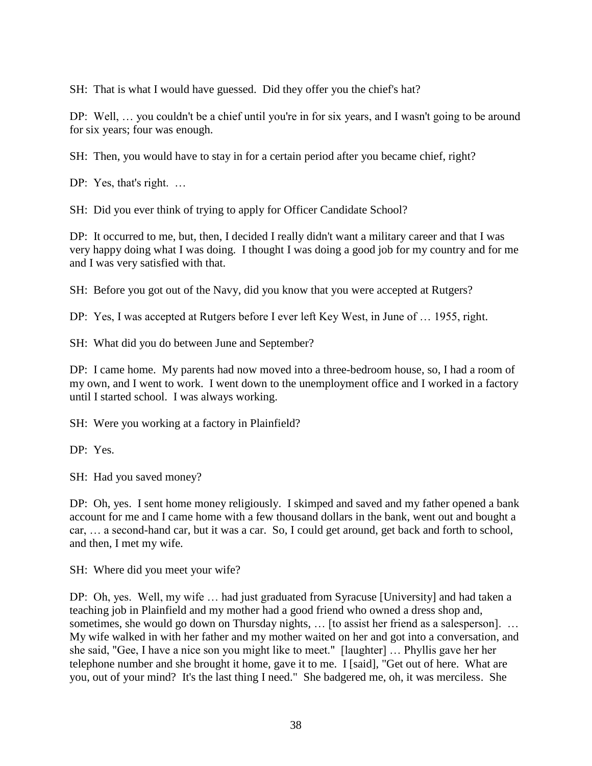SH: That is what I would have guessed. Did they offer you the chief's hat?

DP: Well, … you couldn't be a chief until you're in for six years, and I wasn't going to be around for six years; four was enough.

SH: Then, you would have to stay in for a certain period after you became chief, right?

DP: Yes, that's right. …

SH: Did you ever think of trying to apply for Officer Candidate School?

DP: It occurred to me, but, then, I decided I really didn't want a military career and that I was very happy doing what I was doing. I thought I was doing a good job for my country and for me and I was very satisfied with that.

SH: Before you got out of the Navy, did you know that you were accepted at Rutgers?

DP: Yes, I was accepted at Rutgers before I ever left Key West, in June of … 1955, right.

SH: What did you do between June and September?

DP: I came home. My parents had now moved into a three-bedroom house, so, I had a room of my own, and I went to work. I went down to the unemployment office and I worked in a factory until I started school. I was always working.

SH: Were you working at a factory in Plainfield?

DP: Yes.

SH: Had you saved money?

DP: Oh, yes. I sent home money religiously. I skimped and saved and my father opened a bank account for me and I came home with a few thousand dollars in the bank, went out and bought a car, … a second-hand car, but it was a car. So, I could get around, get back and forth to school, and then, I met my wife.

SH: Where did you meet your wife?

DP: Oh, yes. Well, my wife … had just graduated from Syracuse [University] and had taken a teaching job in Plainfield and my mother had a good friend who owned a dress shop and, sometimes, she would go down on Thursday nights, … [to assist her friend as a salesperson]. … My wife walked in with her father and my mother waited on her and got into a conversation, and she said, "Gee, I have a nice son you might like to meet." [laughter] … Phyllis gave her her telephone number and she brought it home, gave it to me. I [said], "Get out of here. What are you, out of your mind? It's the last thing I need." She badgered me, oh, it was merciless. She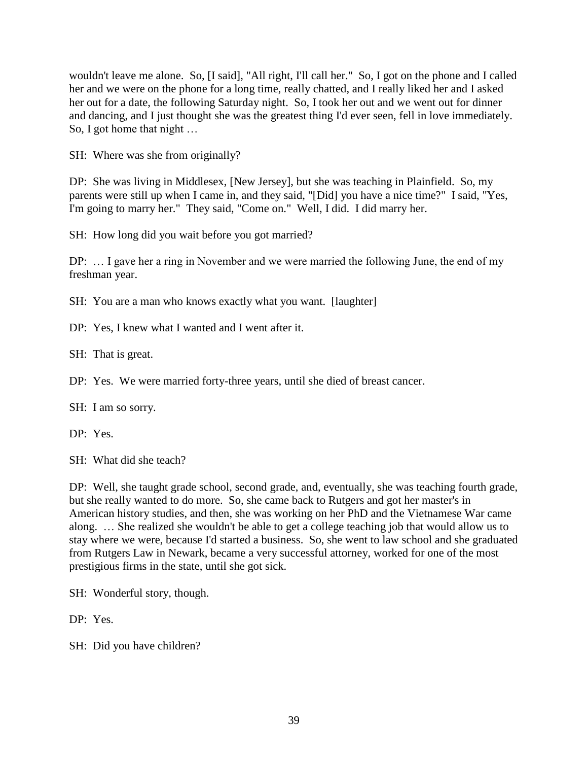wouldn't leave me alone. So, [I said], "All right, I'll call her." So, I got on the phone and I called her and we were on the phone for a long time, really chatted, and I really liked her and I asked her out for a date, the following Saturday night. So, I took her out and we went out for dinner and dancing, and I just thought she was the greatest thing I'd ever seen, fell in love immediately. So, I got home that night …

SH: Where was she from originally?

DP: She was living in Middlesex, [New Jersey], but she was teaching in Plainfield. So, my parents were still up when I came in, and they said, "[Did] you have a nice time?" I said, "Yes, I'm going to marry her." They said, "Come on." Well, I did. I did marry her.

SH: How long did you wait before you got married?

DP: … I gave her a ring in November and we were married the following June, the end of my freshman year.

SH: You are a man who knows exactly what you want. [laughter]

DP: Yes, I knew what I wanted and I went after it.

SH: That is great.

DP: Yes. We were married forty-three years, until she died of breast cancer.

SH: I am so sorry.

DP: Yes.

SH: What did she teach?

DP: Well, she taught grade school, second grade, and, eventually, she was teaching fourth grade, but she really wanted to do more. So, she came back to Rutgers and got her master's in American history studies, and then, she was working on her PhD and the Vietnamese War came along. … She realized she wouldn't be able to get a college teaching job that would allow us to stay where we were, because I'd started a business. So, she went to law school and she graduated from Rutgers Law in Newark, became a very successful attorney, worked for one of the most prestigious firms in the state, until she got sick.

SH: Wonderful story, though.

DP: Yes.

SH: Did you have children?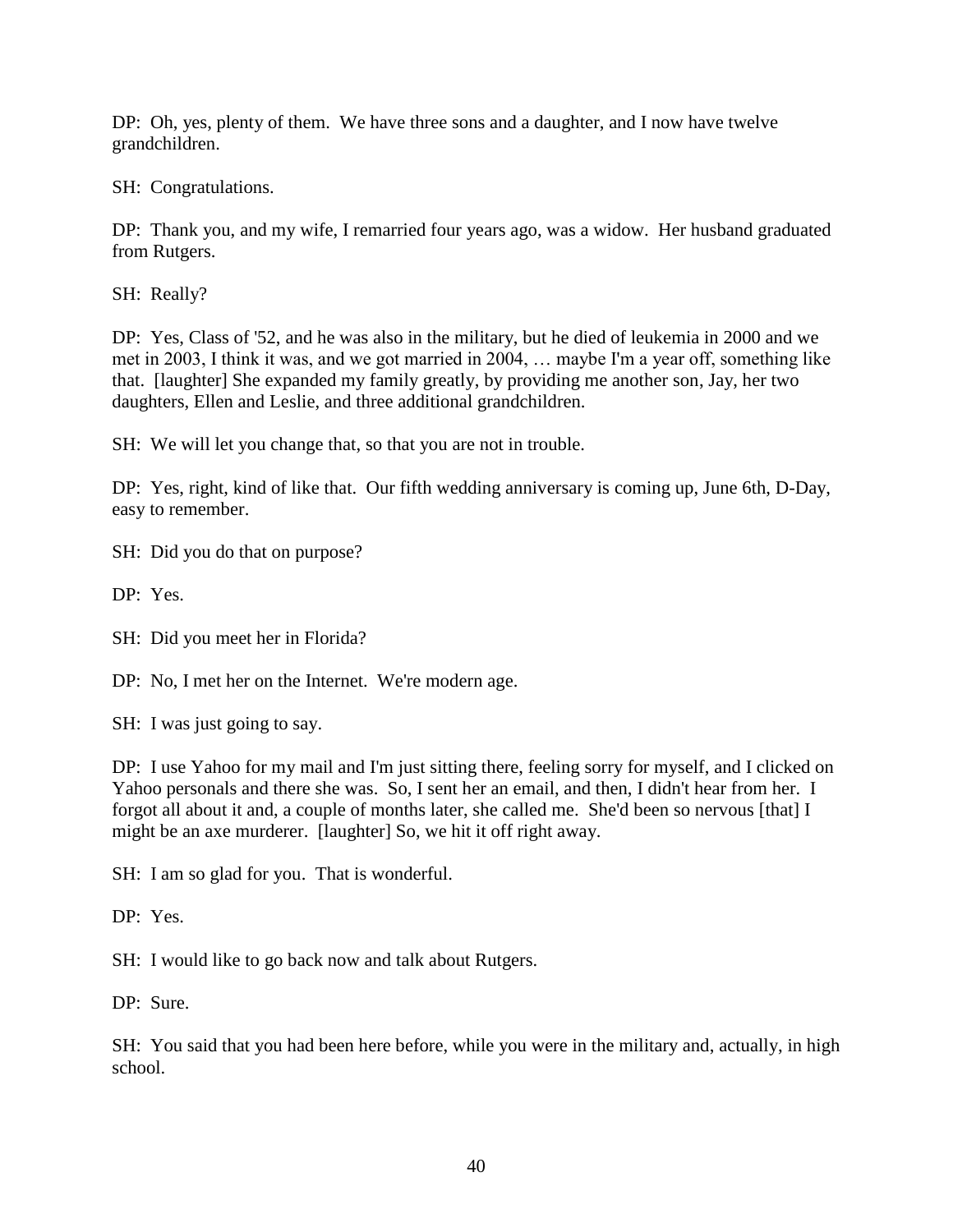DP: Oh, yes, plenty of them. We have three sons and a daughter, and I now have twelve grandchildren.

SH: Congratulations.

DP: Thank you, and my wife, I remarried four years ago, was a widow. Her husband graduated from Rutgers.

SH: Really?

DP: Yes, Class of '52, and he was also in the military, but he died of leukemia in 2000 and we met in 2003, I think it was, and we got married in 2004, … maybe I'm a year off, something like that. [laughter] She expanded my family greatly, by providing me another son, Jay, her two daughters, Ellen and Leslie, and three additional grandchildren.

SH: We will let you change that, so that you are not in trouble.

DP: Yes, right, kind of like that. Our fifth wedding anniversary is coming up, June 6th, D-Day, easy to remember.

SH: Did you do that on purpose?

DP: Yes.

SH: Did you meet her in Florida?

DP: No, I met her on the Internet. We're modern age.

SH: I was just going to say.

DP: I use Yahoo for my mail and I'm just sitting there, feeling sorry for myself, and I clicked on Yahoo personals and there she was. So, I sent her an email, and then, I didn't hear from her. I forgot all about it and, a couple of months later, she called me. She'd been so nervous [that] I might be an axe murderer. [laughter] So, we hit it off right away.

SH: I am so glad for you. That is wonderful.

DP: Yes.

SH: I would like to go back now and talk about Rutgers.

DP: Sure.

SH: You said that you had been here before, while you were in the military and, actually, in high school.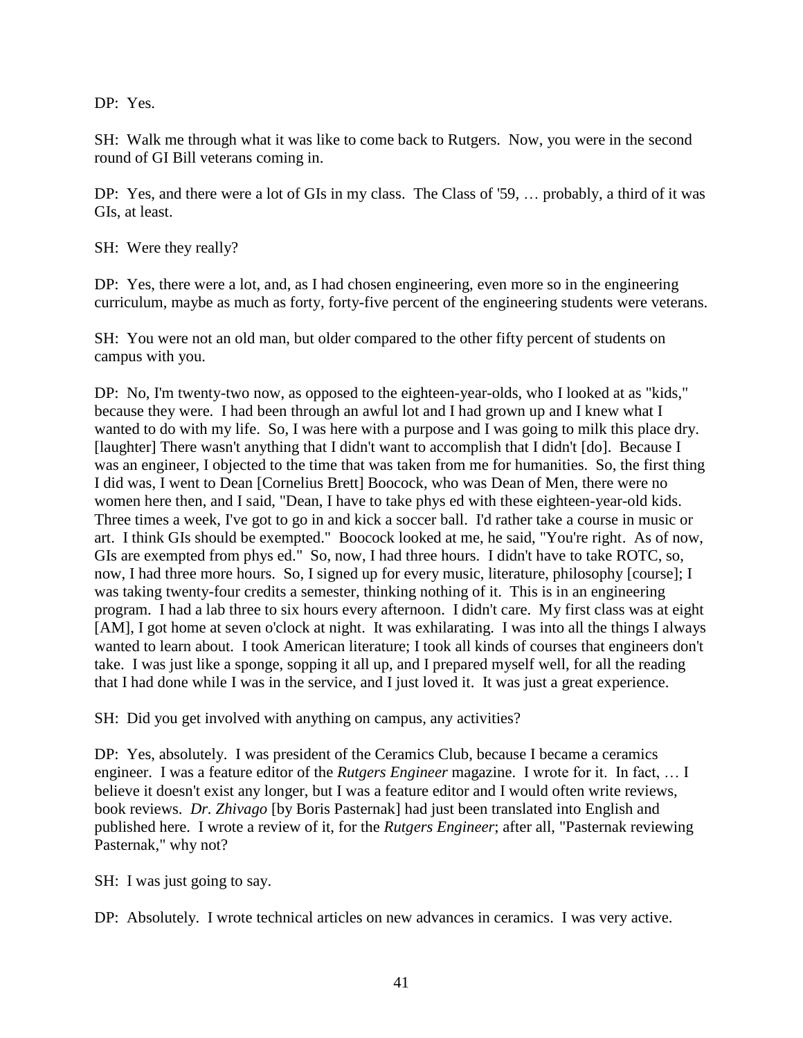DP: Yes.

SH: Walk me through what it was like to come back to Rutgers. Now, you were in the second round of GI Bill veterans coming in.

DP: Yes, and there were a lot of GIs in my class. The Class of '59, … probably, a third of it was GIs, at least.

SH: Were they really?

DP: Yes, there were a lot, and, as I had chosen engineering, even more so in the engineering curriculum, maybe as much as forty, forty-five percent of the engineering students were veterans.

SH: You were not an old man, but older compared to the other fifty percent of students on campus with you.

DP: No, I'm twenty-two now, as opposed to the eighteen-year-olds, who I looked at as "kids," because they were. I had been through an awful lot and I had grown up and I knew what I wanted to do with my life. So, I was here with a purpose and I was going to milk this place dry. [laughter] There wasn't anything that I didn't want to accomplish that I didn't [do]. Because I was an engineer, I objected to the time that was taken from me for humanities. So, the first thing I did was, I went to Dean [Cornelius Brett] Boocock, who was Dean of Men, there were no women here then, and I said, "Dean, I have to take phys ed with these eighteen-year-old kids. Three times a week, I've got to go in and kick a soccer ball. I'd rather take a course in music or art. I think GIs should be exempted." Boocock looked at me, he said, "You're right. As of now, GIs are exempted from phys ed." So, now, I had three hours. I didn't have to take ROTC, so, now, I had three more hours. So, I signed up for every music, literature, philosophy [course]; I was taking twenty-four credits a semester, thinking nothing of it. This is in an engineering program. I had a lab three to six hours every afternoon. I didn't care. My first class was at eight [AM], I got home at seven o'clock at night. It was exhilarating. I was into all the things I always wanted to learn about. I took American literature; I took all kinds of courses that engineers don't take. I was just like a sponge, sopping it all up, and I prepared myself well, for all the reading that I had done while I was in the service, and I just loved it. It was just a great experience.

SH: Did you get involved with anything on campus, any activities?

DP: Yes, absolutely. I was president of the Ceramics Club, because I became a ceramics engineer. I was a feature editor of the *Rutgers Engineer* magazine. I wrote for it. In fact, … I believe it doesn't exist any longer, but I was a feature editor and I would often write reviews, book reviews. *Dr. Zhivago* [by Boris Pasternak] had just been translated into English and published here. I wrote a review of it, for the *Rutgers Engineer*; after all, "Pasternak reviewing Pasternak," why not?

SH: I was just going to say.

DP: Absolutely. I wrote technical articles on new advances in ceramics. I was very active.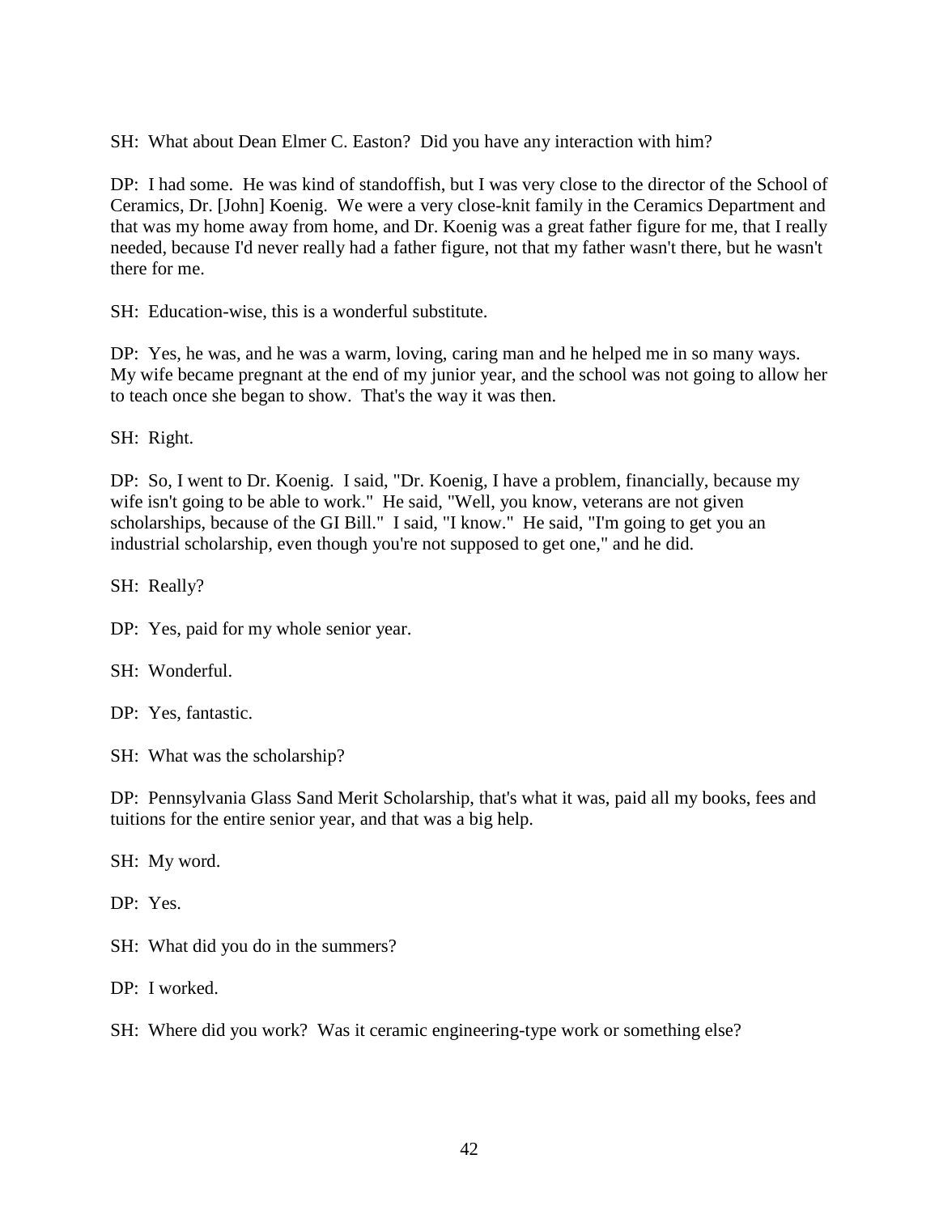SH: What about Dean Elmer C. Easton? Did you have any interaction with him?

DP: I had some. He was kind of standoffish, but I was very close to the director of the School of Ceramics, Dr. [John] Koenig. We were a very close-knit family in the Ceramics Department and that was my home away from home, and Dr. Koenig was a great father figure for me, that I really needed, because I'd never really had a father figure, not that my father wasn't there, but he wasn't there for me.

SH: Education-wise, this is a wonderful substitute.

DP: Yes, he was, and he was a warm, loving, caring man and he helped me in so many ways. My wife became pregnant at the end of my junior year, and the school was not going to allow her to teach once she began to show. That's the way it was then.

SH: Right.

DP: So, I went to Dr. Koenig. I said, "Dr. Koenig, I have a problem, financially, because my wife isn't going to be able to work." He said, "Well, you know, veterans are not given scholarships, because of the GI Bill." I said, "I know." He said, "I'm going to get you an industrial scholarship, even though you're not supposed to get one," and he did.

SH: Really?

DP: Yes, paid for my whole senior year.

SH: Wonderful.

DP: Yes, fantastic.

SH: What was the scholarship?

DP: Pennsylvania Glass Sand Merit Scholarship, that's what it was, paid all my books, fees and tuitions for the entire senior year, and that was a big help.

SH: My word.

DP: Yes.

SH: What did you do in the summers?

DP: I worked.

SH: Where did you work? Was it ceramic engineering-type work or something else?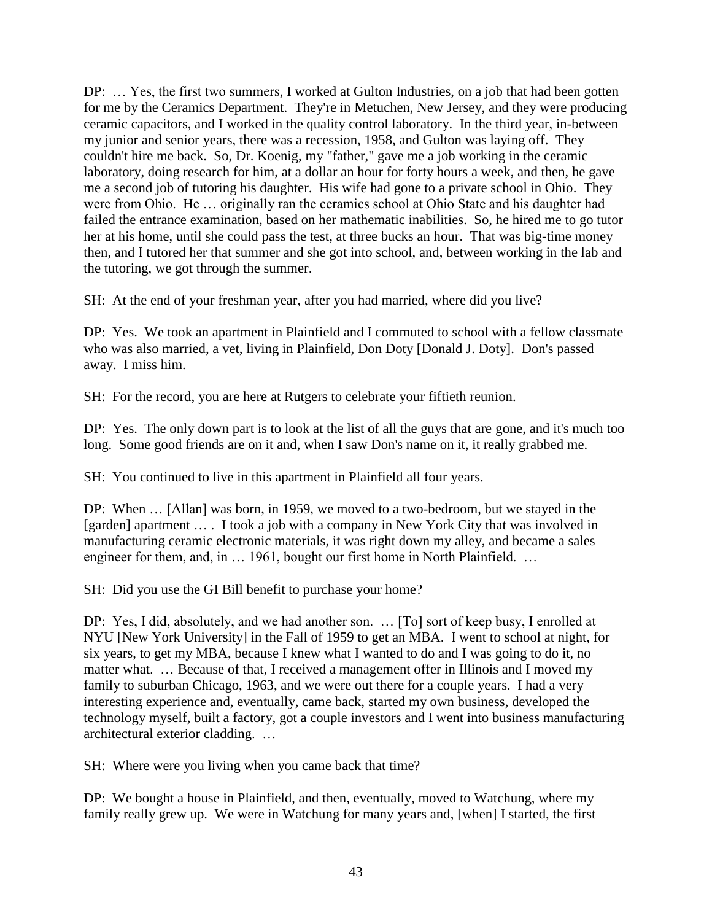DP: … Yes, the first two summers, I worked at Gulton Industries, on a job that had been gotten for me by the Ceramics Department. They're in Metuchen, New Jersey, and they were producing ceramic capacitors, and I worked in the quality control laboratory. In the third year, in-between my junior and senior years, there was a recession, 1958, and Gulton was laying off. They couldn't hire me back. So, Dr. Koenig, my "father," gave me a job working in the ceramic laboratory, doing research for him, at a dollar an hour for forty hours a week, and then, he gave me a second job of tutoring his daughter. His wife had gone to a private school in Ohio. They were from Ohio. He … originally ran the ceramics school at Ohio State and his daughter had failed the entrance examination, based on her mathematic inabilities. So, he hired me to go tutor her at his home, until she could pass the test, at three bucks an hour. That was big-time money then, and I tutored her that summer and she got into school, and, between working in the lab and the tutoring, we got through the summer.

SH: At the end of your freshman year, after you had married, where did you live?

DP: Yes. We took an apartment in Plainfield and I commuted to school with a fellow classmate who was also married, a vet, living in Plainfield, Don Doty [Donald J. Doty]. Don's passed away. I miss him.

SH: For the record, you are here at Rutgers to celebrate your fiftieth reunion.

DP: Yes. The only down part is to look at the list of all the guys that are gone, and it's much too long. Some good friends are on it and, when I saw Don's name on it, it really grabbed me.

SH: You continued to live in this apartment in Plainfield all four years.

DP: When … [Allan] was born, in 1959, we moved to a two-bedroom, but we stayed in the [garden] apartment … . I took a job with a company in New York City that was involved in manufacturing ceramic electronic materials, it was right down my alley, and became a sales engineer for them, and, in … 1961, bought our first home in North Plainfield. …

SH: Did you use the GI Bill benefit to purchase your home?

DP: Yes, I did, absolutely, and we had another son. … [To] sort of keep busy, I enrolled at NYU [New York University] in the Fall of 1959 to get an MBA. I went to school at night, for six years, to get my MBA, because I knew what I wanted to do and I was going to do it, no matter what. … Because of that, I received a management offer in Illinois and I moved my family to suburban Chicago, 1963, and we were out there for a couple years. I had a very interesting experience and, eventually, came back, started my own business, developed the technology myself, built a factory, got a couple investors and I went into business manufacturing architectural exterior cladding. …

SH: Where were you living when you came back that time?

DP: We bought a house in Plainfield, and then, eventually, moved to Watchung, where my family really grew up. We were in Watchung for many years and, [when] I started, the first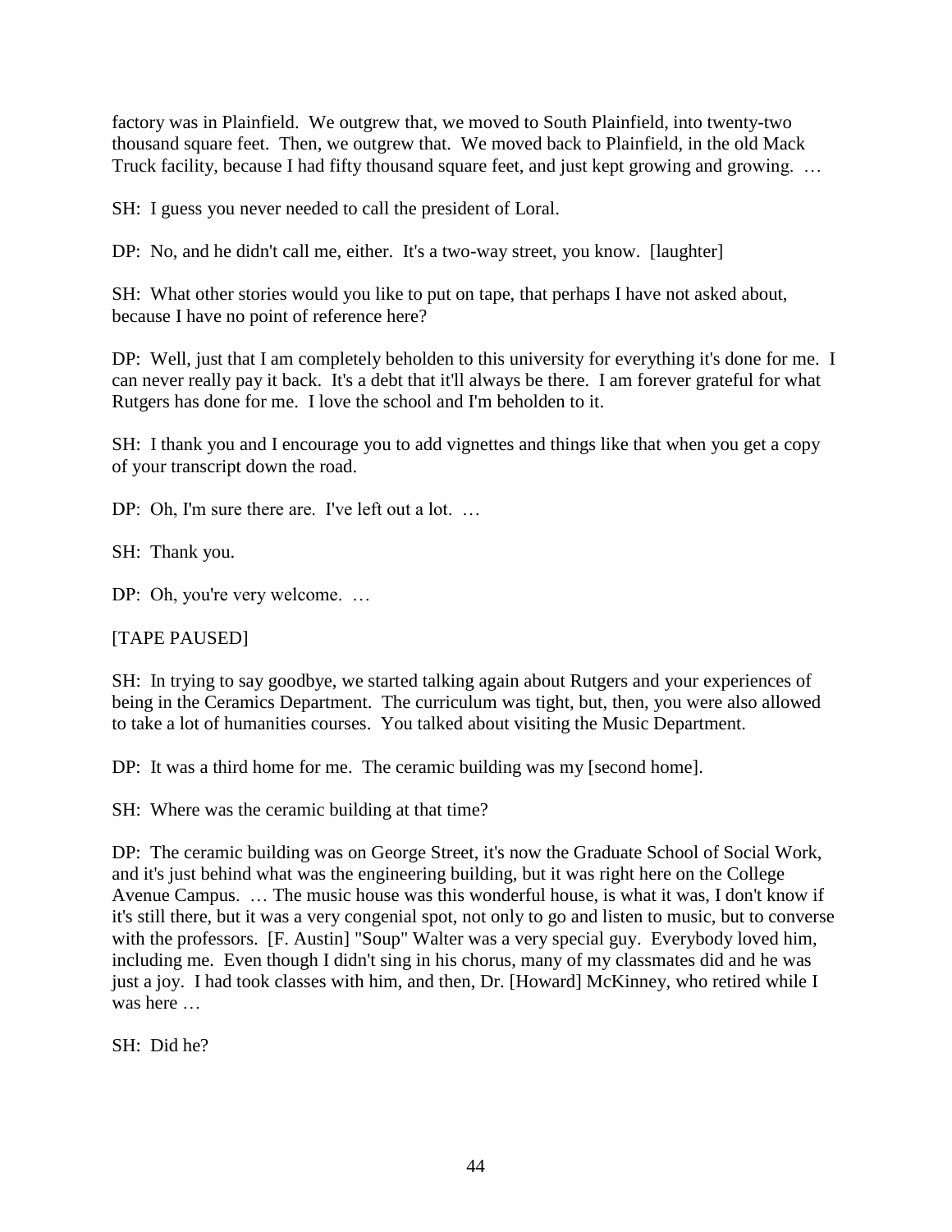factory was in Plainfield. We outgrew that, we moved to South Plainfield, into twenty-two thousand square feet. Then, we outgrew that. We moved back to Plainfield, in the old Mack Truck facility, because I had fifty thousand square feet, and just kept growing and growing. …

SH: I guess you never needed to call the president of Loral.

DP: No, and he didn't call me, either. It's a two-way street, you know. [laughter]

SH: What other stories would you like to put on tape, that perhaps I have not asked about, because I have no point of reference here?

DP: Well, just that I am completely beholden to this university for everything it's done for me. I can never really pay it back. It's a debt that it'll always be there. I am forever grateful for what Rutgers has done for me. I love the school and I'm beholden to it.

SH: I thank you and I encourage you to add vignettes and things like that when you get a copy of your transcript down the road.

DP: Oh, I'm sure there are. I've left out a lot. …

SH: Thank you.

DP: Oh, you're very welcome. …

[TAPE PAUSED]

SH: In trying to say goodbye, we started talking again about Rutgers and your experiences of being in the Ceramics Department. The curriculum was tight, but, then, you were also allowed to take a lot of humanities courses. You talked about visiting the Music Department.

DP: It was a third home for me. The ceramic building was my [second home].

SH: Where was the ceramic building at that time?

DP: The ceramic building was on George Street, it's now the Graduate School of Social Work, and it's just behind what was the engineering building, but it was right here on the College Avenue Campus. … The music house was this wonderful house, is what it was, I don't know if it's still there, but it was a very congenial spot, not only to go and listen to music, but to converse with the professors. [F. Austin] "Soup" Walter was a very special guy. Everybody loved him, including me. Even though I didn't sing in his chorus, many of my classmates did and he was just a joy. I had took classes with him, and then, Dr. [Howard] McKinney, who retired while I was here …

SH: Did he?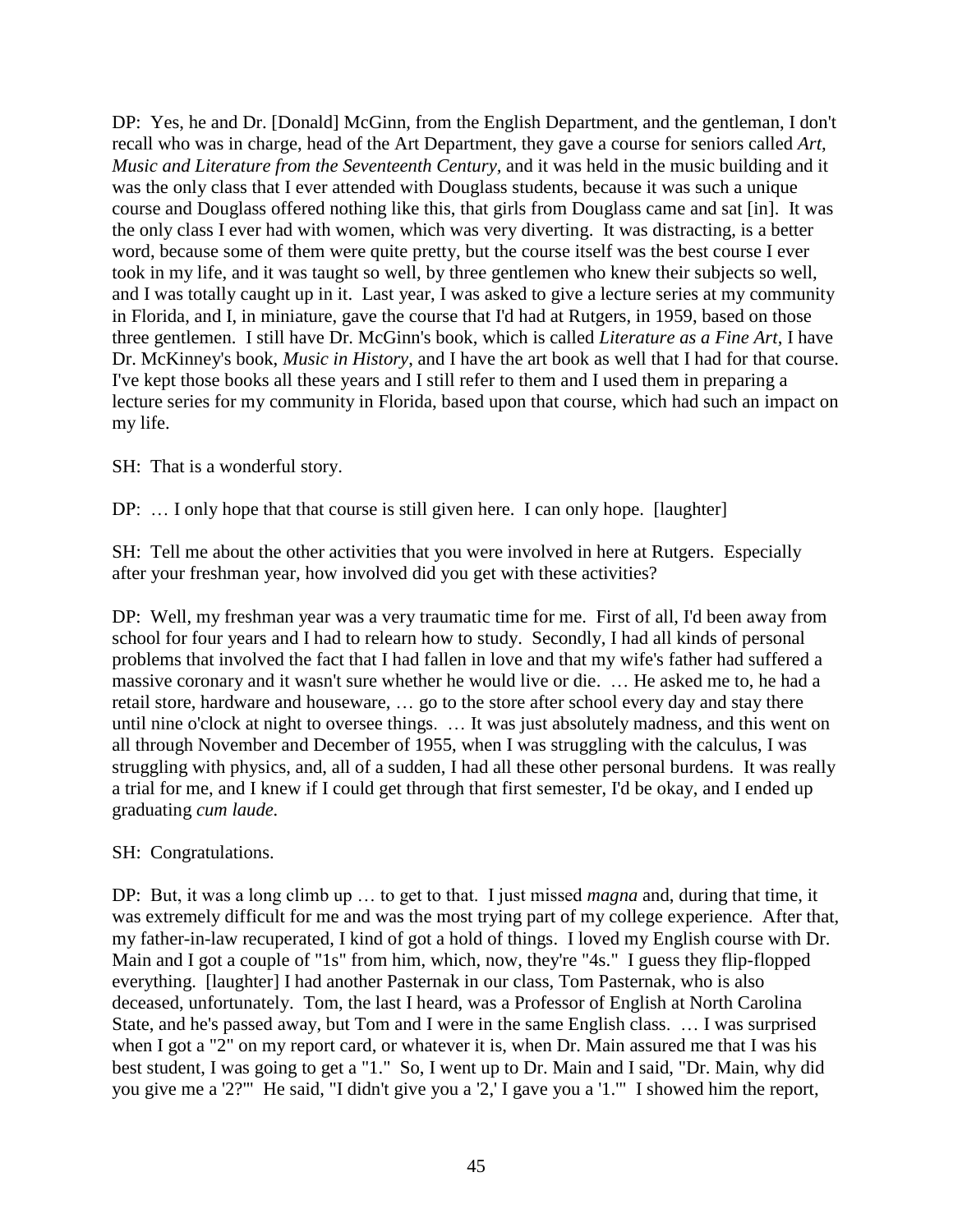DP: Yes, he and Dr. [Donald] McGinn, from the English Department, and the gentleman, I don't recall who was in charge, head of the Art Department, they gave a course for seniors called *Art, Music and Literature from the Seventeenth Century*, and it was held in the music building and it was the only class that I ever attended with Douglass students, because it was such a unique course and Douglass offered nothing like this, that girls from Douglass came and sat [in]. It was the only class I ever had with women, which was very diverting. It was distracting, is a better word, because some of them were quite pretty, but the course itself was the best course I ever took in my life, and it was taught so well, by three gentlemen who knew their subjects so well, and I was totally caught up in it. Last year, I was asked to give a lecture series at my community in Florida, and I, in miniature, gave the course that I'd had at Rutgers, in 1959, based on those three gentlemen. I still have Dr. McGinn's book, which is called *Literature as a Fine Art*, I have Dr. McKinney's book, *Music in History*, and I have the art book as well that I had for that course. I've kept those books all these years and I still refer to them and I used them in preparing a lecture series for my community in Florida, based upon that course, which had such an impact on my life.

SH: That is a wonderful story.

DP: … I only hope that that course is still given here. I can only hope. [laughter]

SH: Tell me about the other activities that you were involved in here at Rutgers. Especially after your freshman year, how involved did you get with these activities?

DP: Well, my freshman year was a very traumatic time for me. First of all, I'd been away from school for four years and I had to relearn how to study. Secondly, I had all kinds of personal problems that involved the fact that I had fallen in love and that my wife's father had suffered a massive coronary and it wasn't sure whether he would live or die. … He asked me to, he had a retail store, hardware and houseware, … go to the store after school every day and stay there until nine o'clock at night to oversee things. … It was just absolutely madness, and this went on all through November and December of 1955, when I was struggling with the calculus, I was struggling with physics, and, all of a sudden, I had all these other personal burdens. It was really a trial for me, and I knew if I could get through that first semester, I'd be okay, and I ended up graduating *cum laude*.

SH: Congratulations.

DP: But, it was a long climb up … to get to that. I just missed *magna* and, during that time, it was extremely difficult for me and was the most trying part of my college experience. After that, my father-in-law recuperated, I kind of got a hold of things. I loved my English course with Dr. Main and I got a couple of "1s" from him, which, now, they're "4s." I guess they flip-flopped everything. [laughter] I had another Pasternak in our class, Tom Pasternak, who is also deceased, unfortunately. Tom, the last I heard, was a Professor of English at North Carolina State, and he's passed away, but Tom and I were in the same English class. … I was surprised when I got a "2" on my report card, or whatever it is, when Dr. Main assured me that I was his best student, I was going to get a "1." So, I went up to Dr. Main and I said, "Dr. Main, why did you give me a '2?'" He said, "I didn't give you a '2,' I gave you a '1.'" I showed him the report,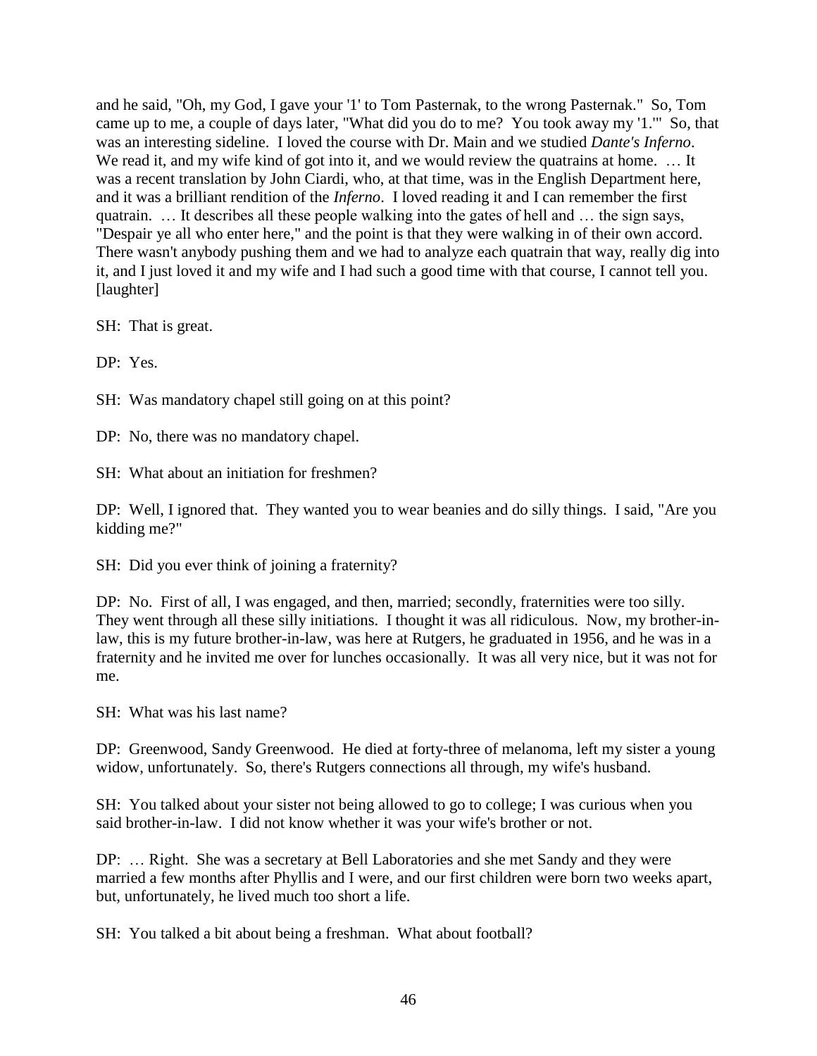and he said, "Oh, my God, I gave your '1' to Tom Pasternak, to the wrong Pasternak." So, Tom came up to me, a couple of days later, "What did you do to me? You took away my '1.'" So, that was an interesting sideline. I loved the course with Dr. Main and we studied *Dante's Inferno*. We read it, and my wife kind of got into it, and we would review the quatrains at home. … It was a recent translation by John Ciardi, who, at that time, was in the English Department here, and it was a brilliant rendition of the *Inferno*. I loved reading it and I can remember the first quatrain. … It describes all these people walking into the gates of hell and … the sign says, "Despair ye all who enter here," and the point is that they were walking in of their own accord. There wasn't anybody pushing them and we had to analyze each quatrain that way, really dig into it, and I just loved it and my wife and I had such a good time with that course, I cannot tell you. [laughter]

SH: That is great.

DP: Yes.

SH: Was mandatory chapel still going on at this point?

DP: No, there was no mandatory chapel.

SH: What about an initiation for freshmen?

DP: Well, I ignored that. They wanted you to wear beanies and do silly things. I said, "Are you kidding me?"

SH: Did you ever think of joining a fraternity?

DP: No. First of all, I was engaged, and then, married; secondly, fraternities were too silly. They went through all these silly initiations. I thought it was all ridiculous. Now, my brother-in-law, this is my future brother-in-law, was here at Rutgers, he graduated in 1956, and he was in a fraternity and he invited me over for lunches occasionally. It was all very nice, but it was not for me.

SH: What was his last name?

DP: Greenwood, Sandy Greenwood. He died at forty-three of melanoma, left my sister a young widow, unfortunately. So, there's Rutgers connections all through, my wife's husband.

SH: You talked about your sister not being allowed to go to college; I was curious when you said brother-in-law. I did not know whether it was your wife's brother or not.

DP: … Right. She was a secretary at Bell Laboratories and she met Sandy and they were married a few months after Phyllis and I were, and our first children were born two weeks apart, but, unfortunately, he lived much too short a life.

SH: You talked a bit about being a freshman. What about football?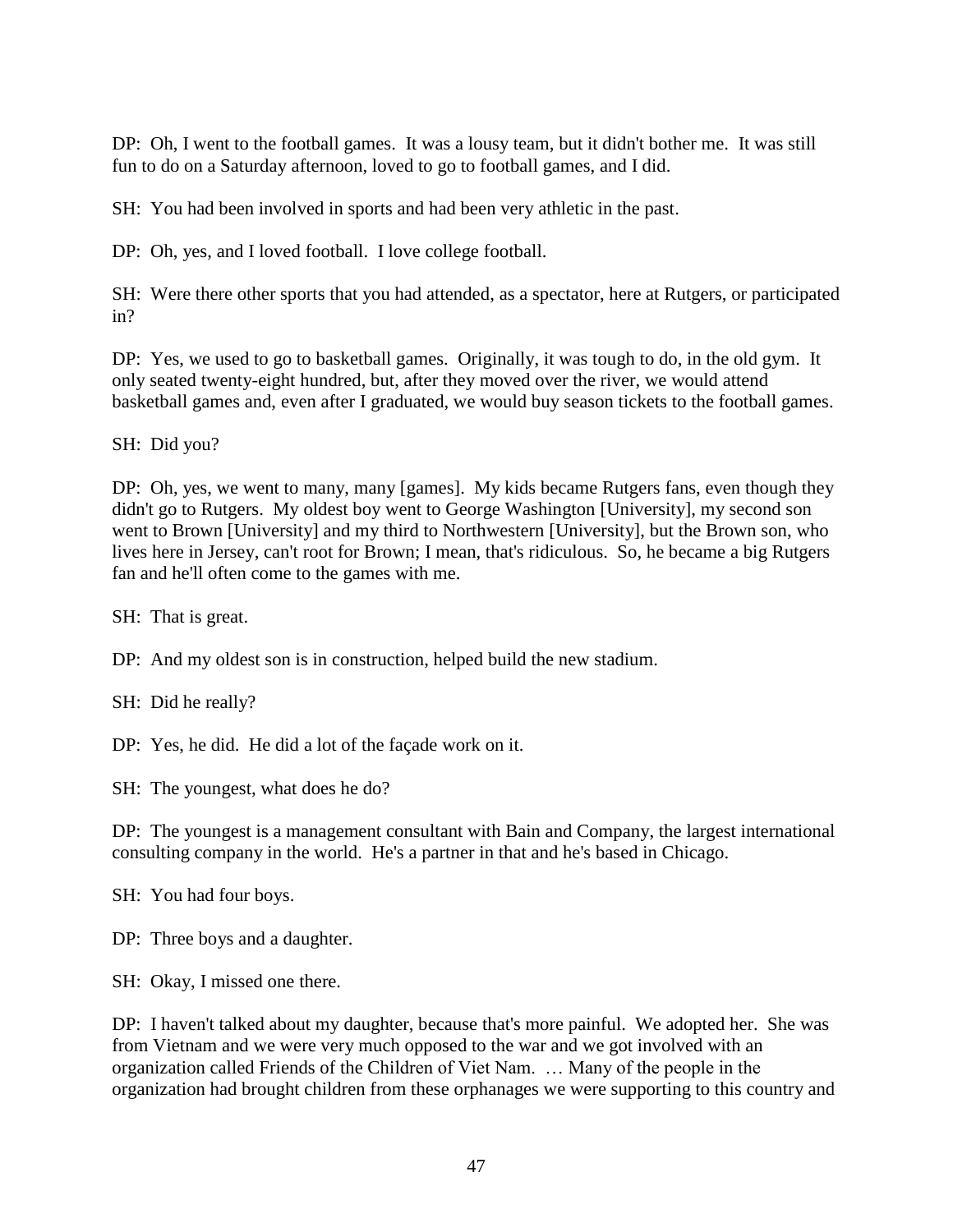DP: Oh, I went to the football games. It was a lousy team, but it didn't bother me. It was still fun to do on a Saturday afternoon, loved to go to football games, and I did.

SH: You had been involved in sports and had been very athletic in the past.

DP: Oh, yes, and I loved football. I love college football.

SH: Were there other sports that you had attended, as a spectator, here at Rutgers, or participated in?

DP: Yes, we used to go to basketball games. Originally, it was tough to do, in the old gym. It only seated twenty-eight hundred, but, after they moved over the river, we would attend basketball games and, even after I graduated, we would buy season tickets to the football games.

SH: Did you?

DP: Oh, yes, we went to many, many [games]. My kids became Rutgers fans, even though they didn't go to Rutgers. My oldest boy went to George Washington [University], my second son went to Brown [University] and my third to Northwestern [University], but the Brown son, who lives here in Jersey, can't root for Brown; I mean, that's ridiculous. So, he became a big Rutgers fan and he'll often come to the games with me.

SH: That is great.

DP: And my oldest son is in construction, helped build the new stadium.

SH: Did he really?

DP: Yes, he did. He did a lot of the façade work on it.

SH: The youngest, what does he do?

DP: The youngest is a management consultant with Bain and Company, the largest international consulting company in the world. He's a partner in that and he's based in Chicago.

SH: You had four boys.

DP: Three boys and a daughter.

SH: Okay, I missed one there.

DP: I haven't talked about my daughter, because that's more painful. We adopted her. She was from Vietnam and we were very much opposed to the war and we got involved with an organization called Friends of the Children of Viet Nam. … Many of the people in the organization had brought children from these orphanages we were supporting to this country and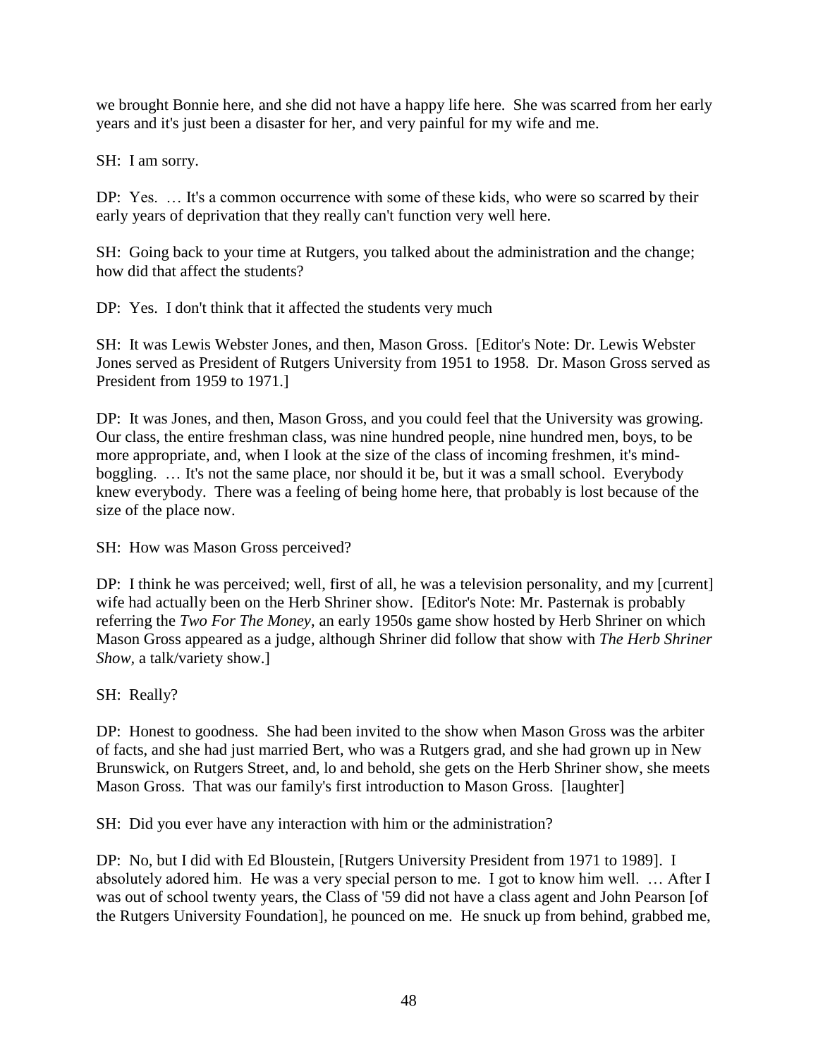we brought Bonnie here, and she did not have a happy life here. She was scarred from her early years and it's just been a disaster for her, and very painful for my wife and me.

SH: I am sorry.

DP: Yes. … It's a common occurrence with some of these kids, who were so scarred by their early years of deprivation that they really can't function very well here.

SH: Going back to your time at Rutgers, you talked about the administration and the change; how did that affect the students?

DP: Yes. I don't think that it affected the students very much

SH: It was Lewis Webster Jones, and then, Mason Gross. [Editor's Note: Dr. Lewis Webster Jones served as President of Rutgers University from 1951 to 1958. Dr. Mason Gross served as President from 1959 to 1971.]

DP: It was Jones, and then, Mason Gross, and you could feel that the University was growing. Our class, the entire freshman class, was nine hundred people, nine hundred men, boys, to be more appropriate, and, when I look at the size of the class of incoming freshmen, it's mind-boggling. … It's not the same place, nor should it be, but it was a small school. Everybody knew everybody. There was a feeling of being home here, that probably is lost because of the size of the place now.

SH: How was Mason Gross perceived?

DP: I think he was perceived; well, first of all, he was a television personality, and my [current] wife had actually been on the Herb Shriner show. [Editor's Note: Mr. Pasternak is probably referring the *Two For The Money*, an early 1950s game show hosted by Herb Shriner on which Mason Gross appeared as a judge, although Shriner did follow that show with *The Herb Shriner Show*, a talk/variety show.]

SH: Really?

DP: Honest to goodness. She had been invited to the show when Mason Gross was the arbiter of facts, and she had just married Bert, who was a Rutgers grad, and she had grown up in New Brunswick, on Rutgers Street, and, lo and behold, she gets on the Herb Shriner show, she meets Mason Gross. That was our family's first introduction to Mason Gross. [laughter]

SH: Did you ever have any interaction with him or the administration?

DP: No, but I did with Ed Bloustein, [Rutgers University President from 1971 to 1989]. I absolutely adored him. He was a very special person to me. I got to know him well. … After I was out of school twenty years, the Class of '59 did not have a class agent and John Pearson [of the Rutgers University Foundation], he pounced on me. He snuck up from behind, grabbed me,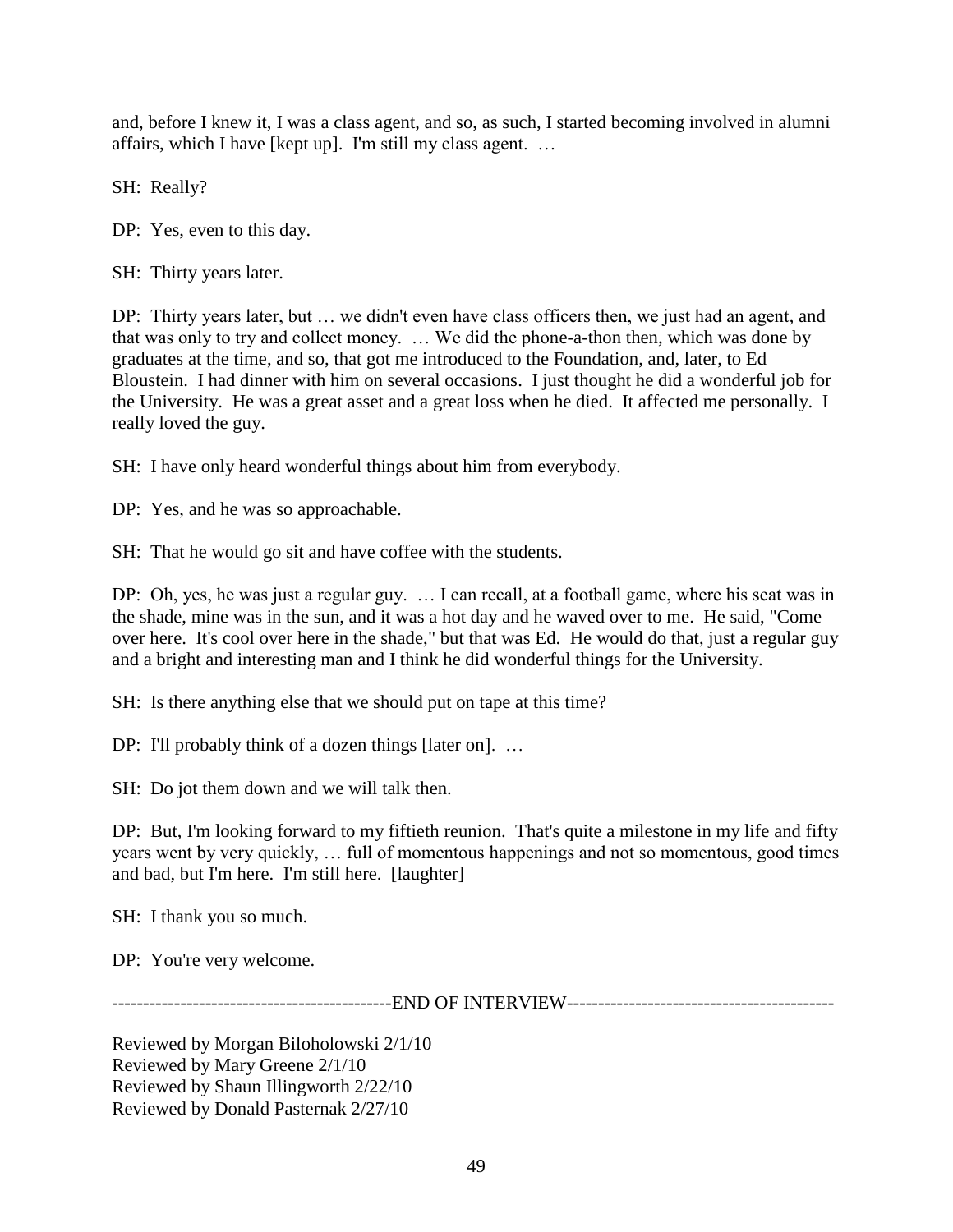and, before I knew it, I was a class agent, and so, as such, I started becoming involved in alumni affairs, which I have [kept up]. I'm still my class agent. …

SH: Really?

DP: Yes, even to this day.

SH: Thirty years later.

DP: Thirty years later, but … we didn't even have class officers then, we just had an agent, and that was only to try and collect money. … We did the phone-a-thon then, which was done by graduates at the time, and so, that got me introduced to the Foundation, and, later, to Ed Bloustein. I had dinner with him on several occasions. I just thought he did a wonderful job for the University. He was a great asset and a great loss when he died. It affected me personally. I really loved the guy.

SH: I have only heard wonderful things about him from everybody.

DP: Yes, and he was so approachable.

SH: That he would go sit and have coffee with the students.

DP: Oh, yes, he was just a regular guy. … I can recall, at a football game, where his seat was in the shade, mine was in the sun, and it was a hot day and he waved over to me. He said, "Come over here. It's cool over here in the shade," but that was Ed. He would do that, just a regular guy and a bright and interesting man and I think he did wonderful things for the University.

SH: Is there anything else that we should put on tape at this time?

DP: I'll probably think of a dozen things [later on]. …

SH: Do jot them down and we will talk then.

DP: But, I'm looking forward to my fiftieth reunion. That's quite a milestone in my life and fifty years went by very quickly, … full of momentous happenings and not so momentous, good times and bad, but I'm here. I'm still here. [laughter]

SH: I thank you so much.

DP: You're very welcome.

--------------------------------------------END OF INTERVIEW-------------------------------------------

Reviewed by Morgan Biloholowski 2/1/10
Reviewed by Mary Greene 2/1/10
Reviewed by Shaun Illingworth 2/22/10
Reviewed by Donald Pasternak 2/27/10